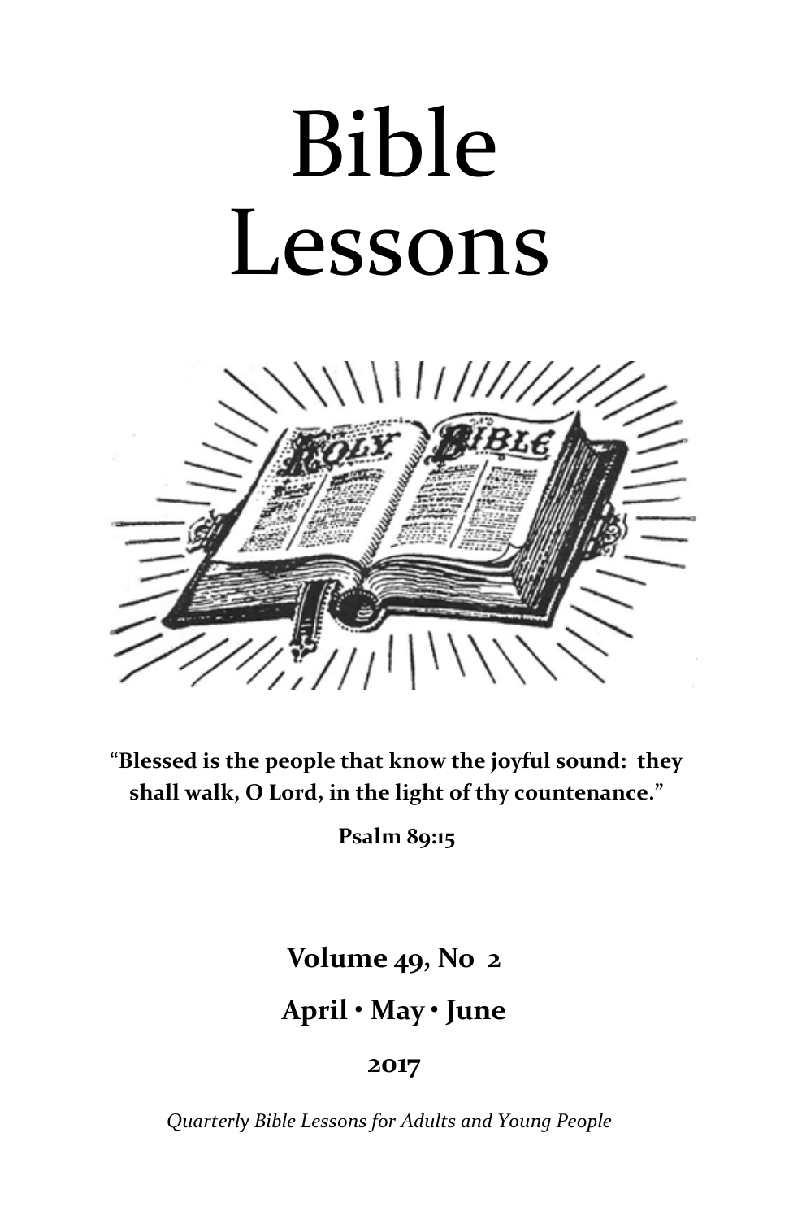# Bible Lessons

**"Blessed is the people that know the joyful sound: they shall walk, O Lord, in the light of thy countenance."**

**Psalm 89:15**

**Volume 49, No 2**

**April • May • June**

**2017**

*Quarterly Bible Lessons for Adults and Young People*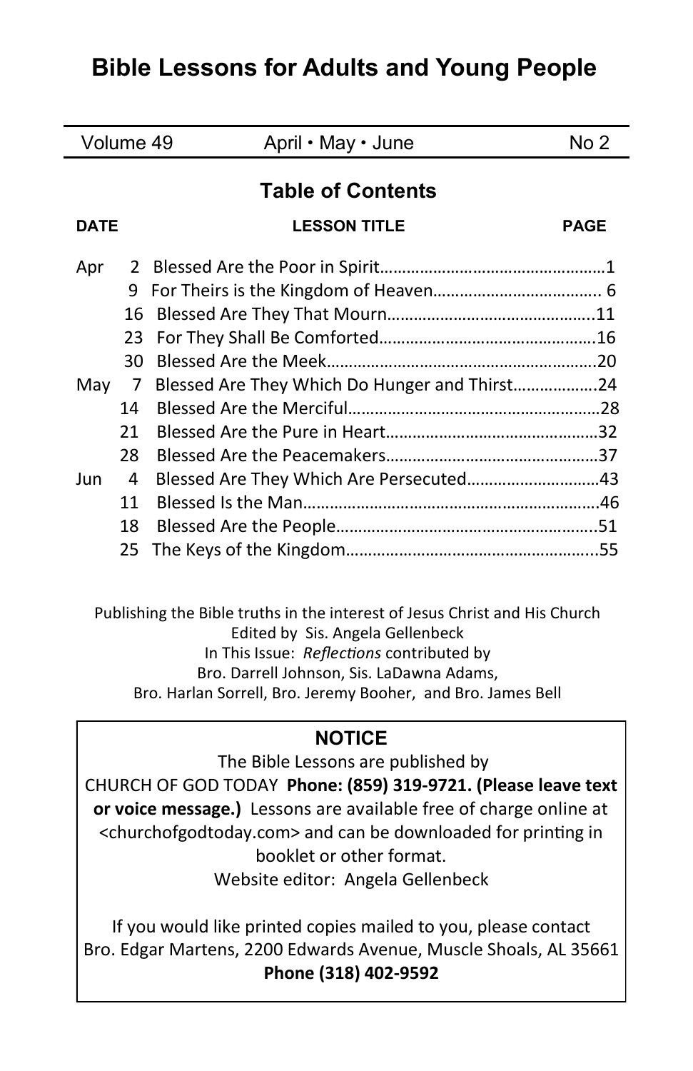# Bible Lessons for Adults and Young People

| Volume 49 | April • May • June | No 2 |
|---|---|---|

## Table of Contents

| DATE | | LESSON TITLE | PAGE |
|---|---|---|---|
| Apr | 2 | Blessed Are the Poor in Spirit | 1 |
| | 9 | For Theirs is the Kingdom of Heaven | 6 |
| | 16 | Blessed Are They That Mourn | 11 |
| | 23 | For They Shall Be Comforted | 16 |
| | 30 | Blessed Are the Meek | 20 |
| May | 7 | Blessed Are They Which Do Hunger and Thirst | 24 |
| | 14 | Blessed Are the Merciful | 28 |
| | 21 | Blessed Are the Pure in Heart | 32 |
| | 28 | Blessed Are the Peacemakers | 37 |
| Jun | 4 | Blessed Are They Which Are Persecuted | 43 |
| | 11 | Blessed Is the Man | 46 |
| | 18 | Blessed Are the People | 51 |
| | 25 | The Keys of the Kingdom | 55 |

Publishing the Bible truths in the interest of Jesus Christ and His Church
Edited by Sis. Angela Gellenbeck
In This Issue: *Reflections* contributed by
Bro. Darrell Johnson, Sis. LaDawna Adams,
Bro. Harlan Sorrell, Bro. Jeremy Booher, and Bro. James Bell

**NOTICE**

The Bible Lessons are published by
CHURCH OF GOD TODAY **Phone: (859) 319-9721. (Please leave text or voice message.)** Lessons are available free of charge online at <churchofgodtoday.com> and can be downloaded for printing in booklet or other format.
Website editor: Angela Gellenbeck

If you would like printed copies mailed to you, please contact
Bro. Edgar Martens, 2200 Edwards Avenue, Muscle Shoals, AL 35661
**Phone (318) 402-9592**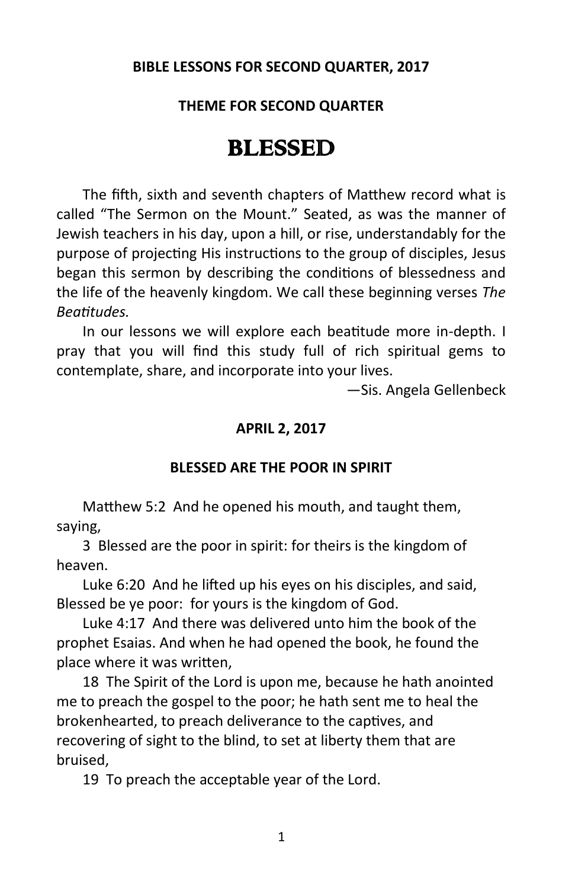**BIBLE LESSONS FOR SECOND QUARTER, 2017**

**THEME FOR SECOND QUARTER**

# BLESSED

The fifth, sixth and seventh chapters of Matthew record what is called "The Sermon on the Mount." Seated, as was the manner of Jewish teachers in his day, upon a hill, or rise, understandably for the purpose of projecting His instructions to the group of disciples, Jesus began this sermon by describing the conditions of blessedness and the life of the heavenly kingdom. We call these beginning verses *The Beatitudes.*

In our lessons we will explore each beatitude more in-depth. I pray that you will find this study full of rich spiritual gems to contemplate, share, and incorporate into your lives.

—Sis. Angela Gellenbeck

**APRIL 2, 2017**

**BLESSED ARE THE POOR IN SPIRIT**

Matthew 5:2 And he opened his mouth, and taught them, saying,

3 Blessed are the poor in spirit: for theirs is the kingdom of heaven.

Luke 6:20 And he lifted up his eyes on his disciples, and said, Blessed be ye poor: for yours is the kingdom of God.

Luke 4:17 And there was delivered unto him the book of the prophet Esaias. And when he had opened the book, he found the place where it was written,

18 The Spirit of the Lord is upon me, because he hath anointed me to preach the gospel to the poor; he hath sent me to heal the brokenhearted, to preach deliverance to the captives, and recovering of sight to the blind, to set at liberty them that are bruised,

19 To preach the acceptable year of the Lord.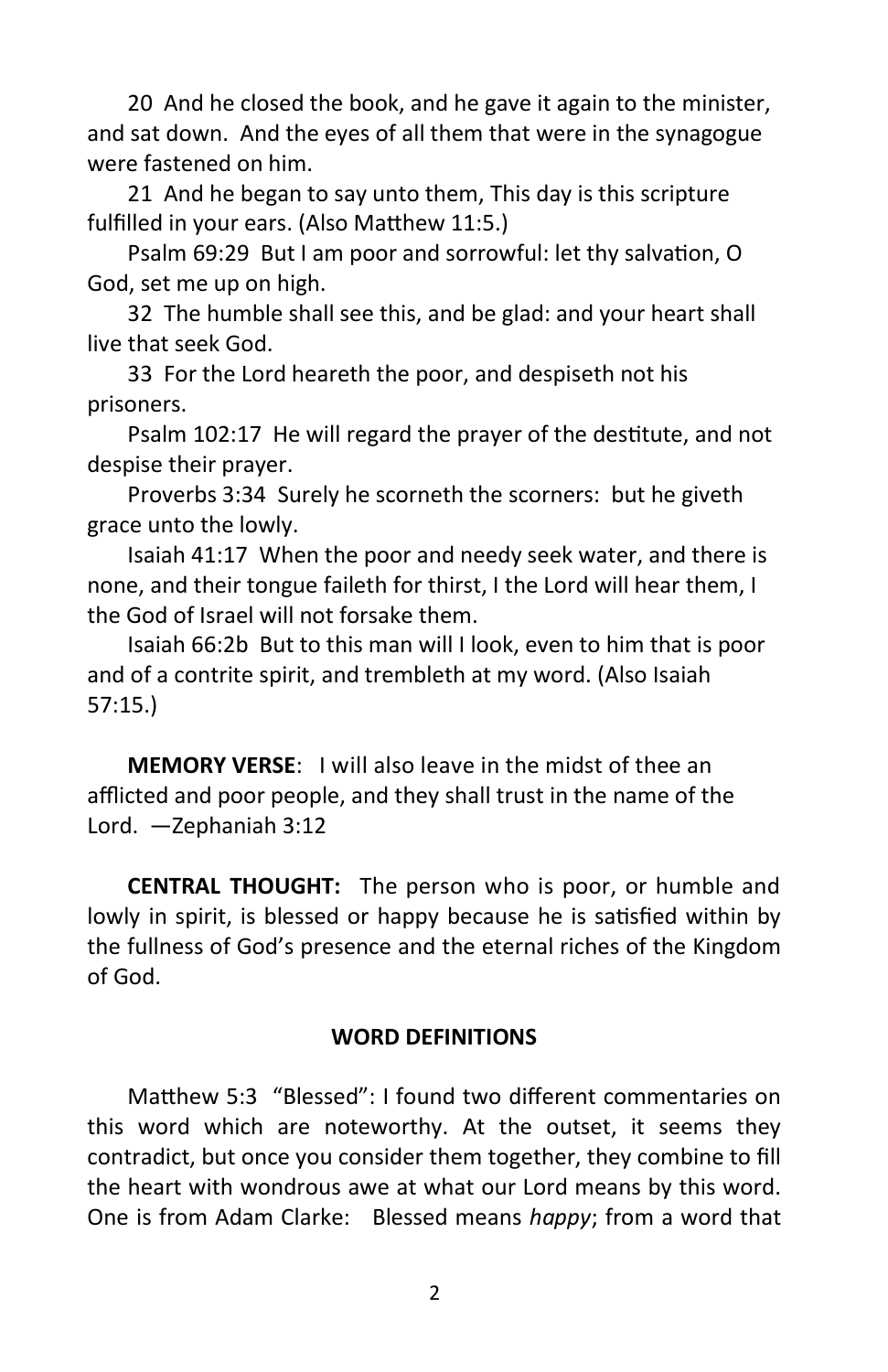20 And he closed the book, and he gave it again to the minister, and sat down. And the eyes of all them that were in the synagogue were fastened on him.

21 And he began to say unto them, This day is this scripture fulfilled in your ears. (Also Matthew 11:5.)

Psalm 69:29 But I am poor and sorrowful: let thy salvation, O God, set me up on high.

32 The humble shall see this, and be glad: and your heart shall live that seek God.

33 For the Lord heareth the poor, and despiseth not his prisoners.

Psalm 102:17 He will regard the prayer of the destitute, and not despise their prayer.

Proverbs 3:34 Surely he scorneth the scorners: but he giveth grace unto the lowly.

Isaiah 41:17 When the poor and needy seek water, and there is none, and their tongue faileth for thirst, I the Lord will hear them, I the God of Israel will not forsake them.

Isaiah 66:2b But to this man will I look, even to him that is poor and of a contrite spirit, and trembleth at my word. (Also Isaiah 57:15.)

**MEMORY VERSE**: I will also leave in the midst of thee an afflicted and poor people, and they shall trust in the name of the Lord. —Zephaniah 3:12

**CENTRAL THOUGHT:** The person who is poor, or humble and lowly in spirit, is blessed or happy because he is satisfied within by the fullness of God's presence and the eternal riches of the Kingdom of God.

### WORD DEFINITIONS

Matthew 5:3 "Blessed": I found two different commentaries on this word which are noteworthy. At the outset, it seems they contradict, but once you consider them together, they combine to fill the heart with wondrous awe at what our Lord means by this word. One is from Adam Clarke: Blessed means *happy*; from a word that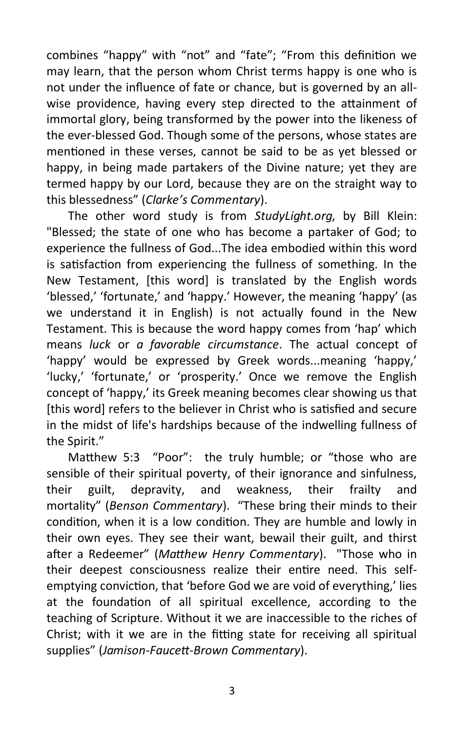combines "happy" with "not" and "fate"; "From this definition we may learn, that the person whom Christ terms happy is one who is not under the influence of fate or chance, but is governed by an all-wise providence, having every step directed to the attainment of immortal glory, being transformed by the power into the likeness of the ever-blessed God. Though some of the persons, whose states are mentioned in these verses, cannot be said to be as yet blessed or happy, in being made partakers of the Divine nature; yet they are termed happy by our Lord, because they are on the straight way to this blessedness" (*Clarke's Commentary*).

The other word study is from *StudyLight.org*, by Bill Klein: "Blessed; the state of one who has become a partaker of God; to experience the fullness of God...The idea embodied within this word is satisfaction from experiencing the fullness of something. In the New Testament, [this word] is translated by the English words 'blessed,' 'fortunate,' and 'happy.' However, the meaning 'happy' (as we understand it in English) is not actually found in the New Testament. This is because the word happy comes from 'hap' which means *luck* or *a favorable circumstance*. The actual concept of 'happy' would be expressed by Greek words...meaning 'happy,' 'lucky,' 'fortunate,' or 'prosperity.' Once we remove the English concept of 'happy,' its Greek meaning becomes clear showing us that [this word] refers to the believer in Christ who is satisfied and secure in the midst of life's hardships because of the indwelling fullness of the Spirit."

Matthew 5:3 "Poor": the truly humble; or "those who are sensible of their spiritual poverty, of their ignorance and sinfulness, their guilt, depravity, and weakness, their frailty and mortality" (*Benson Commentary*). "These bring their minds to their condition, when it is a low condition. They are humble and lowly in their own eyes. They see their want, bewail their guilt, and thirst after a Redeemer" (*Matthew Henry Commentary*). "Those who in their deepest consciousness realize their entire need. This self-emptying conviction, that 'before God we are void of everything,' lies at the foundation of all spiritual excellence, according to the teaching of Scripture. Without it we are inaccessible to the riches of Christ; with it we are in the fitting state for receiving all spiritual supplies" (*Jamison-Faucett-Brown Commentary*).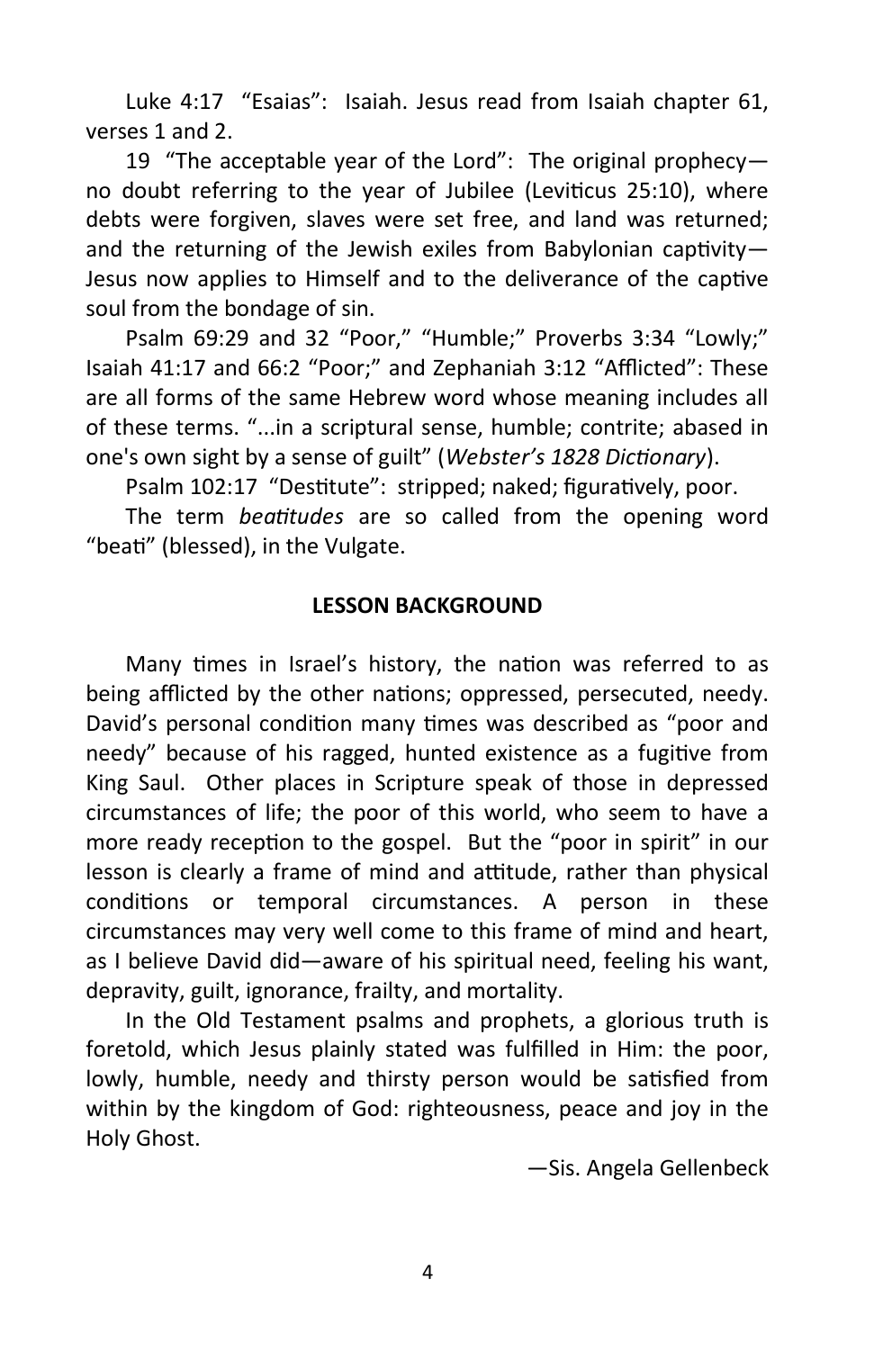Luke 4:17 "Esaias": Isaiah. Jesus read from Isaiah chapter 61, verses 1 and 2.

19 "The acceptable year of the Lord": The original prophecy—no doubt referring to the year of Jubilee (Leviticus 25:10), where debts were forgiven, slaves were set free, and land was returned; and the returning of the Jewish exiles from Babylonian captivity—Jesus now applies to Himself and to the deliverance of the captive soul from the bondage of sin.

Psalm 69:29 and 32 "Poor," "Humble;" Proverbs 3:34 "Lowly;" Isaiah 41:17 and 66:2 "Poor;" and Zephaniah 3:12 "Afflicted": These are all forms of the same Hebrew word whose meaning includes all of these terms. "...in a scriptural sense, humble; contrite; abased in one's own sight by a sense of guilt" (*Webster's 1828 Dictionary*).

Psalm 102:17 "Destitute": stripped; naked; figuratively, poor.

The term *beatitudes* are so called from the opening word "beati" (blessed), in the Vulgate.

**LESSON BACKGROUND**

Many times in Israel's history, the nation was referred to as being afflicted by the other nations; oppressed, persecuted, needy. David's personal condition many times was described as "poor and needy" because of his ragged, hunted existence as a fugitive from King Saul. Other places in Scripture speak of those in depressed circumstances of life; the poor of this world, who seem to have a more ready reception to the gospel. But the "poor in spirit" in our lesson is clearly a frame of mind and attitude, rather than physical conditions or temporal circumstances. A person in these circumstances may very well come to this frame of mind and heart, as I believe David did—aware of his spiritual need, feeling his want, depravity, guilt, ignorance, frailty, and mortality.

In the Old Testament psalms and prophets, a glorious truth is foretold, which Jesus plainly stated was fulfilled in Him: the poor, lowly, humble, needy and thirsty person would be satisfied from within by the kingdom of God: righteousness, peace and joy in the Holy Ghost.

—Sis. Angela Gellenbeck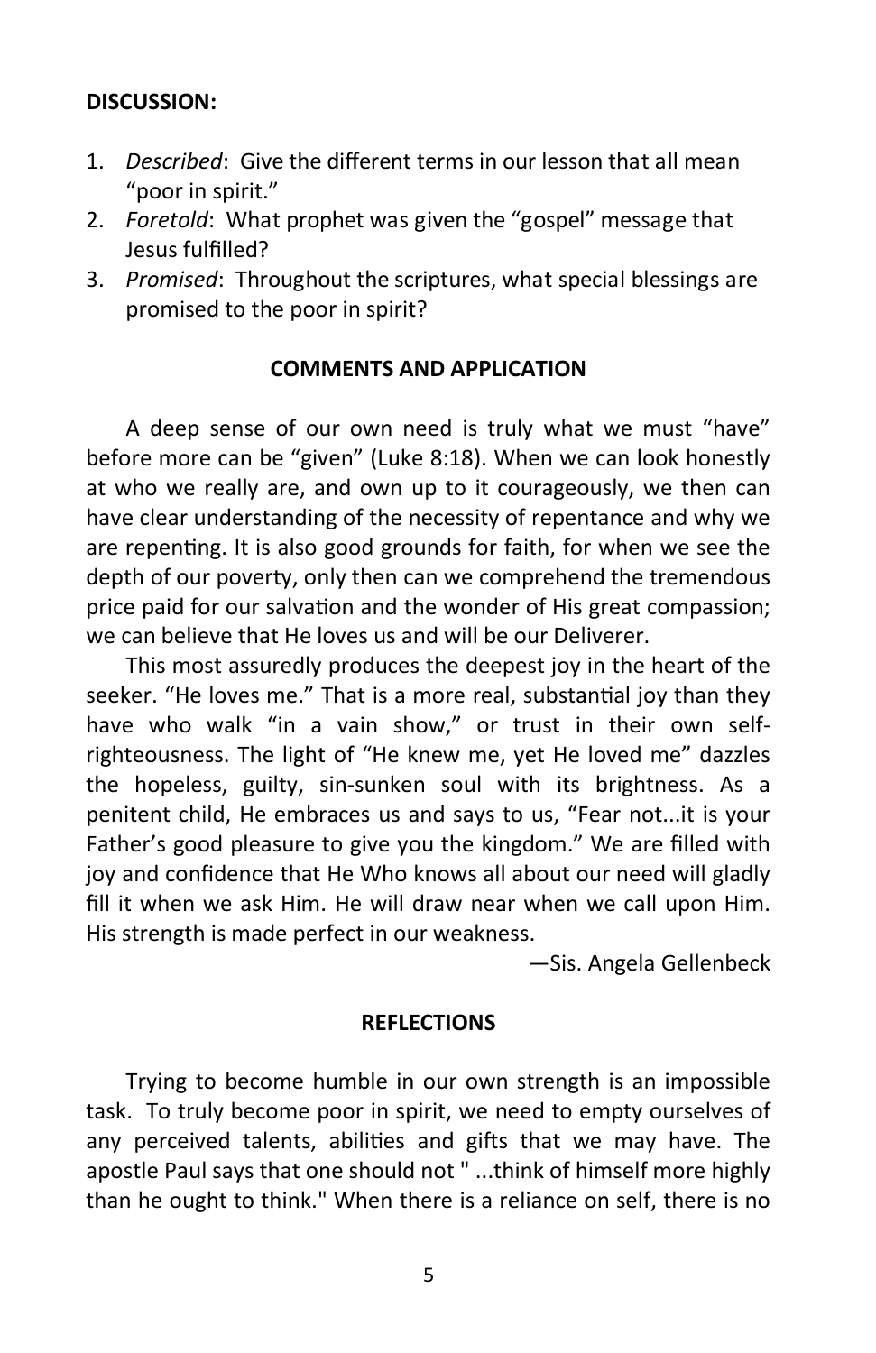**DISCUSSION:**

1. *Described*: Give the different terms in our lesson that all mean "poor in spirit."
2. *Foretold*: What prophet was given the "gospel" message that Jesus fulfilled?
3. *Promised*: Throughout the scriptures, what special blessings are promised to the poor in spirit?

**COMMENTS AND APPLICATION**

A deep sense of our own need is truly what we must "have" before more can be "given" (Luke 8:18). When we can look honestly at who we really are, and own up to it courageously, we then can have clear understanding of the necessity of repentance and why we are repenting. It is also good grounds for faith, for when we see the depth of our poverty, only then can we comprehend the tremendous price paid for our salvation and the wonder of His great compassion; we can believe that He loves us and will be our Deliverer.

This most assuredly produces the deepest joy in the heart of the seeker. "He loves me." That is a more real, substantial joy than they have who walk "in a vain show," or trust in their own self-righteousness. The light of "He knew me, yet He loved me" dazzles the hopeless, guilty, sin-sunken soul with its brightness. As a penitent child, He embraces us and says to us, "Fear not...it is your Father's good pleasure to give you the kingdom." We are filled with joy and confidence that He Who knows all about our need will gladly fill it when we ask Him. He will draw near when we call upon Him. His strength is made perfect in our weakness.

—Sis. Angela Gellenbeck

**REFLECTIONS**

Trying to become humble in our own strength is an impossible task. To truly become poor in spirit, we need to empty ourselves of any perceived talents, abilities and gifts that we may have. The apostle Paul says that one should not " ...think of himself more highly than he ought to think." When there is a reliance on self, there is no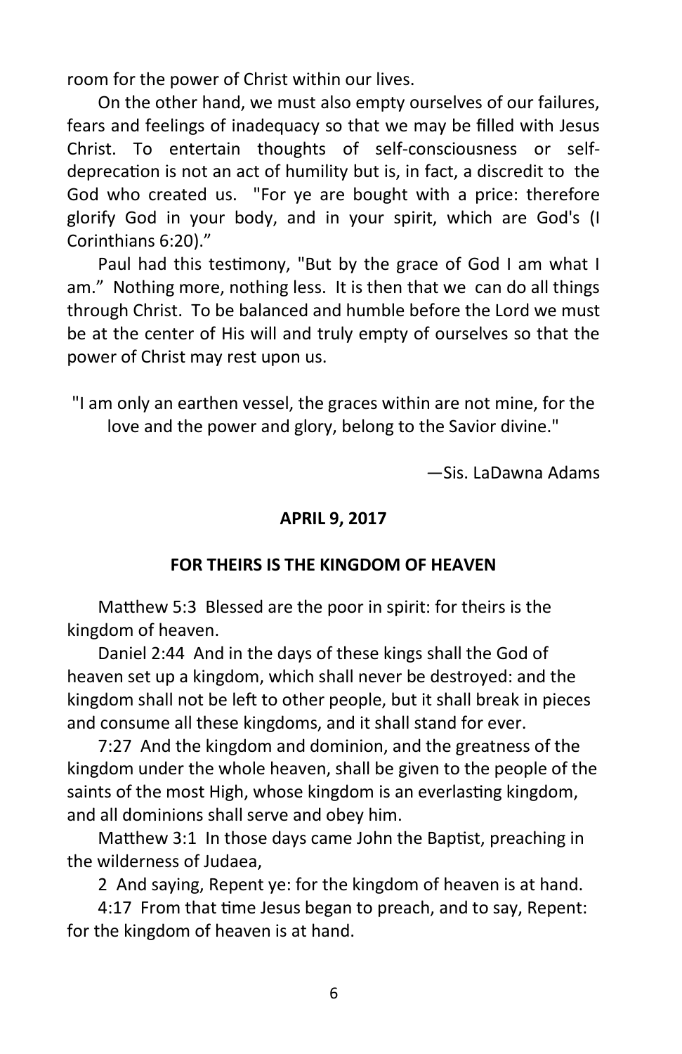room for the power of Christ within our lives.

On the other hand, we must also empty ourselves of our failures, fears and feelings of inadequacy so that we may be filled with Jesus Christ. To entertain thoughts of self-consciousness or self-deprecation is not an act of humility but is, in fact, a discredit to the God who created us. "For ye are bought with a price: therefore glorify God in your body, and in your spirit, which are God's (I Corinthians 6:20)."

Paul had this testimony, "But by the grace of God I am what I am." Nothing more, nothing less. It is then that we can do all things through Christ. To be balanced and humble before the Lord we must be at the center of His will and truly empty of ourselves so that the power of Christ may rest upon us.

"I am only an earthen vessel, the graces within are not mine, for the love and the power and glory, belong to the Savior divine."

—Sis. LaDawna Adams

**APRIL 9, 2017**

**FOR THEIRS IS THE KINGDOM OF HEAVEN**

Matthew 5:3 Blessed are the poor in spirit: for theirs is the kingdom of heaven.

Daniel 2:44 And in the days of these kings shall the God of heaven set up a kingdom, which shall never be destroyed: and the kingdom shall not be left to other people, but it shall break in pieces and consume all these kingdoms, and it shall stand for ever.

7:27 And the kingdom and dominion, and the greatness of the kingdom under the whole heaven, shall be given to the people of the saints of the most High, whose kingdom is an everlasting kingdom, and all dominions shall serve and obey him.

Matthew 3:1 In those days came John the Baptist, preaching in the wilderness of Judaea,

2 And saying, Repent ye: for the kingdom of heaven is at hand.

4:17 From that time Jesus began to preach, and to say, Repent: for the kingdom of heaven is at hand.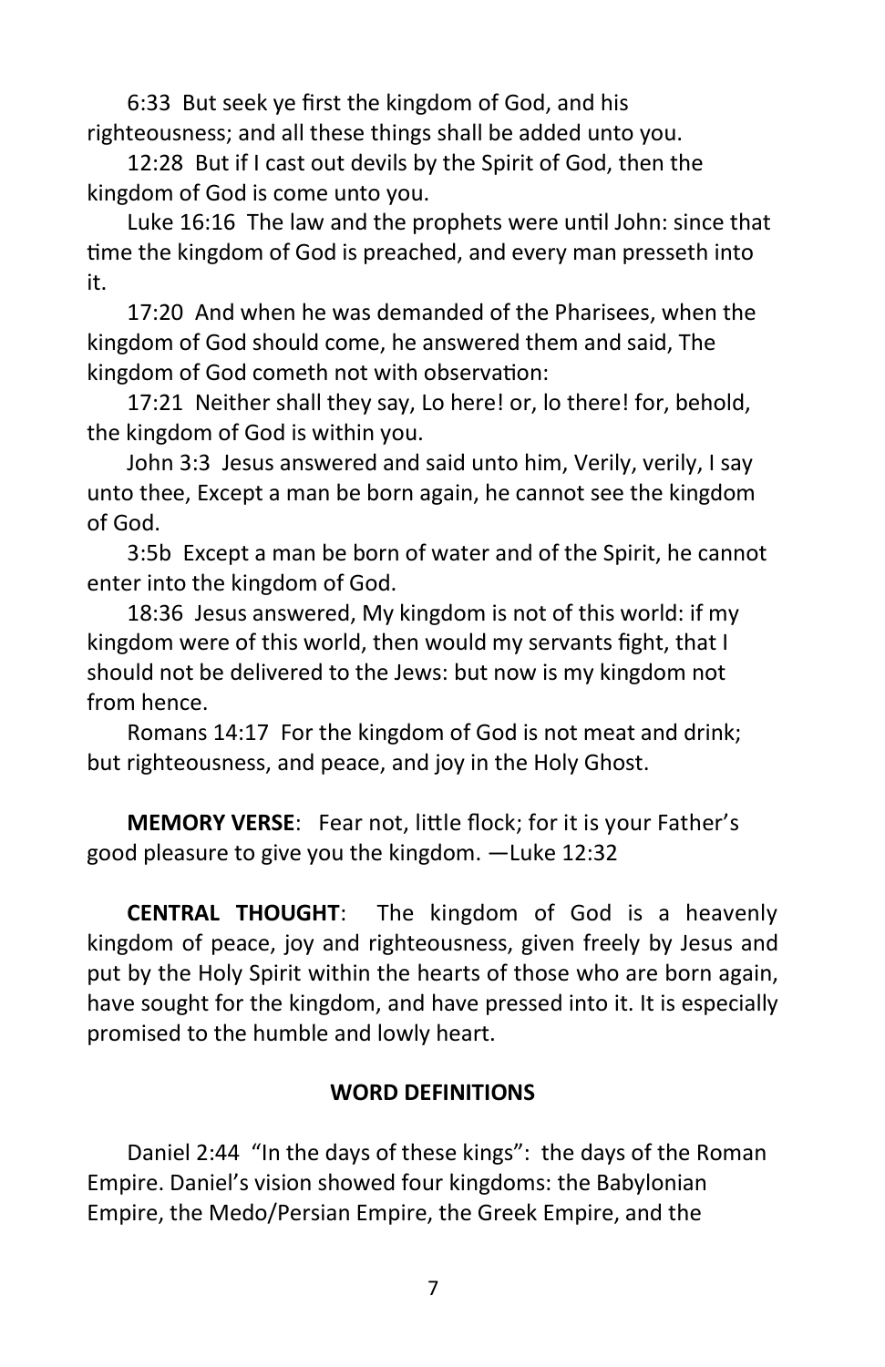6:33 But seek ye first the kingdom of God, and his righteousness; and all these things shall be added unto you.

12:28 But if I cast out devils by the Spirit of God, then the kingdom of God is come unto you.

Luke 16:16 The law and the prophets were until John: since that time the kingdom of God is preached, and every man presseth into it.

17:20 And when he was demanded of the Pharisees, when the kingdom of God should come, he answered them and said, The kingdom of God cometh not with observation:

17:21 Neither shall they say, Lo here! or, lo there! for, behold, the kingdom of God is within you.

John 3:3 Jesus answered and said unto him, Verily, verily, I say unto thee, Except a man be born again, he cannot see the kingdom of God.

3:5b Except a man be born of water and of the Spirit, he cannot enter into the kingdom of God.

18:36 Jesus answered, My kingdom is not of this world: if my kingdom were of this world, then would my servants fight, that I should not be delivered to the Jews: but now is my kingdom not from hence.

Romans 14:17 For the kingdom of God is not meat and drink; but righteousness, and peace, and joy in the Holy Ghost.

**MEMORY VERSE**: Fear not, little flock; for it is your Father's good pleasure to give you the kingdom. —Luke 12:32

**CENTRAL THOUGHT**: The kingdom of God is a heavenly kingdom of peace, joy and righteousness, given freely by Jesus and put by the Holy Spirit within the hearts of those who are born again, have sought for the kingdom, and have pressed into it. It is especially promised to the humble and lowly heart.

**WORD DEFINITIONS**

Daniel 2:44 "In the days of these kings": the days of the Roman Empire. Daniel's vision showed four kingdoms: the Babylonian Empire, the Medo/Persian Empire, the Greek Empire, and the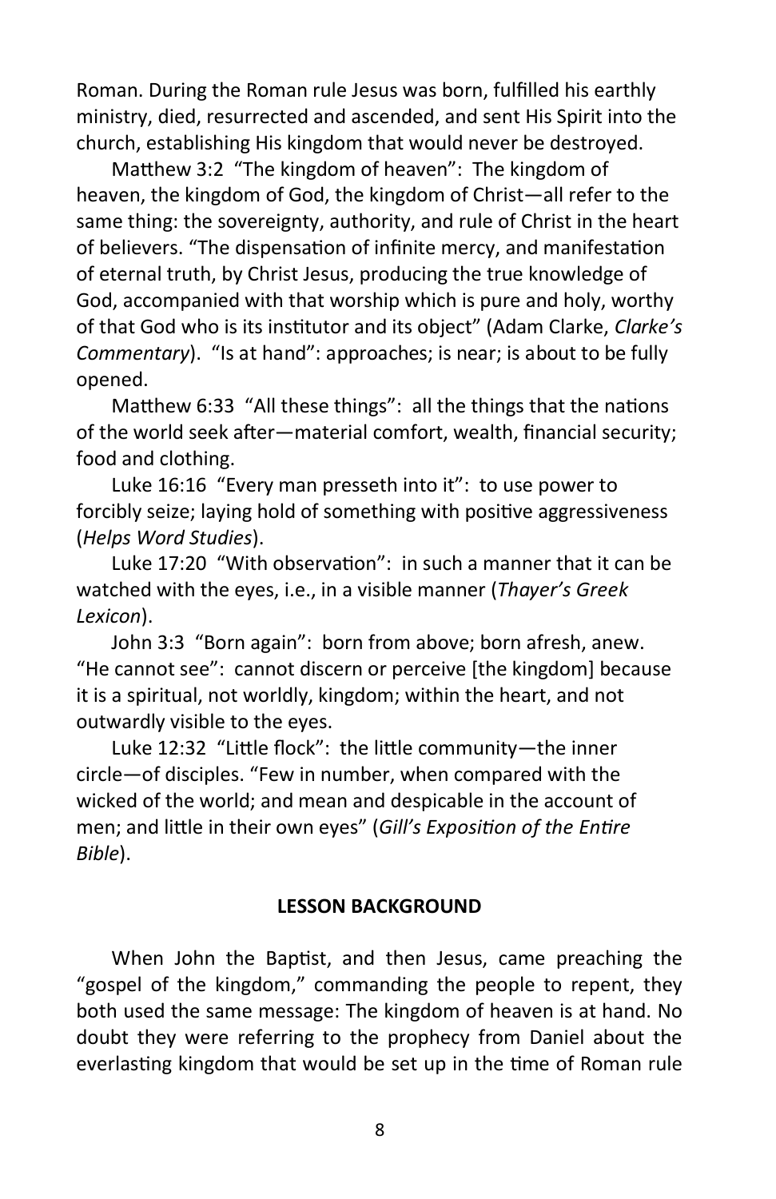Roman. During the Roman rule Jesus was born, fulfilled his earthly ministry, died, resurrected and ascended, and sent His Spirit into the church, establishing His kingdom that would never be destroyed.

Matthew 3:2 "The kingdom of heaven": The kingdom of heaven, the kingdom of God, the kingdom of Christ—all refer to the same thing: the sovereignty, authority, and rule of Christ in the heart of believers. "The dispensation of infinite mercy, and manifestation of eternal truth, by Christ Jesus, producing the true knowledge of God, accompanied with that worship which is pure and holy, worthy of that God who is its institutor and its object" (Adam Clarke, *Clarke's Commentary*). "Is at hand": approaches; is near; is about to be fully opened.

Matthew 6:33 "All these things": all the things that the nations of the world seek after—material comfort, wealth, financial security; food and clothing.

Luke 16:16 "Every man presseth into it": to use power to forcibly seize; laying hold of something with positive aggressiveness (*Helps Word Studies*).

Luke 17:20 "With observation": in such a manner that it can be watched with the eyes, i.e., in a visible manner (*Thayer's Greek Lexicon*).

John 3:3 "Born again": born from above; born afresh, anew. "He cannot see": cannot discern or perceive [the kingdom] because it is a spiritual, not worldly, kingdom; within the heart, and not outwardly visible to the eyes.

Luke 12:32 "Little flock": the little community—the inner circle—of disciples. "Few in number, when compared with the wicked of the world; and mean and despicable in the account of men; and little in their own eyes" (*Gill's Exposition of the Entire Bible*).

## LESSON BACKGROUND

When John the Baptist, and then Jesus, came preaching the "gospel of the kingdom," commanding the people to repent, they both used the same message: The kingdom of heaven is at hand. No doubt they were referring to the prophecy from Daniel about the everlasting kingdom that would be set up in the time of Roman rule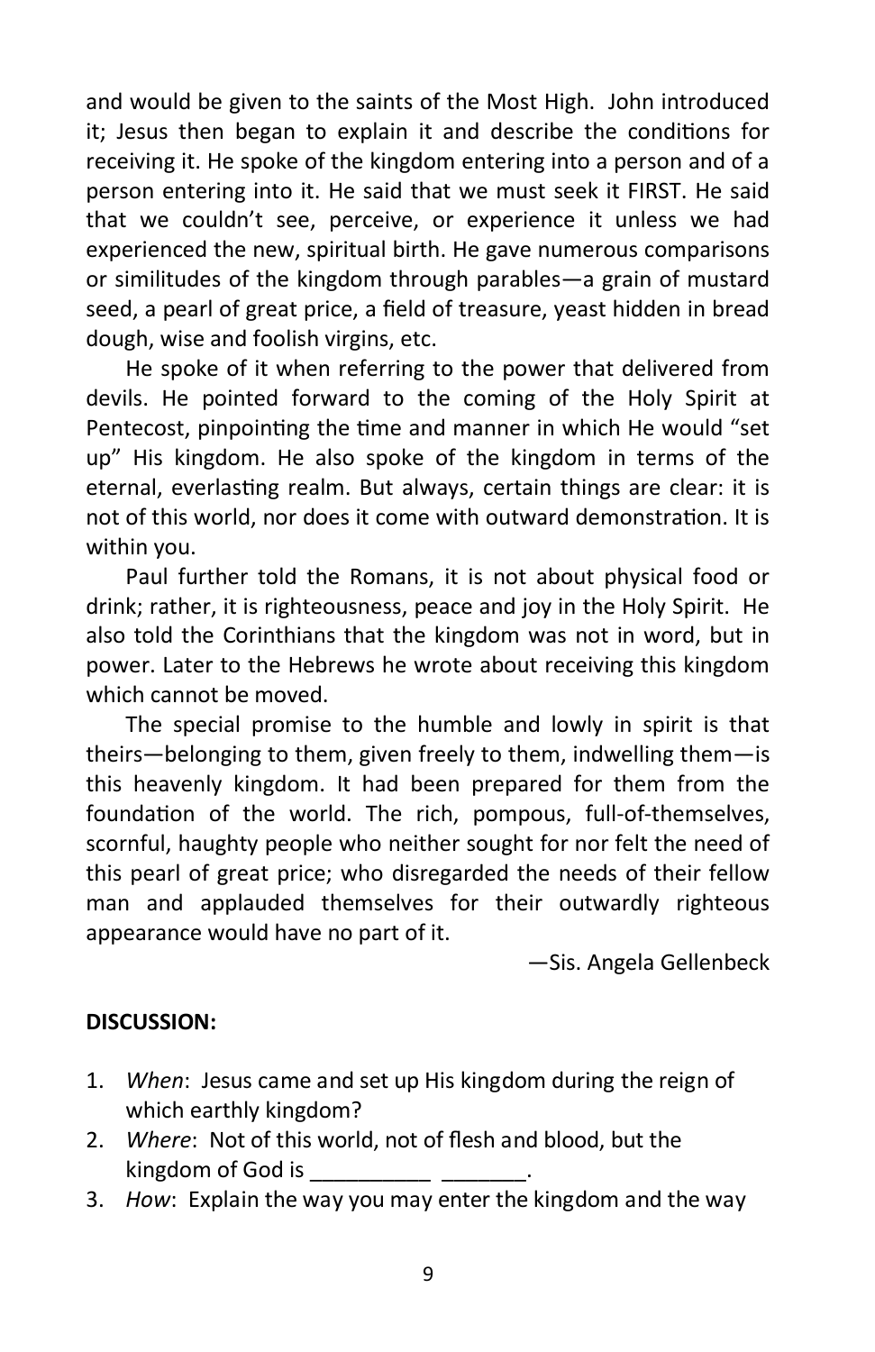and would be given to the saints of the Most High. John introduced it; Jesus then began to explain it and describe the conditions for receiving it. He spoke of the kingdom entering into a person and of a person entering into it. He said that we must seek it FIRST. He said that we couldn't see, perceive, or experience it unless we had experienced the new, spiritual birth. He gave numerous comparisons or similitudes of the kingdom through parables—a grain of mustard seed, a pearl of great price, a field of treasure, yeast hidden in bread dough, wise and foolish virgins, etc.

He spoke of it when referring to the power that delivered from devils. He pointed forward to the coming of the Holy Spirit at Pentecost, pinpointing the time and manner in which He would "set up" His kingdom. He also spoke of the kingdom in terms of the eternal, everlasting realm. But always, certain things are clear: it is not of this world, nor does it come with outward demonstration. It is within you.

Paul further told the Romans, it is not about physical food or drink; rather, it is righteousness, peace and joy in the Holy Spirit. He also told the Corinthians that the kingdom was not in word, but in power. Later to the Hebrews he wrote about receiving this kingdom which cannot be moved.

The special promise to the humble and lowly in spirit is that theirs—belonging to them, given freely to them, indwelling them—is this heavenly kingdom. It had been prepared for them from the foundation of the world. The rich, pompous, full-of-themselves, scornful, haughty people who neither sought for nor felt the need of this pearl of great price; who disregarded the needs of their fellow man and applauded themselves for their outwardly righteous appearance would have no part of it.

—Sis. Angela Gellenbeck

**DISCUSSION:**

1. *When*: Jesus came and set up His kingdom during the reign of which earthly kingdom?
2. *Where*: Not of this world, not of flesh and blood, but the kingdom of God is __________ _______.
3. *How*: Explain the way you may enter the kingdom and the way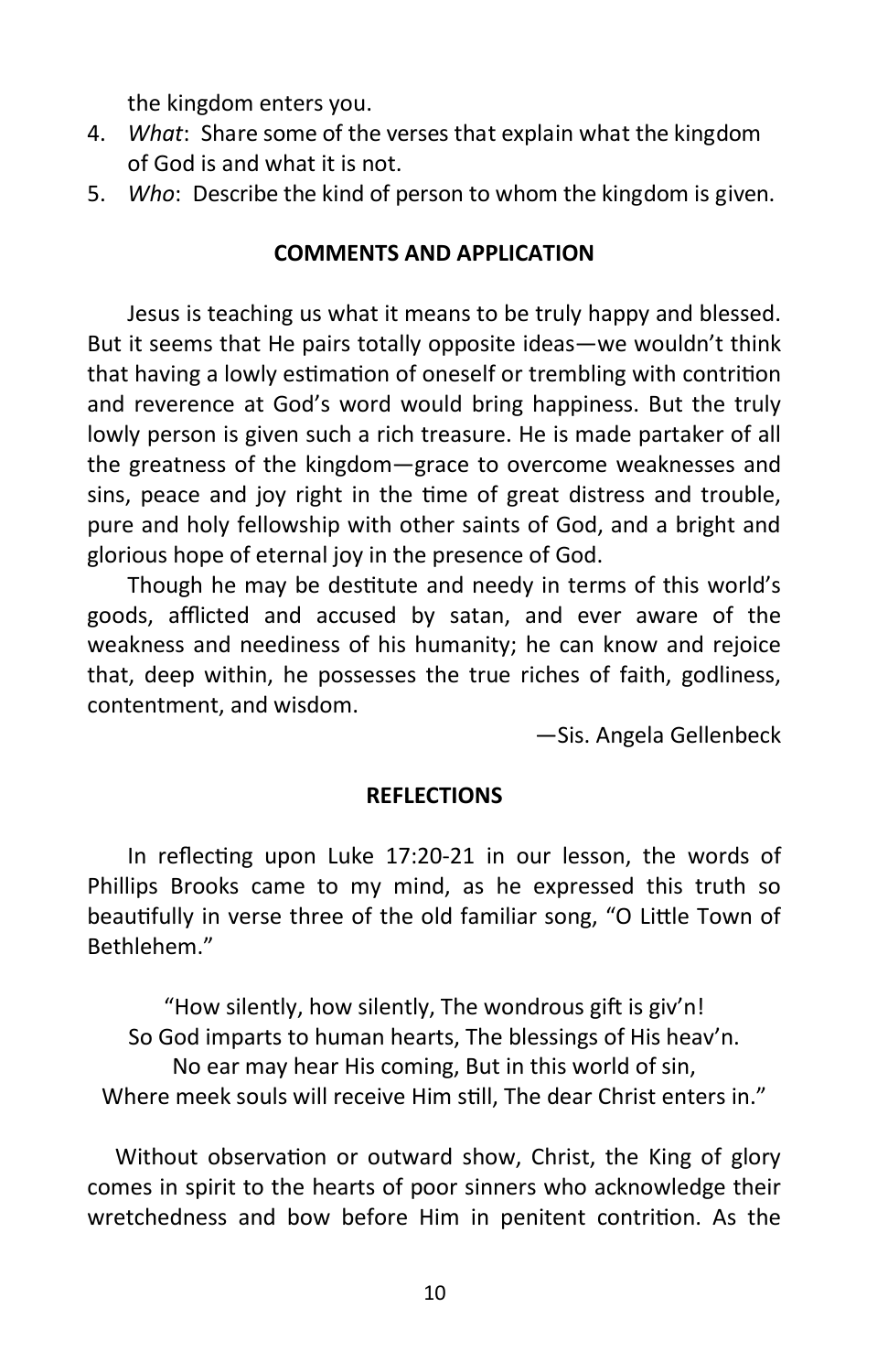the kingdom enters you.

4. *What*: Share some of the verses that explain what the kingdom of God is and what it is not.
5. *Who*: Describe the kind of person to whom the kingdom is given.

## COMMENTS AND APPLICATION

Jesus is teaching us what it means to be truly happy and blessed. But it seems that He pairs totally opposite ideas—we wouldn't think that having a lowly estimation of oneself or trembling with contrition and reverence at God's word would bring happiness. But the truly lowly person is given such a rich treasure. He is made partaker of all the greatness of the kingdom—grace to overcome weaknesses and sins, peace and joy right in the time of great distress and trouble, pure and holy fellowship with other saints of God, and a bright and glorious hope of eternal joy in the presence of God.

Though he may be destitute and needy in terms of this world's goods, afflicted and accused by satan, and ever aware of the weakness and neediness of his humanity; he can know and rejoice that, deep within, he possesses the true riches of faith, godliness, contentment, and wisdom.

—Sis. Angela Gellenbeck

## REFLECTIONS

In reflecting upon Luke 17:20-21 in our lesson, the words of Phillips Brooks came to my mind, as he expressed this truth so beautifully in verse three of the old familiar song, "O Little Town of Bethlehem."

"How silently, how silently, The wondrous gift is giv'n!
So God imparts to human hearts, The blessings of His heav'n.
No ear may hear His coming, But in this world of sin,
Where meek souls will receive Him still, The dear Christ enters in."

Without observation or outward show, Christ, the King of glory comes in spirit to the hearts of poor sinners who acknowledge their wretchedness and bow before Him in penitent contrition. As the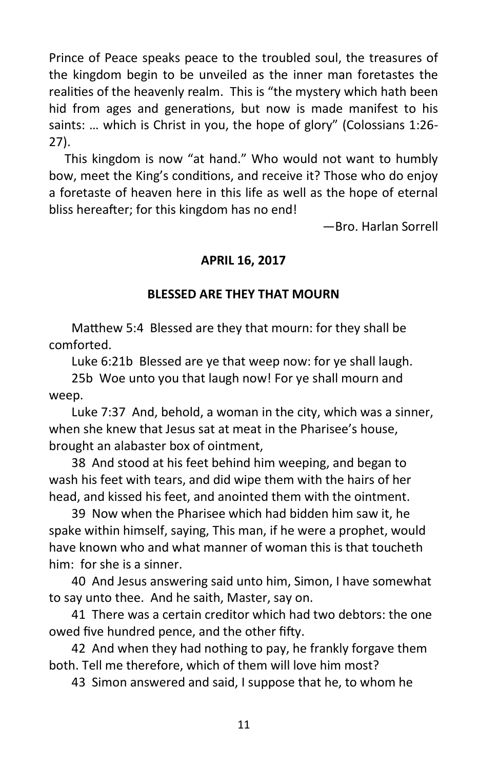Prince of Peace speaks peace to the troubled soul, the treasures of the kingdom begin to be unveiled as the inner man foretastes the realities of the heavenly realm. This is "the mystery which hath been hid from ages and generations, but now is made manifest to his saints: … which is Christ in you, the hope of glory" (Colossians 1:26-27).

This kingdom is now "at hand." Who would not want to humbly bow, meet the King's conditions, and receive it? Those who do enjoy a foretaste of heaven here in this life as well as the hope of eternal bliss hereafter; for this kingdom has no end!

—Bro. Harlan Sorrell

**APRIL 16, 2017**

**BLESSED ARE THEY THAT MOURN**

Matthew 5:4 Blessed are they that mourn: for they shall be comforted.

Luke 6:21b Blessed are ye that weep now: for ye shall laugh.

25b Woe unto you that laugh now! For ye shall mourn and weep.

Luke 7:37 And, behold, a woman in the city, which was a sinner, when she knew that Jesus sat at meat in the Pharisee's house, brought an alabaster box of ointment,

38 And stood at his feet behind him weeping, and began to wash his feet with tears, and did wipe them with the hairs of her head, and kissed his feet, and anointed them with the ointment.

39 Now when the Pharisee which had bidden him saw it, he spake within himself, saying, This man, if he were a prophet, would have known who and what manner of woman this is that toucheth him: for she is a sinner.

40 And Jesus answering said unto him, Simon, I have somewhat to say unto thee. And he saith, Master, say on.

41 There was a certain creditor which had two debtors: the one owed five hundred pence, and the other fifty.

42 And when they had nothing to pay, he frankly forgave them both. Tell me therefore, which of them will love him most?

43 Simon answered and said, I suppose that he, to whom he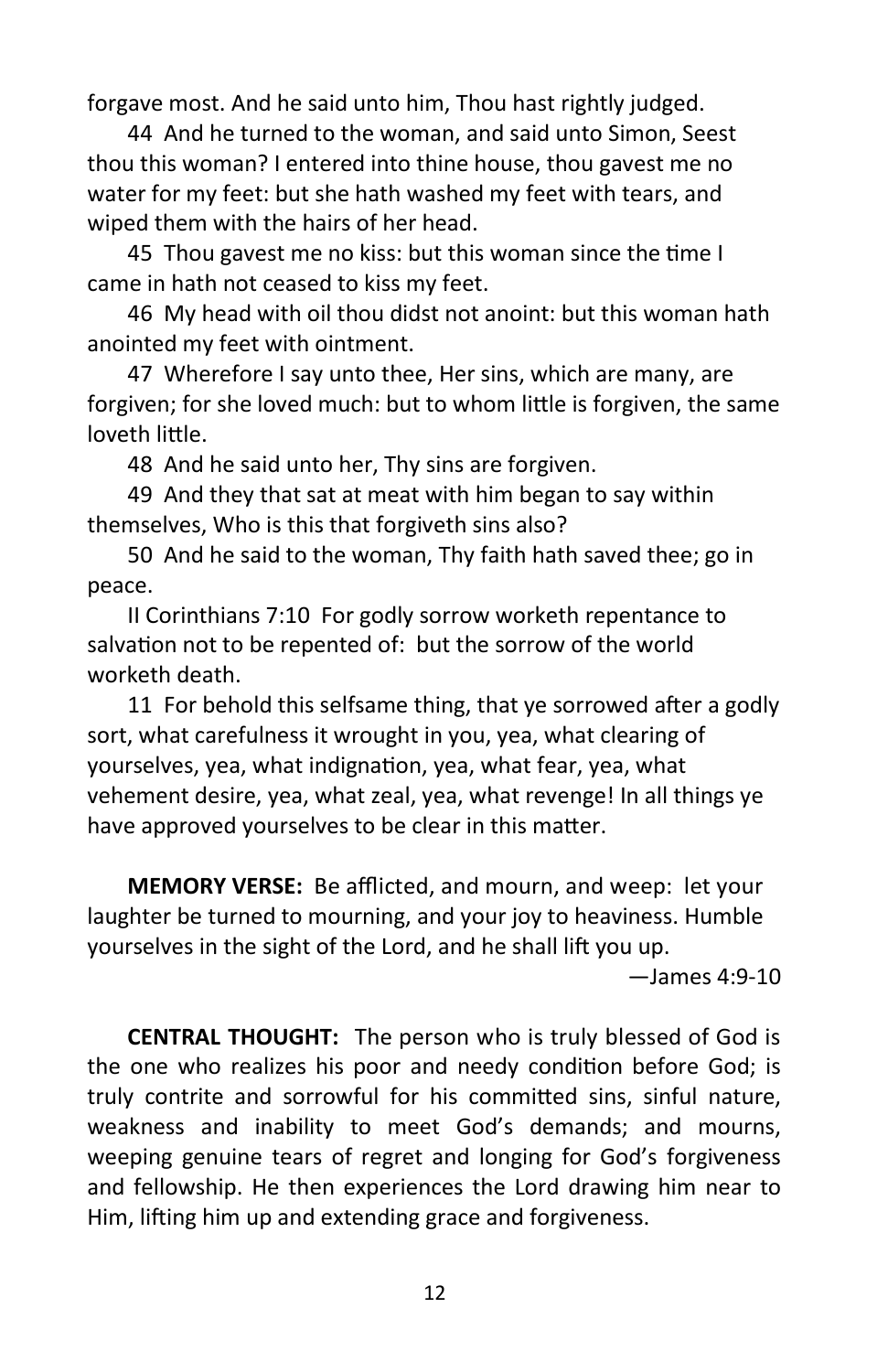forgave most. And he said unto him, Thou hast rightly judged.

44 And he turned to the woman, and said unto Simon, Seest thou this woman? I entered into thine house, thou gavest me no water for my feet: but she hath washed my feet with tears, and wiped them with the hairs of her head.

45 Thou gavest me no kiss: but this woman since the time I came in hath not ceased to kiss my feet.

46 My head with oil thou didst not anoint: but this woman hath anointed my feet with ointment.

47 Wherefore I say unto thee, Her sins, which are many, are forgiven; for she loved much: but to whom little is forgiven, the same loveth little.

48 And he said unto her, Thy sins are forgiven.

49 And they that sat at meat with him began to say within themselves, Who is this that forgiveth sins also?

50 And he said to the woman, Thy faith hath saved thee; go in peace.

II Corinthians 7:10 For godly sorrow worketh repentance to salvation not to be repented of: but the sorrow of the world worketh death.

11 For behold this selfsame thing, that ye sorrowed after a godly sort, what carefulness it wrought in you, yea, what clearing of yourselves, yea, what indignation, yea, what fear, yea, what vehement desire, yea, what zeal, yea, what revenge! In all things ye have approved yourselves to be clear in this matter.

**MEMORY VERSE:** Be afflicted, and mourn, and weep: let your laughter be turned to mourning, and your joy to heaviness. Humble yourselves in the sight of the Lord, and he shall lift you up.

—James 4:9-10

**CENTRAL THOUGHT:** The person who is truly blessed of God is the one who realizes his poor and needy condition before God; is truly contrite and sorrowful for his committed sins, sinful nature, weakness and inability to meet God's demands; and mourns, weeping genuine tears of regret and longing for God's forgiveness and fellowship. He then experiences the Lord drawing him near to Him, lifting him up and extending grace and forgiveness.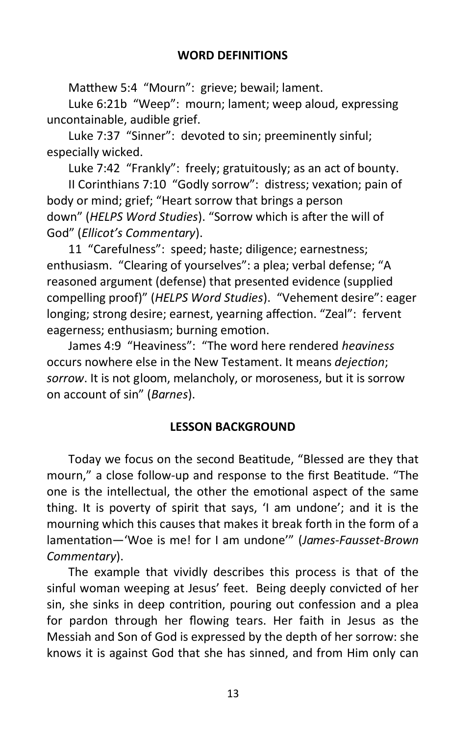## WORD DEFINITIONS

Matthew 5:4 "Mourn": grieve; bewail; lament.

Luke 6:21b "Weep": mourn; lament; weep aloud, expressing uncontainable, audible grief.

Luke 7:37 "Sinner": devoted to sin; preeminently sinful; especially wicked.

Luke 7:42 "Frankly": freely; gratuitously; as an act of bounty.

II Corinthians 7:10 "Godly sorrow": distress; vexation; pain of body or mind; grief; "Heart sorrow that brings a person down" (*HELPS Word Studies*). "Sorrow which is after the will of God" (*Ellicot's Commentary*).

11 "Carefulness": speed; haste; diligence; earnestness; enthusiasm. "Clearing of yourselves": a plea; verbal defense; "A reasoned argument (defense) that presented evidence (supplied compelling proof)" (*HELPS Word Studies*). "Vehement desire": eager longing; strong desire; earnest, yearning affection. "Zeal": fervent eagerness; enthusiasm; burning emotion.

James 4:9 "Heaviness": "The word here rendered *heaviness* occurs nowhere else in the New Testament. It means *dejection*; *sorrow*. It is not gloom, melancholy, or moroseness, but it is sorrow on account of sin" (*Barnes*).

## LESSON BACKGROUND

Today we focus on the second Beatitude, "Blessed are they that mourn," a close follow-up and response to the first Beatitude. "The one is the intellectual, the other the emotional aspect of the same thing. It is poverty of spirit that says, 'I am undone'; and it is the mourning which this causes that makes it break forth in the form of a lamentation—'Woe is me! for I am undone'" (*James-Fausset-Brown Commentary*).

The example that vividly describes this process is that of the sinful woman weeping at Jesus' feet. Being deeply convicted of her sin, she sinks in deep contrition, pouring out confession and a plea for pardon through her flowing tears. Her faith in Jesus as the Messiah and Son of God is expressed by the depth of her sorrow: she knows it is against God that she has sinned, and from Him only can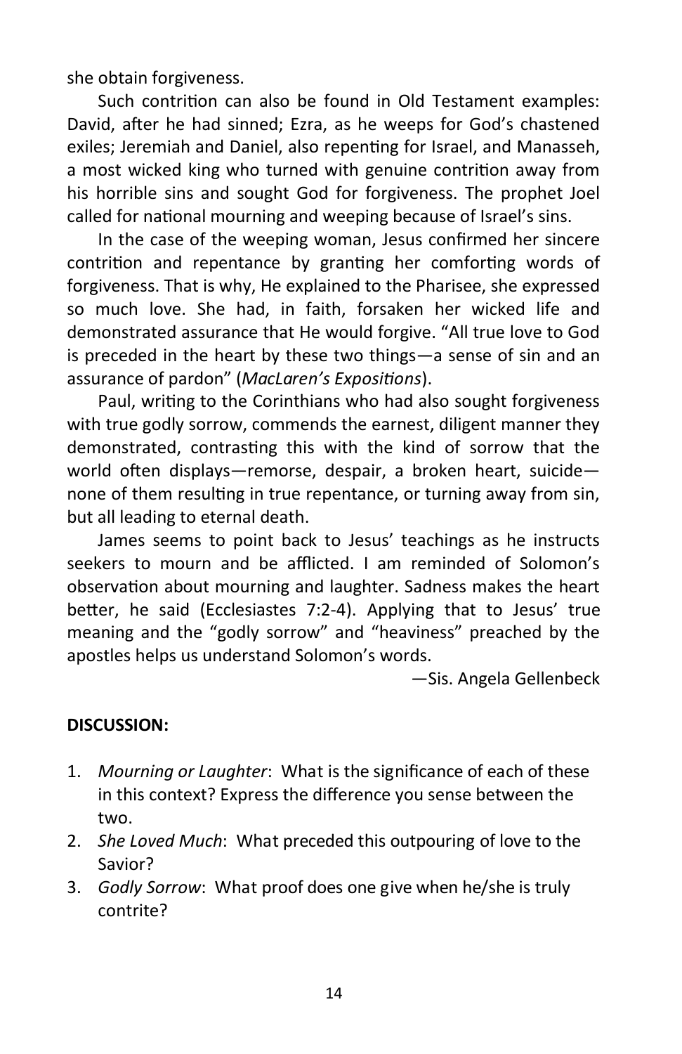she obtain forgiveness.

Such contrition can also be found in Old Testament examples: David, after he had sinned; Ezra, as he weeps for God's chastened exiles; Jeremiah and Daniel, also repenting for Israel, and Manasseh, a most wicked king who turned with genuine contrition away from his horrible sins and sought God for forgiveness. The prophet Joel called for national mourning and weeping because of Israel's sins.

In the case of the weeping woman, Jesus confirmed her sincere contrition and repentance by granting her comforting words of forgiveness. That is why, He explained to the Pharisee, she expressed so much love. She had, in faith, forsaken her wicked life and demonstrated assurance that He would forgive. "All true love to God is preceded in the heart by these two things—a sense of sin and an assurance of pardon" (*MacLaren's Expositions*).

Paul, writing to the Corinthians who had also sought forgiveness with true godly sorrow, commends the earnest, diligent manner they demonstrated, contrasting this with the kind of sorrow that the world often displays—remorse, despair, a broken heart, suicide—none of them resulting in true repentance, or turning away from sin, but all leading to eternal death.

James seems to point back to Jesus' teachings as he instructs seekers to mourn and be afflicted. I am reminded of Solomon's observation about mourning and laughter. Sadness makes the heart better, he said (Ecclesiastes 7:2-4). Applying that to Jesus' true meaning and the "godly sorrow" and "heaviness" preached by the apostles helps us understand Solomon's words.

—Sis. Angela Gellenbeck

**DISCUSSION:**

1. *Mourning or Laughter*: What is the significance of each of these in this context? Express the difference you sense between the two.
2. *She Loved Much*: What preceded this outpouring of love to the Savior?
3. *Godly Sorrow*: What proof does one give when he/she is truly contrite?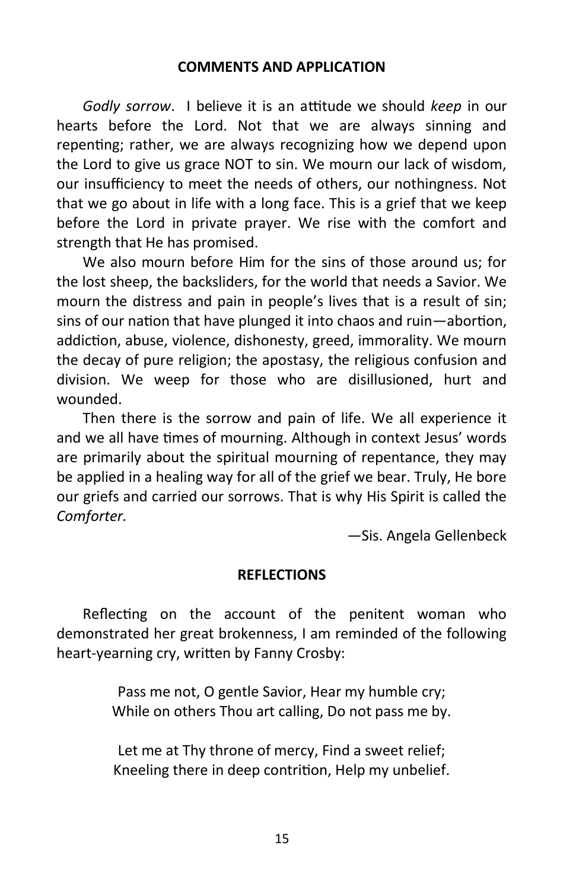## COMMENTS AND APPLICATION

*Godly sorrow*. I believe it is an attitude we should *keep* in our hearts before the Lord. Not that we are always sinning and repenting; rather, we are always recognizing how we depend upon the Lord to give us grace NOT to sin. We mourn our lack of wisdom, our insufficiency to meet the needs of others, our nothingness. Not that we go about in life with a long face. This is a grief that we keep before the Lord in private prayer. We rise with the comfort and strength that He has promised.

We also mourn before Him for the sins of those around us; for the lost sheep, the backsliders, for the world that needs a Savior. We mourn the distress and pain in people's lives that is a result of sin; sins of our nation that have plunged it into chaos and ruin—abortion, addiction, abuse, violence, dishonesty, greed, immorality. We mourn the decay of pure religion; the apostasy, the religious confusion and division. We weep for those who are disillusioned, hurt and wounded.

Then there is the sorrow and pain of life. We all experience it and we all have times of mourning. Although in context Jesus' words are primarily about the spiritual mourning of repentance, they may be applied in a healing way for all of the grief we bear. Truly, He bore our griefs and carried our sorrows. That is why His Spirit is called the *Comforter.*

—Sis. Angela Gellenbeck

## REFLECTIONS

Reflecting on the account of the penitent woman who demonstrated her great brokenness, I am reminded of the following heart-yearning cry, written by Fanny Crosby:

Pass me not, O gentle Savior, Hear my humble cry;
While on others Thou art calling, Do not pass me by.

Let me at Thy throne of mercy, Find a sweet relief;
Kneeling there in deep contrition, Help my unbelief.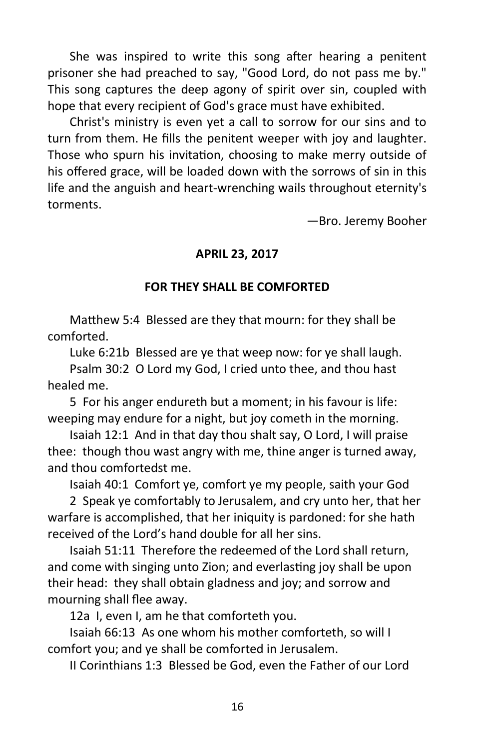She was inspired to write this song after hearing a penitent prisoner she had preached to say, "Good Lord, do not pass me by." This song captures the deep agony of spirit over sin, coupled with hope that every recipient of God's grace must have exhibited.

Christ's ministry is even yet a call to sorrow for our sins and to turn from them. He fills the penitent weeper with joy and laughter. Those who spurn his invitation, choosing to make merry outside of his offered grace, will be loaded down with the sorrows of sin in this life and the anguish and heart-wrenching wails throughout eternity's torments.

—Bro. Jeremy Booher

**APRIL 23, 2017**

**FOR THEY SHALL BE COMFORTED**

Matthew 5:4 Blessed are they that mourn: for they shall be comforted.

Luke 6:21b Blessed are ye that weep now: for ye shall laugh.

Psalm 30:2 O Lord my God, I cried unto thee, and thou hast healed me.

5 For his anger endureth but a moment; in his favour is life: weeping may endure for a night, but joy cometh in the morning.

Isaiah 12:1 And in that day thou shalt say, O Lord, I will praise thee: though thou wast angry with me, thine anger is turned away, and thou comfortedst me.

Isaiah 40:1 Comfort ye, comfort ye my people, saith your God

2 Speak ye comfortably to Jerusalem, and cry unto her, that her warfare is accomplished, that her iniquity is pardoned: for she hath received of the Lord's hand double for all her sins.

Isaiah 51:11 Therefore the redeemed of the Lord shall return, and come with singing unto Zion; and everlasting joy shall be upon their head: they shall obtain gladness and joy; and sorrow and mourning shall flee away.

12a I, even I, am he that comforteth you.

Isaiah 66:13 As one whom his mother comforteth, so will I comfort you; and ye shall be comforted in Jerusalem.

II Corinthians 1:3 Blessed be God, even the Father of our Lord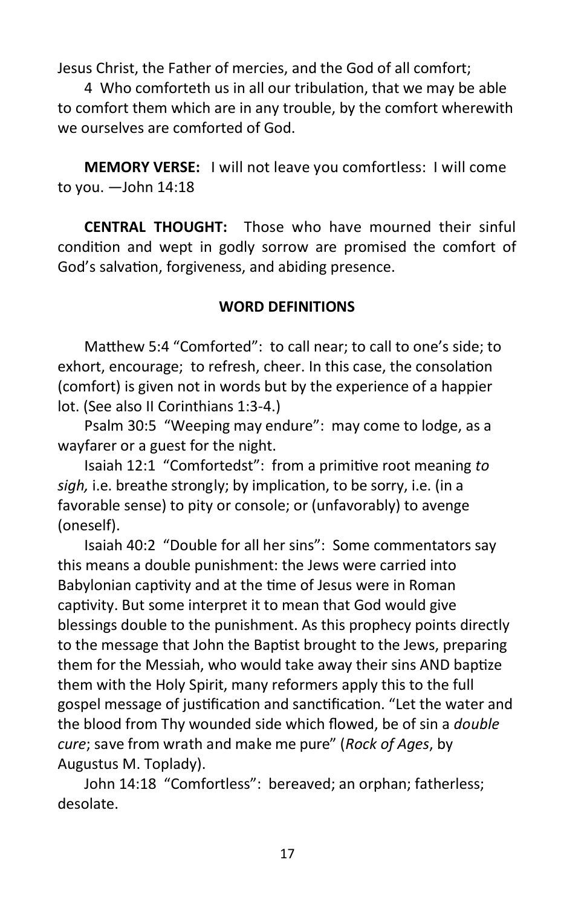Jesus Christ, the Father of mercies, and the God of all comfort;

4 Who comforteth us in all our tribulation, that we may be able to comfort them which are in any trouble, by the comfort wherewith we ourselves are comforted of God.

**MEMORY VERSE:** I will not leave you comfortless: I will come to you. —John 14:18

**CENTRAL THOUGHT:** Those who have mourned their sinful condition and wept in godly sorrow are promised the comfort of God's salvation, forgiveness, and abiding presence.

## WORD DEFINITIONS

Matthew 5:4 "Comforted": to call near; to call to one's side; to exhort, encourage; to refresh, cheer. In this case, the consolation (comfort) is given not in words but by the experience of a happier lot. (See also II Corinthians 1:3-4.)

Psalm 30:5 "Weeping may endure": may come to lodge, as a wayfarer or a guest for the night.

Isaiah 12:1 "Comfortedst": from a primitive root meaning *to sigh,* i.e. breathe strongly; by implication, to be sorry, i.e. (in a favorable sense) to pity or console; or (unfavorably) to avenge (oneself).

Isaiah 40:2 "Double for all her sins": Some commentators say this means a double punishment: the Jews were carried into Babylonian captivity and at the time of Jesus were in Roman captivity. But some interpret it to mean that God would give blessings double to the punishment. As this prophecy points directly to the message that John the Baptist brought to the Jews, preparing them for the Messiah, who would take away their sins AND baptize them with the Holy Spirit, many reformers apply this to the full gospel message of justification and sanctification. "Let the water and the blood from Thy wounded side which flowed, be of sin a *double cure*; save from wrath and make me pure" (*Rock of Ages*, by Augustus M. Toplady).

John 14:18 "Comfortless": bereaved; an orphan; fatherless; desolate.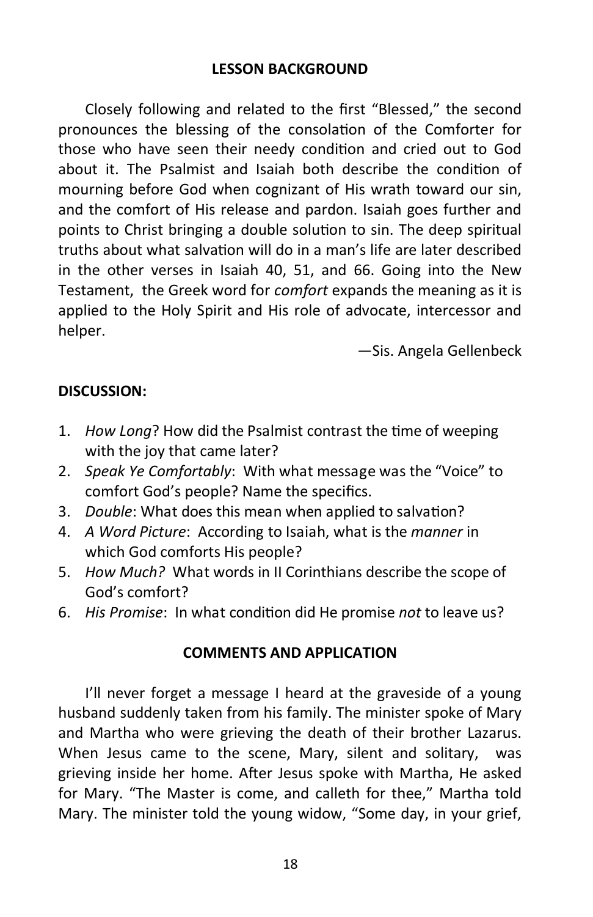## LESSON BACKGROUND

Closely following and related to the first "Blessed," the second pronounces the blessing of the consolation of the Comforter for those who have seen their needy condition and cried out to God about it. The Psalmist and Isaiah both describe the condition of mourning before God when cognizant of His wrath toward our sin, and the comfort of His release and pardon. Isaiah goes further and points to Christ bringing a double solution to sin. The deep spiritual truths about what salvation will do in a man's life are later described in the other verses in Isaiah 40, 51, and 66. Going into the New Testament, the Greek word for *comfort* expands the meaning as it is applied to the Holy Spirit and His role of advocate, intercessor and helper.

—Sis. Angela Gellenbeck

**DISCUSSION:**

1. *How Long*? How did the Psalmist contrast the time of weeping with the joy that came later?
2. *Speak Ye Comfortably*: With what message was the "Voice" to comfort God's people? Name the specifics.
3. *Double*: What does this mean when applied to salvation?
4. *A Word Picture*: According to Isaiah, what is the *manner* in which God comforts His people?
5. *How Much?* What words in II Corinthians describe the scope of God's comfort?
6. *His Promise*: In what condition did He promise *not* to leave us?

## COMMENTS AND APPLICATION

I'll never forget a message I heard at the graveside of a young husband suddenly taken from his family. The minister spoke of Mary and Martha who were grieving the death of their brother Lazarus. When Jesus came to the scene, Mary, silent and solitary, was grieving inside her home. After Jesus spoke with Martha, He asked for Mary. "The Master is come, and calleth for thee," Martha told Mary. The minister told the young widow, "Some day, in your grief,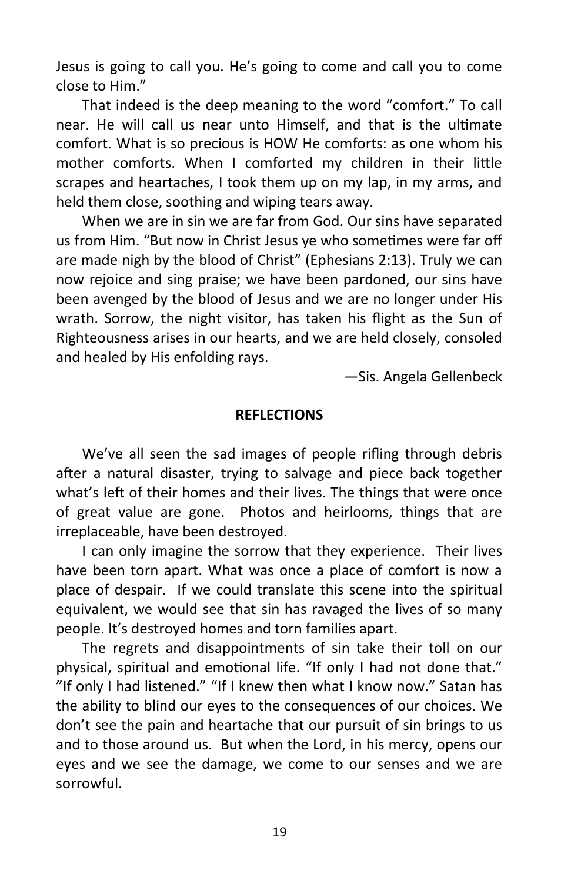Jesus is going to call you. He's going to come and call you to come close to Him."

That indeed is the deep meaning to the word "comfort." To call near. He will call us near unto Himself, and that is the ultimate comfort. What is so precious is HOW He comforts: as one whom his mother comforts. When I comforted my children in their little scrapes and heartaches, I took them up on my lap, in my arms, and held them close, soothing and wiping tears away.

When we are in sin we are far from God. Our sins have separated us from Him. "But now in Christ Jesus ye who sometimes were far off are made nigh by the blood of Christ" (Ephesians 2:13). Truly we can now rejoice and sing praise; we have been pardoned, our sins have been avenged by the blood of Jesus and we are no longer under His wrath. Sorrow, the night visitor, has taken his flight as the Sun of Righteousness arises in our hearts, and we are held closely, consoled and healed by His enfolding rays.

—Sis. Angela Gellenbeck

**REFLECTIONS**

We've all seen the sad images of people rifling through debris after a natural disaster, trying to salvage and piece back together what's left of their homes and their lives. The things that were once of great value are gone. Photos and heirlooms, things that are irreplaceable, have been destroyed.

I can only imagine the sorrow that they experience. Their lives have been torn apart. What was once a place of comfort is now a place of despair. If we could translate this scene into the spiritual equivalent, we would see that sin has ravaged the lives of so many people. It's destroyed homes and torn families apart.

The regrets and disappointments of sin take their toll on our physical, spiritual and emotional life. "If only I had not done that." "If only I had listened." "If I knew then what I know now." Satan has the ability to blind our eyes to the consequences of our choices. We don't see the pain and heartache that our pursuit of sin brings to us and to those around us. But when the Lord, in his mercy, opens our eyes and we see the damage, we come to our senses and we are sorrowful.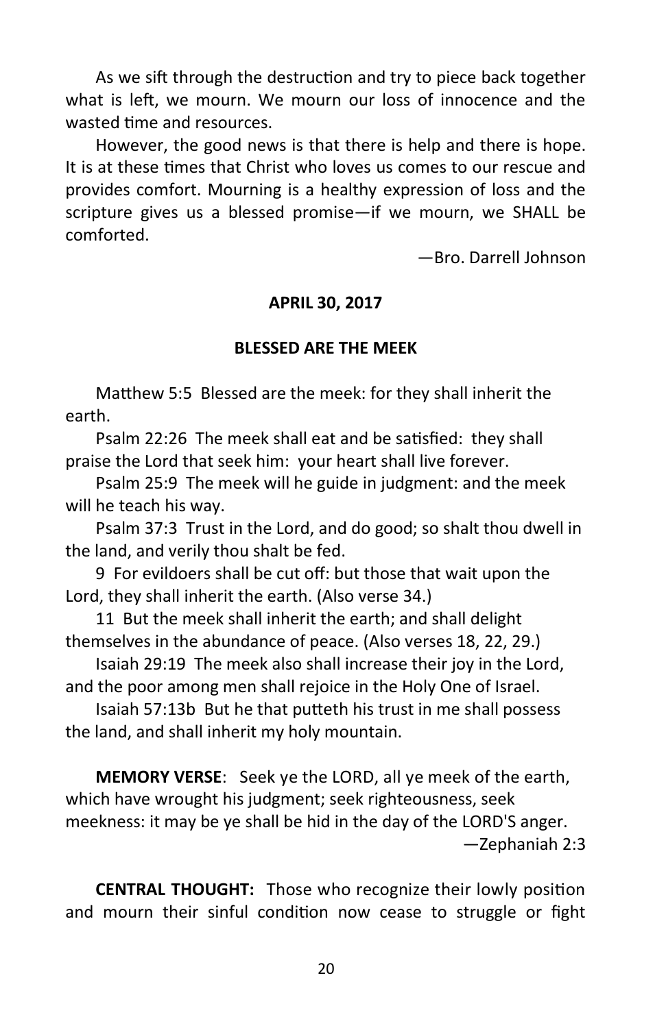As we sift through the destruction and try to piece back together what is left, we mourn. We mourn our loss of innocence and the wasted time and resources.

However, the good news is that there is help and there is hope. It is at these times that Christ who loves us comes to our rescue and provides comfort. Mourning is a healthy expression of loss and the scripture gives us a blessed promise—if we mourn, we SHALL be comforted.

—Bro. Darrell Johnson

**APRIL 30, 2017**

## BLESSED ARE THE MEEK

Matthew 5:5 Blessed are the meek: for they shall inherit the earth.

Psalm 22:26 The meek shall eat and be satisfied: they shall praise the Lord that seek him: your heart shall live forever.

Psalm 25:9 The meek will he guide in judgment: and the meek will he teach his way.

Psalm 37:3 Trust in the Lord, and do good; so shalt thou dwell in the land, and verily thou shalt be fed.

9 For evildoers shall be cut off: but those that wait upon the Lord, they shall inherit the earth. (Also verse 34.)

11 But the meek shall inherit the earth; and shall delight themselves in the abundance of peace. (Also verses 18, 22, 29.)

Isaiah 29:19 The meek also shall increase their joy in the Lord, and the poor among men shall rejoice in the Holy One of Israel.

Isaiah 57:13b But he that putteth his trust in me shall possess the land, and shall inherit my holy mountain.

**MEMORY VERSE**: Seek ye the LORD, all ye meek of the earth, which have wrought his judgment; seek righteousness, seek meekness: it may be ye shall be hid in the day of the LORD'S anger.

—Zephaniah 2:3

**CENTRAL THOUGHT:** Those who recognize their lowly position and mourn their sinful condition now cease to struggle or fight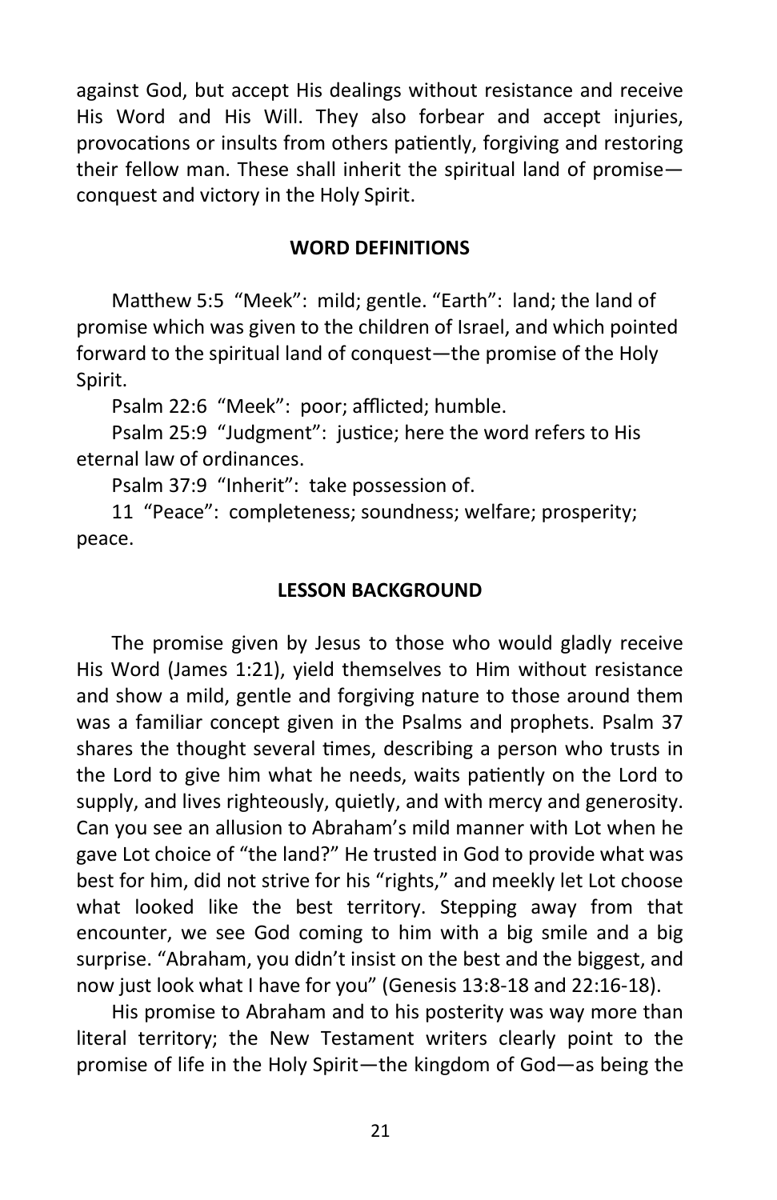against God, but accept His dealings without resistance and receive His Word and His Will. They also forbear and accept injuries, provocations or insults from others patiently, forgiving and restoring their fellow man. These shall inherit the spiritual land of promise—conquest and victory in the Holy Spirit.

## WORD DEFINITIONS

Matthew 5:5 "Meek": mild; gentle. "Earth": land; the land of promise which was given to the children of Israel, and which pointed forward to the spiritual land of conquest—the promise of the Holy Spirit.

Psalm 22:6 "Meek": poor; afflicted; humble.

Psalm 25:9 "Judgment": justice; here the word refers to His eternal law of ordinances.

Psalm 37:9 "Inherit": take possession of.

11 "Peace": completeness; soundness; welfare; prosperity; peace.

## LESSON BACKGROUND

The promise given by Jesus to those who would gladly receive His Word (James 1:21), yield themselves to Him without resistance and show a mild, gentle and forgiving nature to those around them was a familiar concept given in the Psalms and prophets. Psalm 37 shares the thought several times, describing a person who trusts in the Lord to give him what he needs, waits patiently on the Lord to supply, and lives righteously, quietly, and with mercy and generosity. Can you see an allusion to Abraham's mild manner with Lot when he gave Lot choice of "the land?" He trusted in God to provide what was best for him, did not strive for his "rights," and meekly let Lot choose what looked like the best territory. Stepping away from that encounter, we see God coming to him with a big smile and a big surprise. "Abraham, you didn't insist on the best and the biggest, and now just look what I have for you" (Genesis 13:8-18 and 22:16-18).

His promise to Abraham and to his posterity was way more than literal territory; the New Testament writers clearly point to the promise of life in the Holy Spirit—the kingdom of God—as being the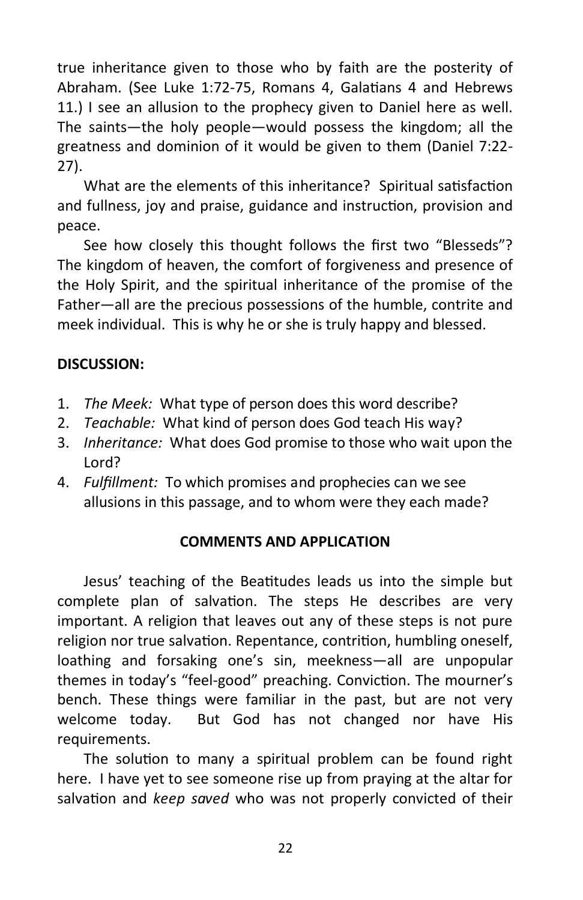true inheritance given to those who by faith are the posterity of Abraham. (See Luke 1:72-75, Romans 4, Galatians 4 and Hebrews 11.) I see an allusion to the prophecy given to Daniel here as well. The saints—the holy people—would possess the kingdom; all the greatness and dominion of it would be given to them (Daniel 7:22-27).

What are the elements of this inheritance? Spiritual satisfaction and fullness, joy and praise, guidance and instruction, provision and peace.

See how closely this thought follows the first two "Blesseds"? The kingdom of heaven, the comfort of forgiveness and presence of the Holy Spirit, and the spiritual inheritance of the promise of the Father—all are the precious possessions of the humble, contrite and meek individual. This is why he or she is truly happy and blessed.

**DISCUSSION:**

1. *The Meek:* What type of person does this word describe?
2. *Teachable:* What kind of person does God teach His way?
3. *Inheritance:* What does God promise to those who wait upon the Lord?
4. *Fulfillment:* To which promises and prophecies can we see allusions in this passage, and to whom were they each made?

## COMMENTS AND APPLICATION

Jesus' teaching of the Beatitudes leads us into the simple but complete plan of salvation. The steps He describes are very important. A religion that leaves out any of these steps is not pure religion nor true salvation. Repentance, contrition, humbling oneself, loathing and forsaking one's sin, meekness—all are unpopular themes in today's "feel-good" preaching. Conviction. The mourner's bench. These things were familiar in the past, but are not very welcome today. But God has not changed nor have His requirements.

The solution to many a spiritual problem can be found right here. I have yet to see someone rise up from praying at the altar for salvation and *keep saved* who was not properly convicted of their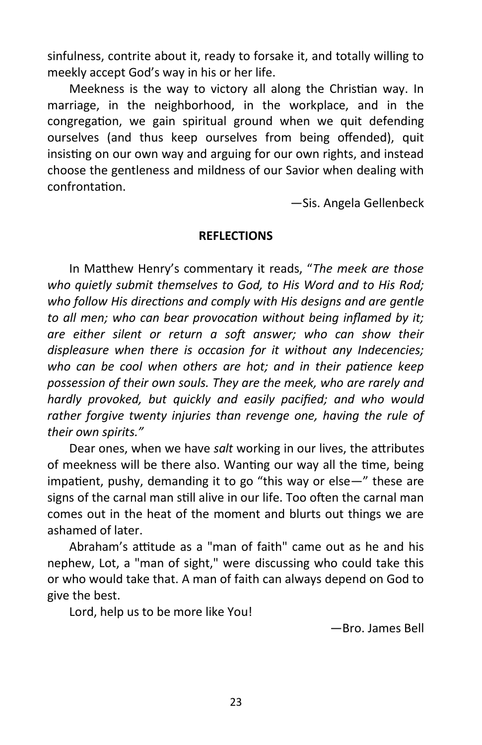sinfulness, contrite about it, ready to forsake it, and totally willing to meekly accept God's way in his or her life.

Meekness is the way to victory all along the Christian way. In marriage, in the neighborhood, in the workplace, and in the congregation, we gain spiritual ground when we quit defending ourselves (and thus keep ourselves from being offended), quit insisting on our own way and arguing for our own rights, and instead choose the gentleness and mildness of our Savior when dealing with confrontation.

—Sis. Angela Gellenbeck

**REFLECTIONS**

In Matthew Henry's commentary it reads, "*The meek are those who quietly submit themselves to God, to His Word and to His Rod; who follow His directions and comply with His designs and are gentle to all men; who can bear provocation without being inflamed by it; are either silent or return a soft answer; who can show their displeasure when there is occasion for it without any Indecencies; who can be cool when others are hot; and in their patience keep possession of their own souls. They are the meek, who are rarely and hardly provoked, but quickly and easily pacified; and who would rather forgive twenty injuries than revenge one, having the rule of their own spirits."*

Dear ones, when we have *salt* working in our lives, the attributes of meekness will be there also. Wanting our way all the time, being impatient, pushy, demanding it to go "this way or else—" these are signs of the carnal man still alive in our life. Too often the carnal man comes out in the heat of the moment and blurts out things we are ashamed of later.

Abraham's attitude as a "man of faith" came out as he and his nephew, Lot, a "man of sight," were discussing who could take this or who would take that. A man of faith can always depend on God to give the best.

Lord, help us to be more like You!

—Bro. James Bell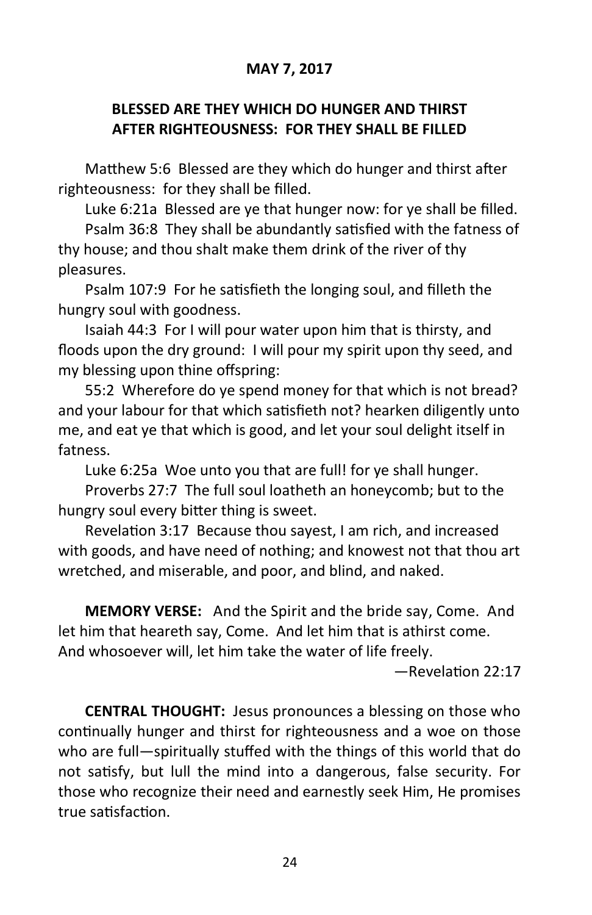**MAY 7, 2017**

## BLESSED ARE THEY WHICH DO HUNGER AND THIRST AFTER RIGHTEOUSNESS: FOR THEY SHALL BE FILLED

Matthew 5:6 Blessed are they which do hunger and thirst after righteousness: for they shall be filled.

Luke 6:21a Blessed are ye that hunger now: for ye shall be filled.

Psalm 36:8 They shall be abundantly satisfied with the fatness of thy house; and thou shalt make them drink of the river of thy pleasures.

Psalm 107:9 For he satisfieth the longing soul, and filleth the hungry soul with goodness.

Isaiah 44:3 For I will pour water upon him that is thirsty, and floods upon the dry ground: I will pour my spirit upon thy seed, and my blessing upon thine offspring:

55:2 Wherefore do ye spend money for that which is not bread? and your labour for that which satisfieth not? hearken diligently unto me, and eat ye that which is good, and let your soul delight itself in fatness.

Luke 6:25a Woe unto you that are full! for ye shall hunger.

Proverbs 27:7 The full soul loatheth an honeycomb; but to the hungry soul every bitter thing is sweet.

Revelation 3:17 Because thou sayest, I am rich, and increased with goods, and have need of nothing; and knowest not that thou art wretched, and miserable, and poor, and blind, and naked.

**MEMORY VERSE:** And the Spirit and the bride say, Come. And let him that heareth say, Come. And let him that is athirst come. And whosoever will, let him take the water of life freely.

—Revelation 22:17

**CENTRAL THOUGHT:** Jesus pronounces a blessing on those who continually hunger and thirst for righteousness and a woe on those who are full—spiritually stuffed with the things of this world that do not satisfy, but lull the mind into a dangerous, false security. For those who recognize their need and earnestly seek Him, He promises true satisfaction.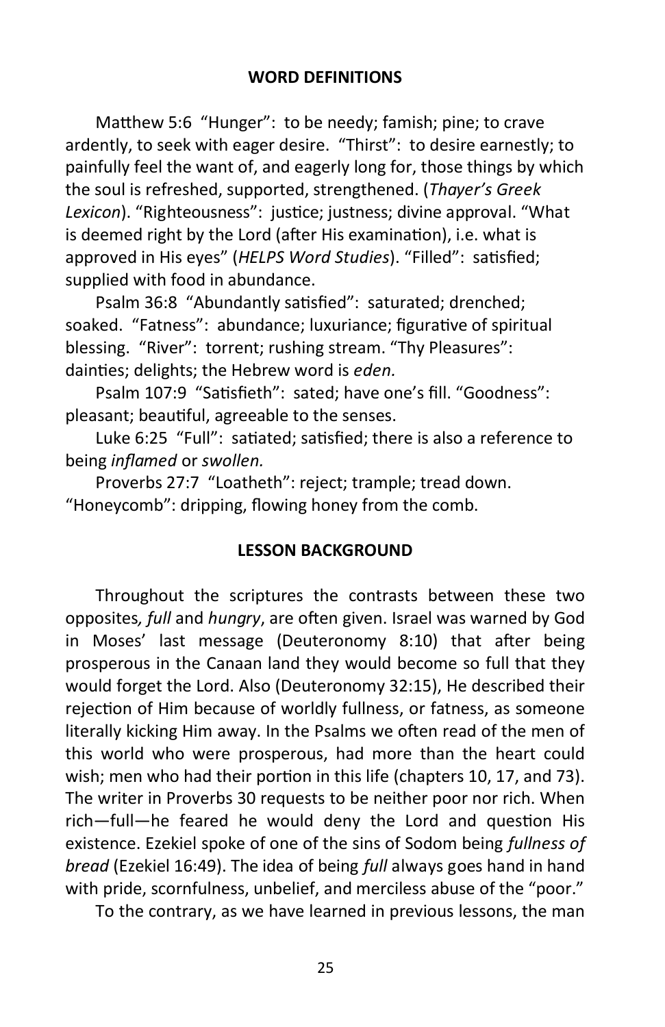## WORD DEFINITIONS

Matthew 5:6 "Hunger": to be needy; famish; pine; to crave ardently, to seek with eager desire. "Thirst": to desire earnestly; to painfully feel the want of, and eagerly long for, those things by which the soul is refreshed, supported, strengthened. (*Thayer's Greek Lexicon*). "Righteousness": justice; justness; divine approval. "What is deemed right by the Lord (after His examination), i.e. what is approved in His eyes" (*HELPS Word Studies*). "Filled": satisfied; supplied with food in abundance.

Psalm 36:8 "Abundantly satisfied": saturated; drenched; soaked. "Fatness": abundance; luxuriance; figurative of spiritual blessing. "River": torrent; rushing stream. "Thy Pleasures": dainties; delights; the Hebrew word is *eden.*

Psalm 107:9 "Satisfieth": sated; have one's fill. "Goodness": pleasant; beautiful, agreeable to the senses.

Luke 6:25 "Full": satiated; satisfied; there is also a reference to being *inflamed* or *swollen.*

Proverbs 27:7 "Loatheth": reject; trample; tread down. "Honeycomb": dripping, flowing honey from the comb.

## LESSON BACKGROUND

Throughout the scriptures the contrasts between these two opposites*, full* and *hungry*, are often given. Israel was warned by God in Moses' last message (Deuteronomy 8:10) that after being prosperous in the Canaan land they would become so full that they would forget the Lord. Also (Deuteronomy 32:15), He described their rejection of Him because of worldly fullness, or fatness, as someone literally kicking Him away. In the Psalms we often read of the men of this world who were prosperous, had more than the heart could wish; men who had their portion in this life (chapters 10, 17, and 73). The writer in Proverbs 30 requests to be neither poor nor rich. When rich—full—he feared he would deny the Lord and question His existence. Ezekiel spoke of one of the sins of Sodom being *fullness of bread* (Ezekiel 16:49). The idea of being *full* always goes hand in hand with pride, scornfulness, unbelief, and merciless abuse of the "poor."

To the contrary, as we have learned in previous lessons, the man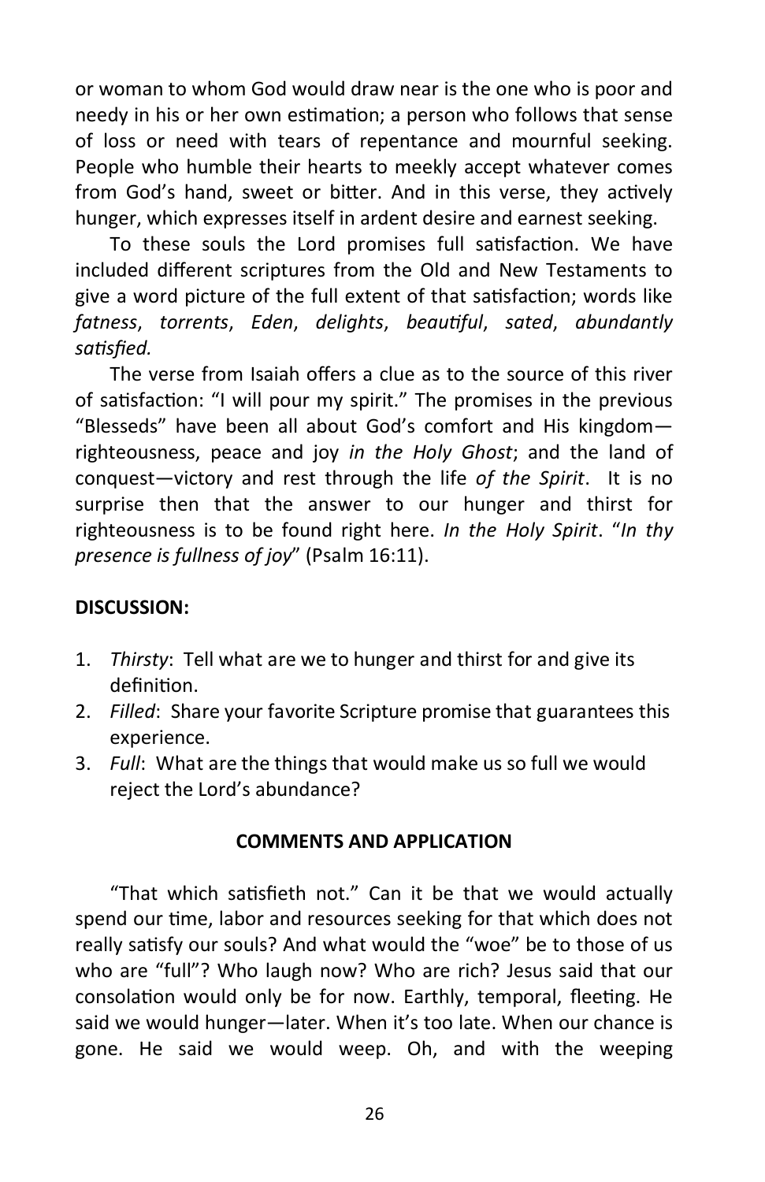or woman to whom God would draw near is the one who is poor and needy in his or her own estimation; a person who follows that sense of loss or need with tears of repentance and mournful seeking. People who humble their hearts to meekly accept whatever comes from God's hand, sweet or bitter. And in this verse, they actively hunger, which expresses itself in ardent desire and earnest seeking.

To these souls the Lord promises full satisfaction. We have included different scriptures from the Old and New Testaments to give a word picture of the full extent of that satisfaction; words like *fatness*, *torrents*, *Eden*, *delights*, *beautiful*, *sated*, *abundantly satisfied.*

The verse from Isaiah offers a clue as to the source of this river of satisfaction: "I will pour my spirit." The promises in the previous "Blesseds" have been all about God's comfort and His kingdom—righteousness, peace and joy *in the Holy Ghost*; and the land of conquest—victory and rest through the life *of the Spirit*. It is no surprise then that the answer to our hunger and thirst for righteousness is to be found right here. *In the Holy Spirit*. "*In thy presence is fullness of joy*" (Psalm 16:11).

**DISCUSSION:**

1. *Thirsty*: Tell what are we to hunger and thirst for and give its definition.
2. *Filled*: Share your favorite Scripture promise that guarantees this experience.
3. *Full*: What are the things that would make us so full we would reject the Lord's abundance?

**COMMENTS AND APPLICATION**

"That which satisfieth not." Can it be that we would actually spend our time, labor and resources seeking for that which does not really satisfy our souls? And what would the "woe" be to those of us who are "full"? Who laugh now? Who are rich? Jesus said that our consolation would only be for now. Earthly, temporal, fleeting. He said we would hunger—later. When it's too late. When our chance is gone. He said we would weep. Oh, and with the weeping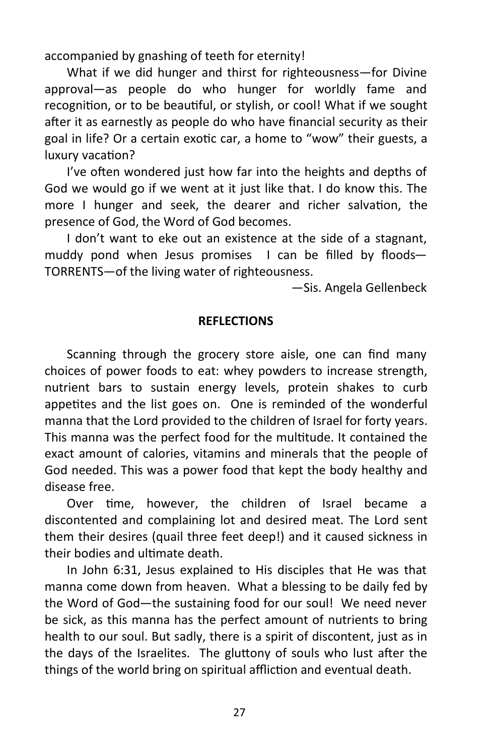accompanied by gnashing of teeth for eternity!

What if we did hunger and thirst for righteousness—for Divine approval—as people do who hunger for worldly fame and recognition, or to be beautiful, or stylish, or cool! What if we sought after it as earnestly as people do who have financial security as their goal in life? Or a certain exotic car, a home to "wow" their guests, a luxury vacation?

I've often wondered just how far into the heights and depths of God we would go if we went at it just like that. I do know this. The more I hunger and seek, the dearer and richer salvation, the presence of God, the Word of God becomes.

I don't want to eke out an existence at the side of a stagnant, muddy pond when Jesus promises I can be filled by floods—TORRENTS—of the living water of righteousness.

—Sis. Angela Gellenbeck

**REFLECTIONS**

Scanning through the grocery store aisle, one can find many choices of power foods to eat: whey powders to increase strength, nutrient bars to sustain energy levels, protein shakes to curb appetites and the list goes on. One is reminded of the wonderful manna that the Lord provided to the children of Israel for forty years. This manna was the perfect food for the multitude. It contained the exact amount of calories, vitamins and minerals that the people of God needed. This was a power food that kept the body healthy and disease free.

Over time, however, the children of Israel became a discontented and complaining lot and desired meat. The Lord sent them their desires (quail three feet deep!) and it caused sickness in their bodies and ultimate death.

In John 6:31, Jesus explained to His disciples that He was that manna come down from heaven. What a blessing to be daily fed by the Word of God—the sustaining food for our soul! We need never be sick, as this manna has the perfect amount of nutrients to bring health to our soul. But sadly, there is a spirit of discontent, just as in the days of the Israelites. The gluttony of souls who lust after the things of the world bring on spiritual affliction and eventual death.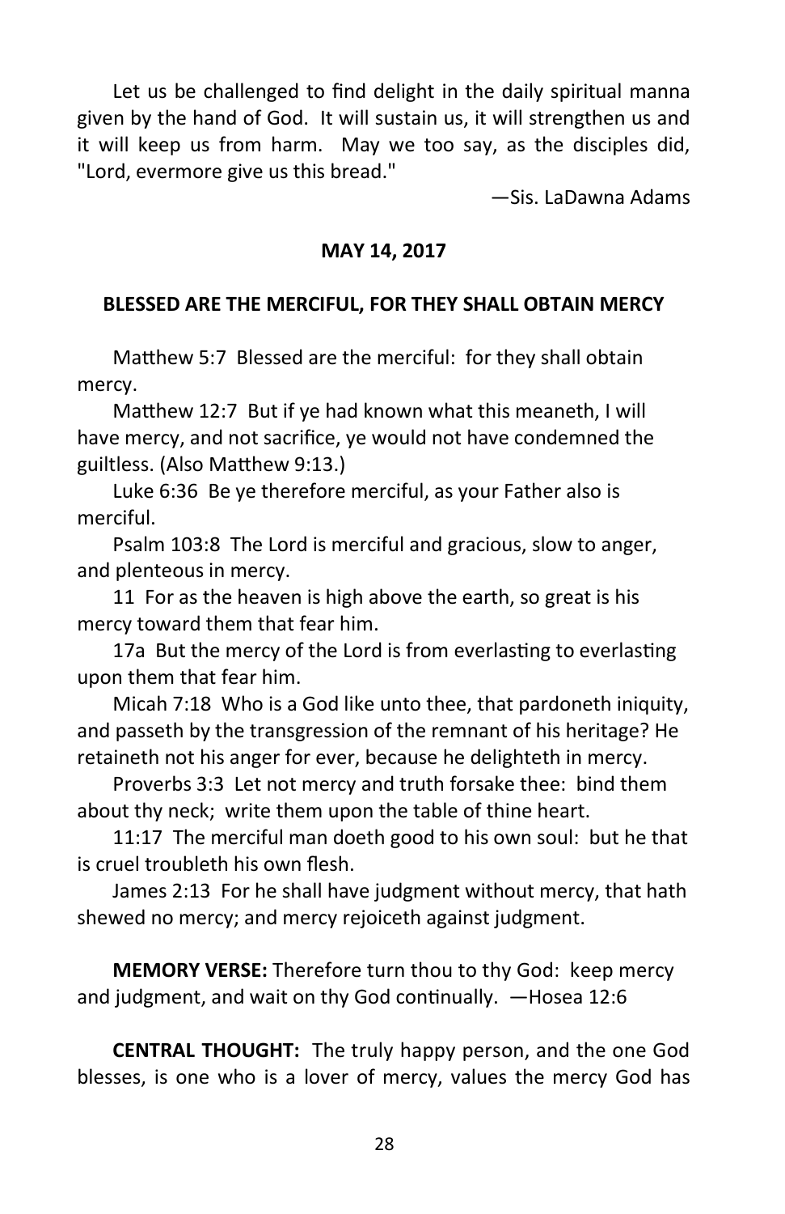Let us be challenged to find delight in the daily spiritual manna given by the hand of God. It will sustain us, it will strengthen us and it will keep us from harm. May we too say, as the disciples did, "Lord, evermore give us this bread."

—Sis. LaDawna Adams

## MAY 14, 2017

### BLESSED ARE THE MERCIFUL, FOR THEY SHALL OBTAIN MERCY

Matthew 5:7 Blessed are the merciful: for they shall obtain mercy.

Matthew 12:7 But if ye had known what this meaneth, I will have mercy, and not sacrifice, ye would not have condemned the guiltless. (Also Matthew 9:13.)

Luke 6:36 Be ye therefore merciful, as your Father also is merciful.

Psalm 103:8 The Lord is merciful and gracious, slow to anger, and plenteous in mercy.

11 For as the heaven is high above the earth, so great is his mercy toward them that fear him.

17a But the mercy of the Lord is from everlasting to everlasting upon them that fear him.

Micah 7:18 Who is a God like unto thee, that pardoneth iniquity, and passeth by the transgression of the remnant of his heritage? He retaineth not his anger for ever, because he delighteth in mercy.

Proverbs 3:3 Let not mercy and truth forsake thee: bind them about thy neck; write them upon the table of thine heart.

11:17 The merciful man doeth good to his own soul: but he that is cruel troubleth his own flesh.

James 2:13 For he shall have judgment without mercy, that hath shewed no mercy; and mercy rejoiceth against judgment.

**MEMORY VERSE:** Therefore turn thou to thy God: keep mercy and judgment, and wait on thy God continually. —Hosea 12:6

**CENTRAL THOUGHT:** The truly happy person, and the one God blesses, is one who is a lover of mercy, values the mercy God has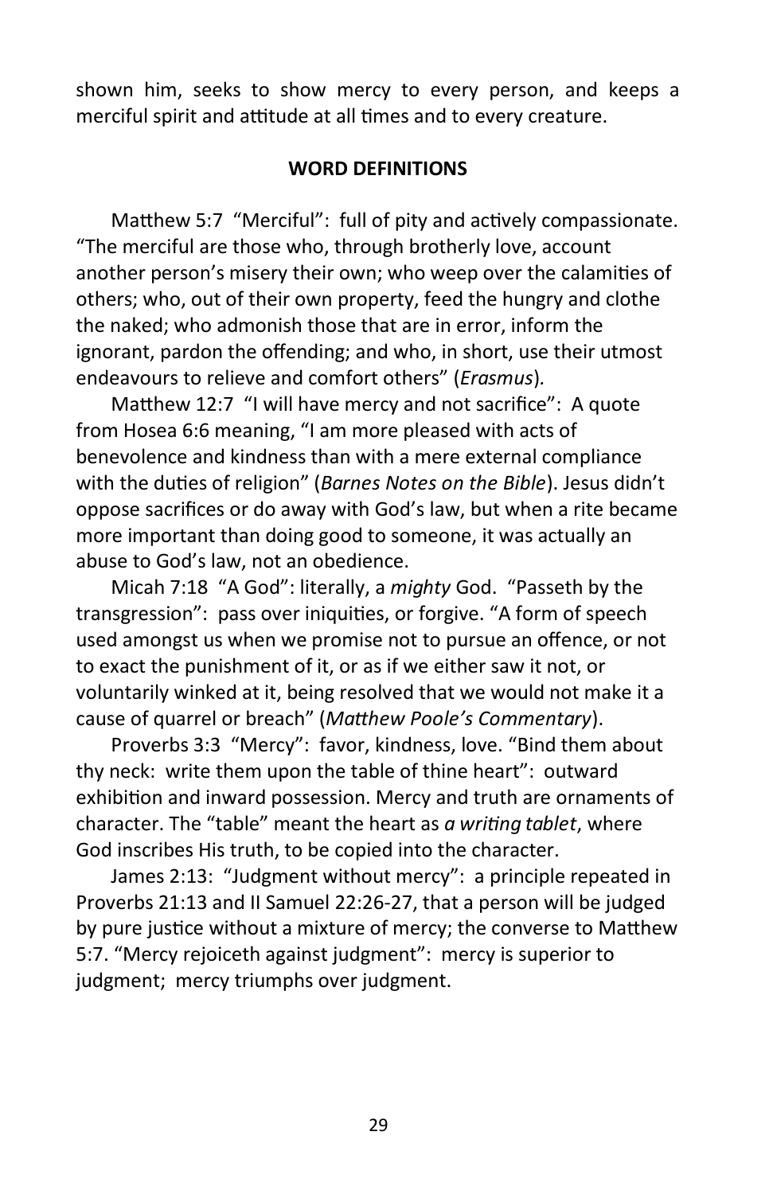shown him, seeks to show mercy to every person, and keeps a merciful spirit and attitude at all times and to every creature.

## WORD DEFINITIONS

Matthew 5:7 "Merciful": full of pity and actively compassionate. "The merciful are those who, through brotherly love, account another person's misery their own; who weep over the calamities of others; who, out of their own property, feed the hungry and clothe the naked; who admonish those that are in error, inform the ignorant, pardon the offending; and who, in short, use their utmost endeavours to relieve and comfort others" (*Erasmus*).

Matthew 12:7 "I will have mercy and not sacrifice": A quote from Hosea 6:6 meaning, "I am more pleased with acts of benevolence and kindness than with a mere external compliance with the duties of religion" (*Barnes Notes on the Bible*). Jesus didn't oppose sacrifices or do away with God's law, but when a rite became more important than doing good to someone, it was actually an abuse to God's law, not an obedience.

Micah 7:18 "A God": literally, a *mighty* God. "Passeth by the transgression": pass over iniquities, or forgive. "A form of speech used amongst us when we promise not to pursue an offence, or not to exact the punishment of it, or as if we either saw it not, or voluntarily winked at it, being resolved that we would not make it a cause of quarrel or breach" (*Matthew Poole's Commentary*).

Proverbs 3:3 "Mercy": favor, kindness, love. "Bind them about thy neck: write them upon the table of thine heart": outward exhibition and inward possession. Mercy and truth are ornaments of character. The "table" meant the heart as *a writing tablet*, where God inscribes His truth, to be copied into the character.

James 2:13: "Judgment without mercy": a principle repeated in Proverbs 21:13 and II Samuel 22:26-27, that a person will be judged by pure justice without a mixture of mercy; the converse to Matthew 5:7. "Mercy rejoiceth against judgment": mercy is superior to judgment; mercy triumphs over judgment.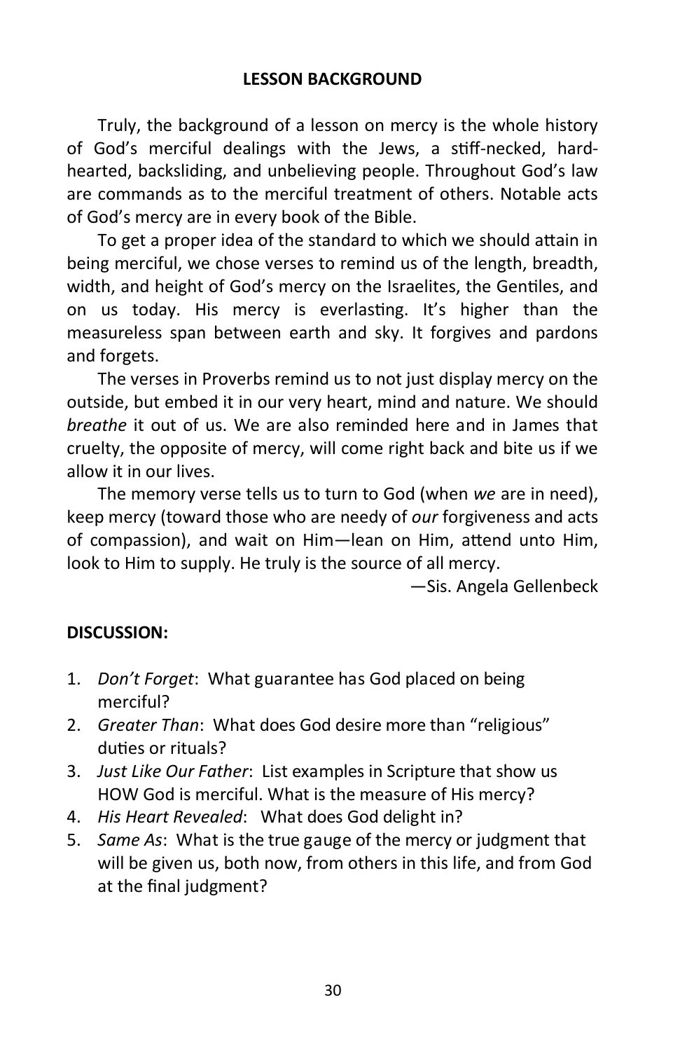## LESSON BACKGROUND

Truly, the background of a lesson on mercy is the whole history of God's merciful dealings with the Jews, a stiff-necked, hard-hearted, backsliding, and unbelieving people. Throughout God's law are commands as to the merciful treatment of others. Notable acts of God's mercy are in every book of the Bible.

To get a proper idea of the standard to which we should attain in being merciful, we chose verses to remind us of the length, breadth, width, and height of God's mercy on the Israelites, the Gentiles, and on us today. His mercy is everlasting. It's higher than the measureless span between earth and sky. It forgives and pardons and forgets.

The verses in Proverbs remind us to not just display mercy on the outside, but embed it in our very heart, mind and nature. We should *breathe* it out of us. We are also reminded here and in James that cruelty, the opposite of mercy, will come right back and bite us if we allow it in our lives.

The memory verse tells us to turn to God (when *we* are in need), keep mercy (toward those who are needy of *our* forgiveness and acts of compassion), and wait on Him—lean on Him, attend unto Him, look to Him to supply. He truly is the source of all mercy.

—Sis. Angela Gellenbeck

**DISCUSSION:**

1. *Don't Forget*: What guarantee has God placed on being merciful?
2. *Greater Than*: What does God desire more than "religious" duties or rituals?
3. *Just Like Our Father*: List examples in Scripture that show us HOW God is merciful. What is the measure of His mercy?
4. *His Heart Revealed*: What does God delight in?
5. *Same As*: What is the true gauge of the mercy or judgment that will be given us, both now, from others in this life, and from God at the final judgment?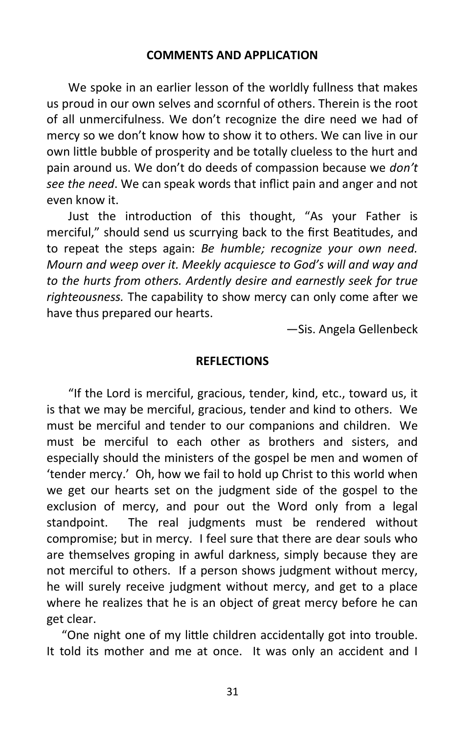## COMMENTS AND APPLICATION

We spoke in an earlier lesson of the worldly fullness that makes us proud in our own selves and scornful of others. Therein is the root of all unmercifulness. We don't recognize the dire need we had of mercy so we don't know how to show it to others. We can live in our own little bubble of prosperity and be totally clueless to the hurt and pain around us. We don't do deeds of compassion because we *don't see the need*. We can speak words that inflict pain and anger and not even know it.

Just the introduction of this thought, "As your Father is merciful," should send us scurrying back to the first Beatitudes, and to repeat the steps again: *Be humble; recognize your own need. Mourn and weep over it. Meekly acquiesce to God's will and way and to the hurts from others. Ardently desire and earnestly seek for true righteousness.* The capability to show mercy can only come after we have thus prepared our hearts.

—Sis. Angela Gellenbeck

## REFLECTIONS

"If the Lord is merciful, gracious, tender, kind, etc., toward us, it is that we may be merciful, gracious, tender and kind to others. We must be merciful and tender to our companions and children. We must be merciful to each other as brothers and sisters, and especially should the ministers of the gospel be men and women of 'tender mercy.' Oh, how we fail to hold up Christ to this world when we get our hearts set on the judgment side of the gospel to the exclusion of mercy, and pour out the Word only from a legal standpoint. The real judgments must be rendered without compromise; but in mercy. I feel sure that there are dear souls who are themselves groping in awful darkness, simply because they are not merciful to others. If a person shows judgment without mercy, he will surely receive judgment without mercy, and get to a place where he realizes that he is an object of great mercy before he can get clear.

"One night one of my little children accidentally got into trouble. It told its mother and me at once. It was only an accident and I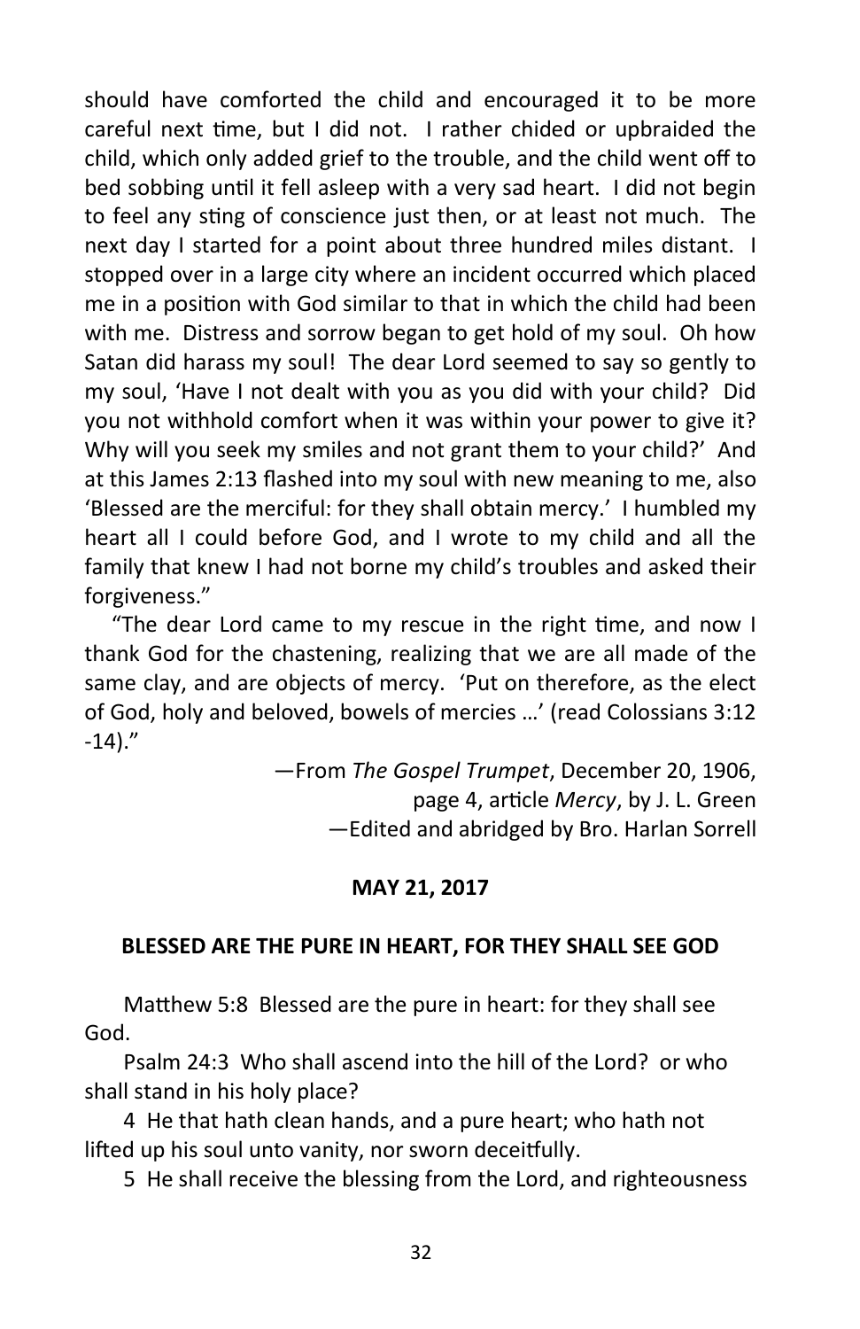should have comforted the child and encouraged it to be more careful next time, but I did not. I rather chided or upbraided the child, which only added grief to the trouble, and the child went off to bed sobbing until it fell asleep with a very sad heart. I did not begin to feel any sting of conscience just then, or at least not much. The next day I started for a point about three hundred miles distant. I stopped over in a large city where an incident occurred which placed me in a position with God similar to that in which the child had been with me. Distress and sorrow began to get hold of my soul. Oh how Satan did harass my soul! The dear Lord seemed to say so gently to my soul, 'Have I not dealt with you as you did with your child? Did you not withhold comfort when it was within your power to give it? Why will you seek my smiles and not grant them to your child?' And at this James 2:13 flashed into my soul with new meaning to me, also 'Blessed are the merciful: for they shall obtain mercy.' I humbled my heart all I could before God, and I wrote to my child and all the family that knew I had not borne my child's troubles and asked their forgiveness."

"The dear Lord came to my rescue in the right time, and now I thank God for the chastening, realizing that we are all made of the same clay, and are objects of mercy. 'Put on therefore, as the elect of God, holy and beloved, bowels of mercies …' (read Colossians 3:12-14)."

—From *The Gospel Trumpet*, December 20, 1906, page 4, article *Mercy*, by J. L. Green
—Edited and abridged by Bro. Harlan Sorrell

**MAY 21, 2017**

**BLESSED ARE THE PURE IN HEART, FOR THEY SHALL SEE GOD**

Matthew 5:8 Blessed are the pure in heart: for they shall see God.

Psalm 24:3 Who shall ascend into the hill of the Lord? or who shall stand in his holy place?

4 He that hath clean hands, and a pure heart; who hath not lifted up his soul unto vanity, nor sworn deceitfully.

5 He shall receive the blessing from the Lord, and righteousness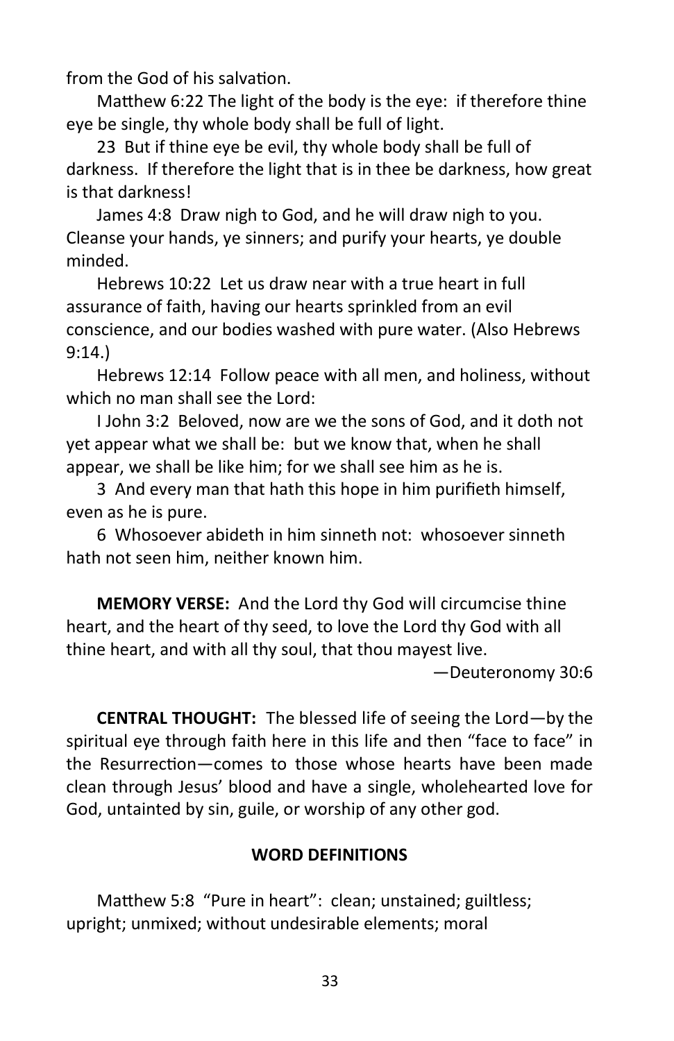from the God of his salvation.

Matthew 6:22 The light of the body is the eye: if therefore thine eye be single, thy whole body shall be full of light.

23 But if thine eye be evil, thy whole body shall be full of darkness. If therefore the light that is in thee be darkness, how great is that darkness!

James 4:8 Draw nigh to God, and he will draw nigh to you. Cleanse your hands, ye sinners; and purify your hearts, ye double minded.

Hebrews 10:22 Let us draw near with a true heart in full assurance of faith, having our hearts sprinkled from an evil conscience, and our bodies washed with pure water. (Also Hebrews 9:14.)

Hebrews 12:14 Follow peace with all men, and holiness, without which no man shall see the Lord:

I John 3:2 Beloved, now are we the sons of God, and it doth not yet appear what we shall be: but we know that, when he shall appear, we shall be like him; for we shall see him as he is.

3 And every man that hath this hope in him purifieth himself, even as he is pure.

6 Whosoever abideth in him sinneth not: whosoever sinneth hath not seen him, neither known him.

**MEMORY VERSE:** And the Lord thy God will circumcise thine heart, and the heart of thy seed, to love the Lord thy God with all thine heart, and with all thy soul, that thou mayest live.

—Deuteronomy 30:6

**CENTRAL THOUGHT:** The blessed life of seeing the Lord—by the spiritual eye through faith here in this life and then "face to face" in the Resurrection—comes to those whose hearts have been made clean through Jesus' blood and have a single, wholehearted love for God, untainted by sin, guile, or worship of any other god.

**WORD DEFINITIONS**

Matthew 5:8 "Pure in heart": clean; unstained; guiltless; upright; unmixed; without undesirable elements; moral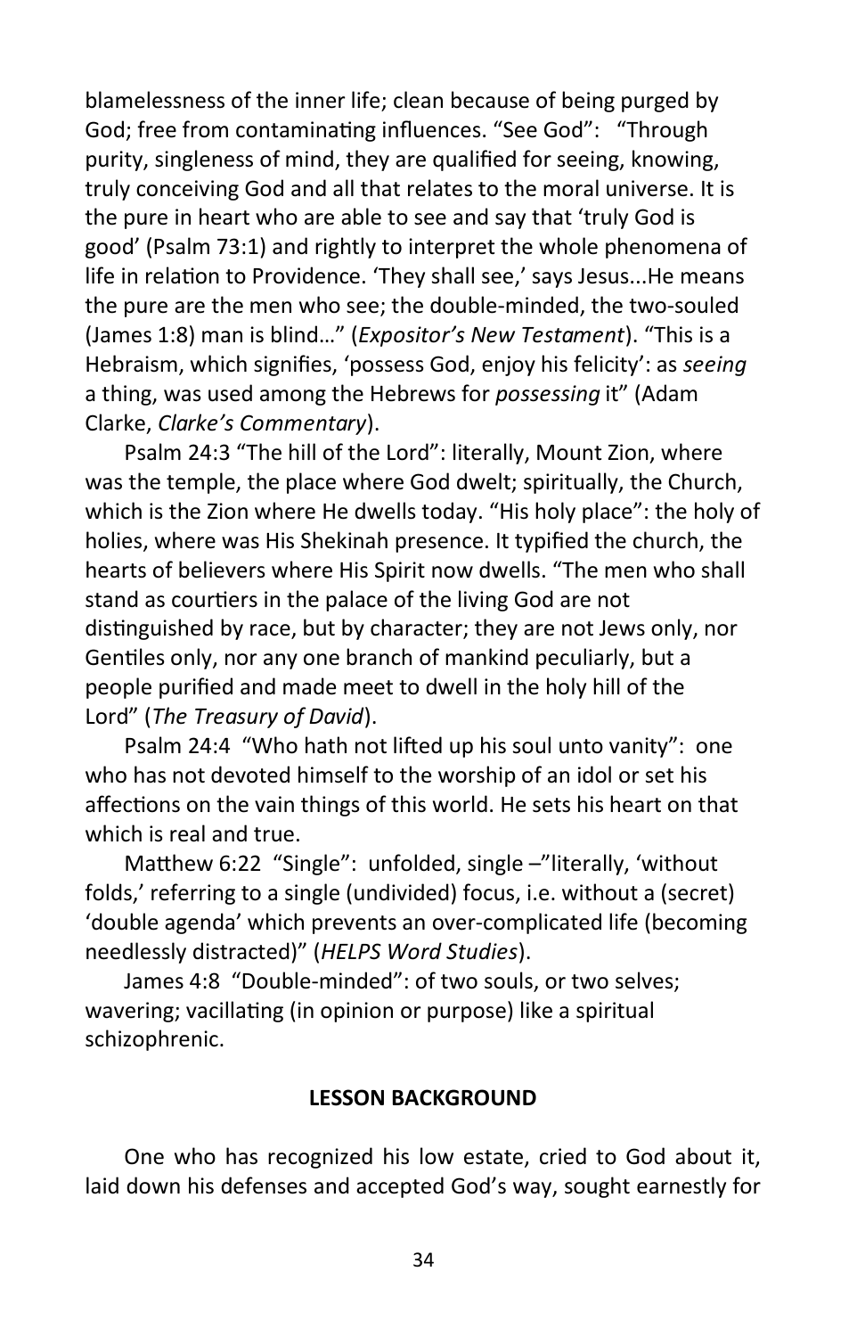blamelessness of the inner life; clean because of being purged by God; free from contaminating influences. "See God": "Through purity, singleness of mind, they are qualified for seeing, knowing, truly conceiving God and all that relates to the moral universe. It is the pure in heart who are able to see and say that 'truly God is good' (Psalm 73:1) and rightly to interpret the whole phenomena of life in relation to Providence. 'They shall see,' says Jesus...He means the pure are the men who see; the double-minded, the two-souled (James 1:8) man is blind…" (*Expositor's New Testament*). "This is a Hebraism, which signifies, 'possess God, enjoy his felicity': as *seeing* a thing, was used among the Hebrews for *possessing* it" (Adam Clarke, *Clarke's Commentary*).

Psalm 24:3 "The hill of the Lord": literally, Mount Zion, where was the temple, the place where God dwelt; spiritually, the Church, which is the Zion where He dwells today. "His holy place": the holy of holies, where was His Shekinah presence. It typified the church, the hearts of believers where His Spirit now dwells. "The men who shall stand as courtiers in the palace of the living God are not distinguished by race, but by character; they are not Jews only, nor Gentiles only, nor any one branch of mankind peculiarly, but a people purified and made meet to dwell in the holy hill of the Lord" (*The Treasury of David*).

Psalm 24:4 "Who hath not lifted up his soul unto vanity": one who has not devoted himself to the worship of an idol or set his affections on the vain things of this world. He sets his heart on that which is real and true.

Matthew 6:22 "Single": unfolded, single –"literally, 'without folds,' referring to a single (undivided) focus, i.e. without a (secret) 'double agenda' which prevents an over-complicated life (becoming needlessly distracted)" (*HELPS Word Studies*).

James 4:8 "Double-minded": of two souls, or two selves; wavering; vacillating (in opinion or purpose) like a spiritual schizophrenic.

**LESSON BACKGROUND**

One who has recognized his low estate, cried to God about it, laid down his defenses and accepted God's way, sought earnestly for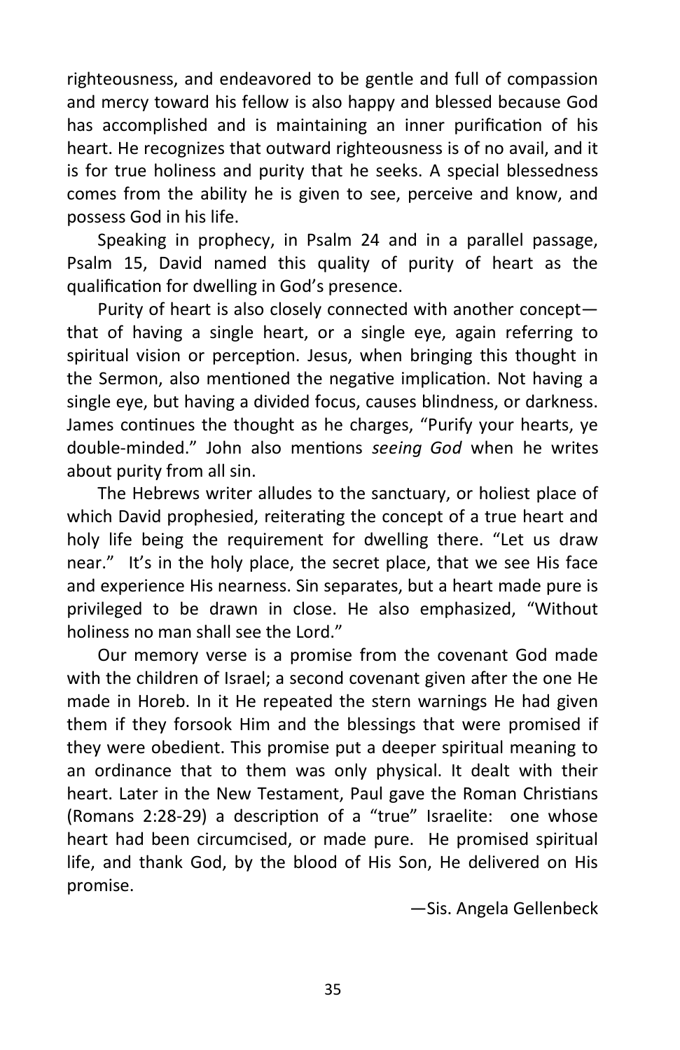righteousness, and endeavored to be gentle and full of compassion and mercy toward his fellow is also happy and blessed because God has accomplished and is maintaining an inner purification of his heart. He recognizes that outward righteousness is of no avail, and it is for true holiness and purity that he seeks. A special blessedness comes from the ability he is given to see, perceive and know, and possess God in his life.

Speaking in prophecy, in Psalm 24 and in a parallel passage, Psalm 15, David named this quality of purity of heart as the qualification for dwelling in God's presence.

Purity of heart is also closely connected with another concept—that of having a single heart, or a single eye, again referring to spiritual vision or perception. Jesus, when bringing this thought in the Sermon, also mentioned the negative implication. Not having a single eye, but having a divided focus, causes blindness, or darkness. James continues the thought as he charges, "Purify your hearts, ye double-minded." John also mentions *seeing God* when he writes about purity from all sin.

The Hebrews writer alludes to the sanctuary, or holiest place of which David prophesied, reiterating the concept of a true heart and holy life being the requirement for dwelling there. "Let us draw near." It's in the holy place, the secret place, that we see His face and experience His nearness. Sin separates, but a heart made pure is privileged to be drawn in close. He also emphasized, "Without holiness no man shall see the Lord."

Our memory verse is a promise from the covenant God made with the children of Israel; a second covenant given after the one He made in Horeb. In it He repeated the stern warnings He had given them if they forsook Him and the blessings that were promised if they were obedient. This promise put a deeper spiritual meaning to an ordinance that to them was only physical. It dealt with their heart. Later in the New Testament, Paul gave the Roman Christians (Romans 2:28-29) a description of a "true" Israelite: one whose heart had been circumcised, or made pure. He promised spiritual life, and thank God, by the blood of His Son, He delivered on His promise.

—Sis. Angela Gellenbeck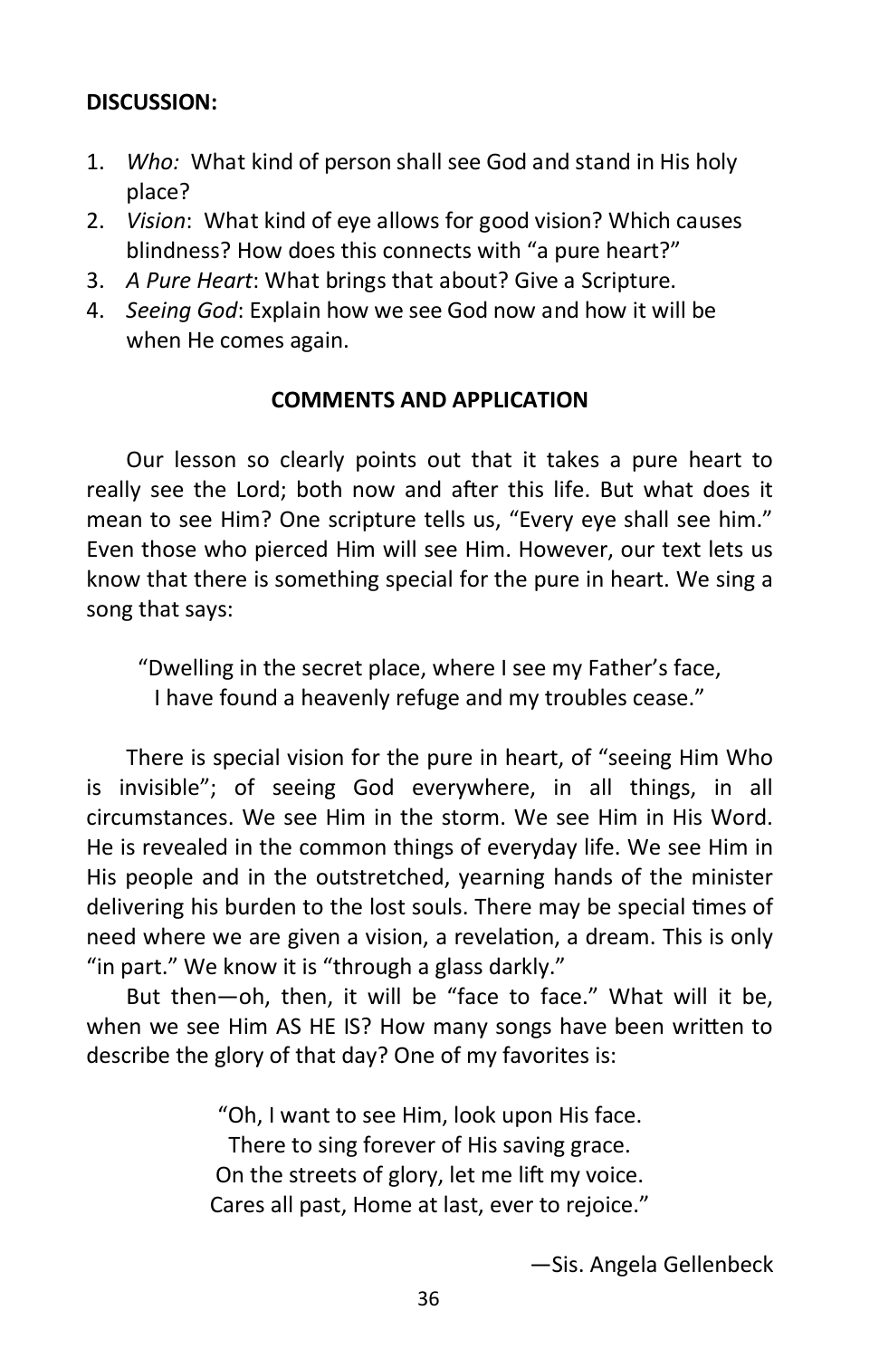**DISCUSSION:**

1. *Who:* What kind of person shall see God and stand in His holy place?
2. *Vision*: What kind of eye allows for good vision? Which causes blindness? How does this connects with "a pure heart?"
3. *A Pure Heart*: What brings that about? Give a Scripture.
4. *Seeing God*: Explain how we see God now and how it will be when He comes again.

**COMMENTS AND APPLICATION**

Our lesson so clearly points out that it takes a pure heart to really see the Lord; both now and after this life. But what does it mean to see Him? One scripture tells us, "Every eye shall see him." Even those who pierced Him will see Him. However, our text lets us know that there is something special for the pure in heart. We sing a song that says:

"Dwelling in the secret place, where I see my Father's face,
I have found a heavenly refuge and my troubles cease."

There is special vision for the pure in heart, of "seeing Him Who is invisible"; of seeing God everywhere, in all things, in all circumstances. We see Him in the storm. We see Him in His Word. He is revealed in the common things of everyday life. We see Him in His people and in the outstretched, yearning hands of the minister delivering his burden to the lost souls. There may be special times of need where we are given a vision, a revelation, a dream. This is only "in part." We know it is "through a glass darkly."

But then—oh, then, it will be "face to face." What will it be, when we see Him AS HE IS? How many songs have been written to describe the glory of that day? One of my favorites is:

"Oh, I want to see Him, look upon His face.
There to sing forever of His saving grace.
On the streets of glory, let me lift my voice.
Cares all past, Home at last, ever to rejoice."

—Sis. Angela Gellenbeck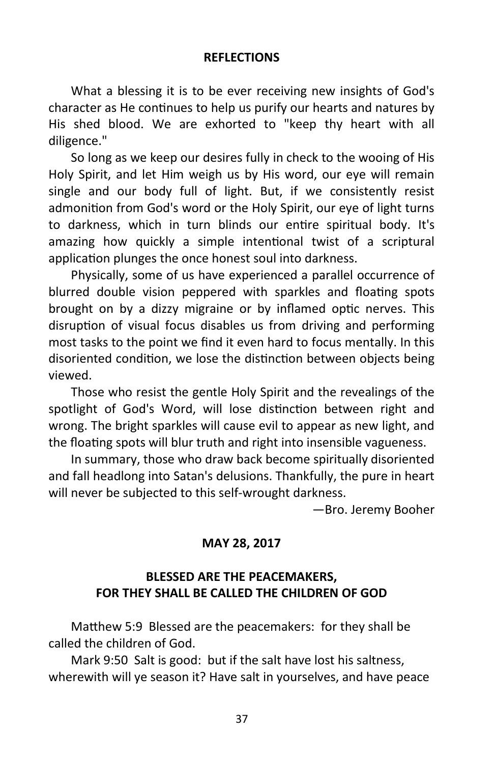## REFLECTIONS

What a blessing it is to be ever receiving new insights of God's character as He continues to help us purify our hearts and natures by His shed blood. We are exhorted to "keep thy heart with all diligence."

So long as we keep our desires fully in check to the wooing of His Holy Spirit, and let Him weigh us by His word, our eye will remain single and our body full of light. But, if we consistently resist admonition from God's word or the Holy Spirit, our eye of light turns to darkness, which in turn blinds our entire spiritual body. It's amazing how quickly a simple intentional twist of a scriptural application plunges the once honest soul into darkness.

Physically, some of us have experienced a parallel occurrence of blurred double vision peppered with sparkles and floating spots brought on by a dizzy migraine or by inflamed optic nerves. This disruption of visual focus disables us from driving and performing most tasks to the point we find it even hard to focus mentally. In this disoriented condition, we lose the distinction between objects being viewed.

Those who resist the gentle Holy Spirit and the revealings of the spotlight of God's Word, will lose distinction between right and wrong. The bright sparkles will cause evil to appear as new light, and the floating spots will blur truth and right into insensible vagueness.

In summary, those who draw back become spiritually disoriented and fall headlong into Satan's delusions. Thankfully, the pure in heart will never be subjected to this self-wrought darkness.

—Bro. Jeremy Booher

## MAY 28, 2017

## BLESSED ARE THE PEACEMAKERS, FOR THEY SHALL BE CALLED THE CHILDREN OF GOD

Matthew 5:9 Blessed are the peacemakers: for they shall be called the children of God.

Mark 9:50 Salt is good: but if the salt have lost his saltness, wherewith will ye season it? Have salt in yourselves, and have peace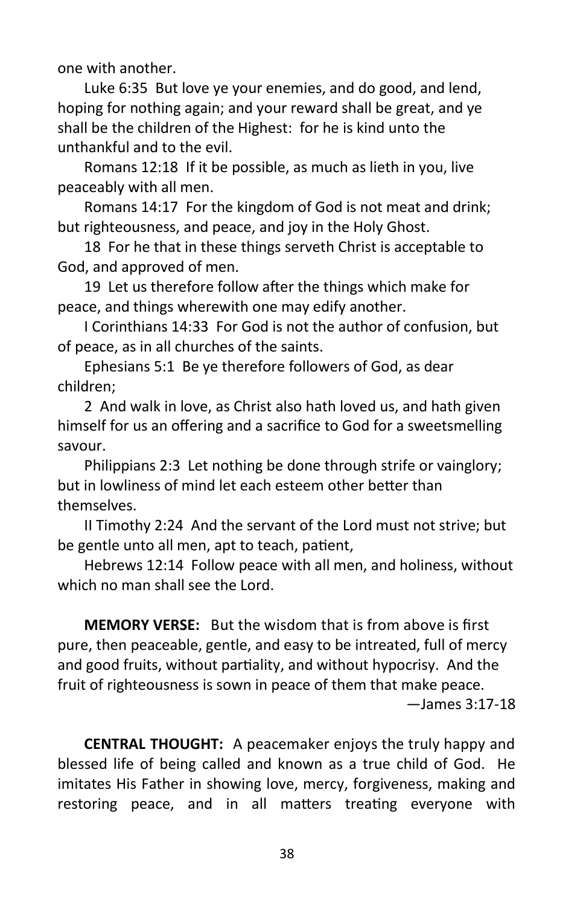one with another.

Luke 6:35  But love ye your enemies, and do good, and lend, hoping for nothing again; and your reward shall be great, and ye shall be the children of the Highest:  for he is kind unto the unthankful and to the evil.

Romans 12:18  If it be possible, as much as lieth in you, live peaceably with all men.

Romans 14:17  For the kingdom of God is not meat and drink; but righteousness, and peace, and joy in the Holy Ghost.

18  For he that in these things serveth Christ is acceptable to God, and approved of men.

19  Let us therefore follow after the things which make for peace, and things wherewith one may edify another.

I Corinthians 14:33  For God is not the author of confusion, but of peace, as in all churches of the saints.

Ephesians 5:1  Be ye therefore followers of God, as dear children;

2  And walk in love, as Christ also hath loved us, and hath given himself for us an offering and a sacrifice to God for a sweetsmelling savour.

Philippians 2:3  Let nothing be done through strife or vainglory; but in lowliness of mind let each esteem other better than themselves.

II Timothy 2:24  And the servant of the Lord must not strive; but be gentle unto all men, apt to teach, patient,

Hebrews 12:14  Follow peace with all men, and holiness, without which no man shall see the Lord.

**MEMORY VERSE:**  But the wisdom that is from above is first pure, then peaceable, gentle, and easy to be intreated, full of mercy and good fruits, without partiality, and without hypocrisy.  And the fruit of righteousness is sown in peace of them that make peace.

—James 3:17-18

**CENTRAL THOUGHT:**  A peacemaker enjoys the truly happy and blessed life of being called and known as a true child of God.  He imitates His Father in showing love, mercy, forgiveness, making and restoring peace, and in all matters treating everyone with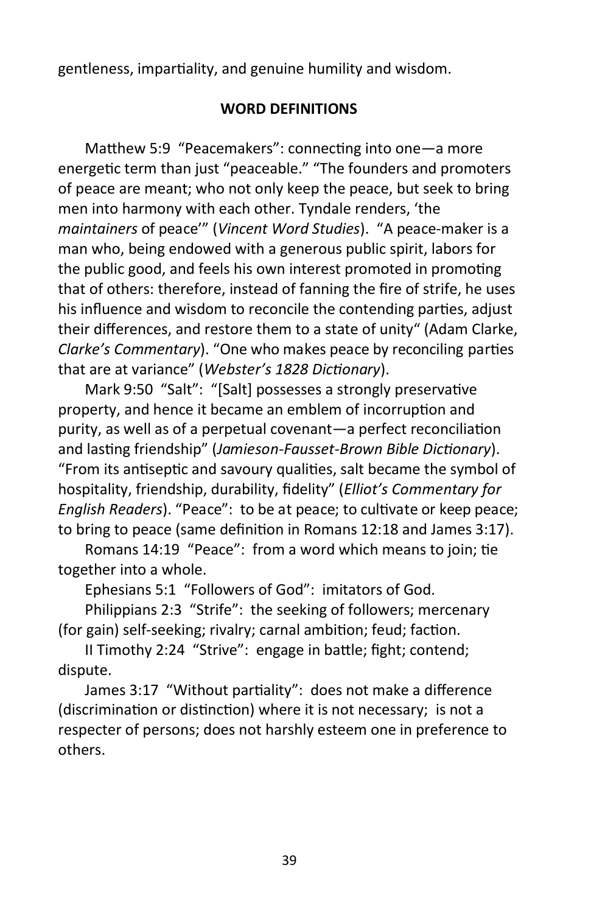gentleness, impartiality, and genuine humility and wisdom.

**WORD DEFINITIONS**

Matthew 5:9 "Peacemakers": connecting into one—a more energetic term than just "peaceable." "The founders and promoters of peace are meant; who not only keep the peace, but seek to bring men into harmony with each other. Tyndale renders, 'the *maintainers* of peace'" (*Vincent Word Studies*). "A peace-maker is a man who, being endowed with a generous public spirit, labors for the public good, and feels his own interest promoted in promoting that of others: therefore, instead of fanning the fire of strife, he uses his influence and wisdom to reconcile the contending parties, adjust their differences, and restore them to a state of unity" (Adam Clarke, *Clarke's Commentary*). "One who makes peace by reconciling parties that are at variance" (*Webster's 1828 Dictionary*).

Mark 9:50 "Salt": "[Salt] possesses a strongly preservative property, and hence it became an emblem of incorruption and purity, as well as of a perpetual covenant—a perfect reconciliation and lasting friendship" (*Jamieson-Fausset-Brown Bible Dictionary*). "From its antiseptic and savoury qualities, salt became the symbol of hospitality, friendship, durability, fidelity" (*Elliot's Commentary for English Readers*). "Peace": to be at peace; to cultivate or keep peace; to bring to peace (same definition in Romans 12:18 and James 3:17).

Romans 14:19 "Peace": from a word which means to join; tie together into a whole.

Ephesians 5:1 "Followers of God": imitators of God.

Philippians 2:3 "Strife": the seeking of followers; mercenary (for gain) self-seeking; rivalry; carnal ambition; feud; faction.

II Timothy 2:24 "Strive": engage in battle; fight; contend; dispute.

James 3:17 "Without partiality": does not make a difference (discrimination or distinction) where it is not necessary; is not a respecter of persons; does not harshly esteem one in preference to others.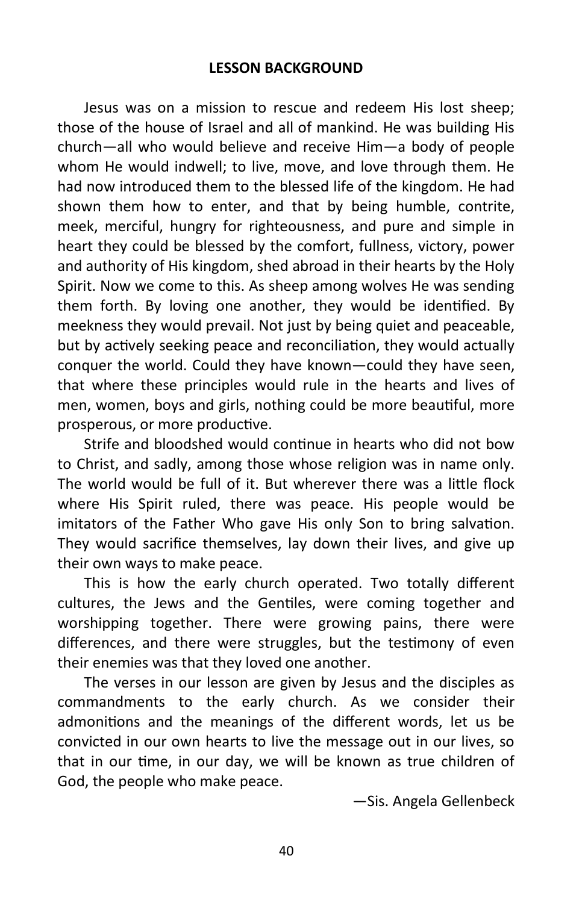## LESSON BACKGROUND

Jesus was on a mission to rescue and redeem His lost sheep; those of the house of Israel and all of mankind. He was building His church—all who would believe and receive Him—a body of people whom He would indwell; to live, move, and love through them. He had now introduced them to the blessed life of the kingdom. He had shown them how to enter, and that by being humble, contrite, meek, merciful, hungry for righteousness, and pure and simple in heart they could be blessed by the comfort, fullness, victory, power and authority of His kingdom, shed abroad in their hearts by the Holy Spirit. Now we come to this. As sheep among wolves He was sending them forth. By loving one another, they would be identified. By meekness they would prevail. Not just by being quiet and peaceable, but by actively seeking peace and reconciliation, they would actually conquer the world. Could they have known—could they have seen, that where these principles would rule in the hearts and lives of men, women, boys and girls, nothing could be more beautiful, more prosperous, or more productive.

Strife and bloodshed would continue in hearts who did not bow to Christ, and sadly, among those whose religion was in name only. The world would be full of it. But wherever there was a little flock where His Spirit ruled, there was peace. His people would be imitators of the Father Who gave His only Son to bring salvation. They would sacrifice themselves, lay down their lives, and give up their own ways to make peace.

This is how the early church operated. Two totally different cultures, the Jews and the Gentiles, were coming together and worshipping together. There were growing pains, there were differences, and there were struggles, but the testimony of even their enemies was that they loved one another.

The verses in our lesson are given by Jesus and the disciples as commandments to the early church. As we consider their admonitions and the meanings of the different words, let us be convicted in our own hearts to live the message out in our lives, so that in our time, in our day, we will be known as true children of God, the people who make peace.

—Sis. Angela Gellenbeck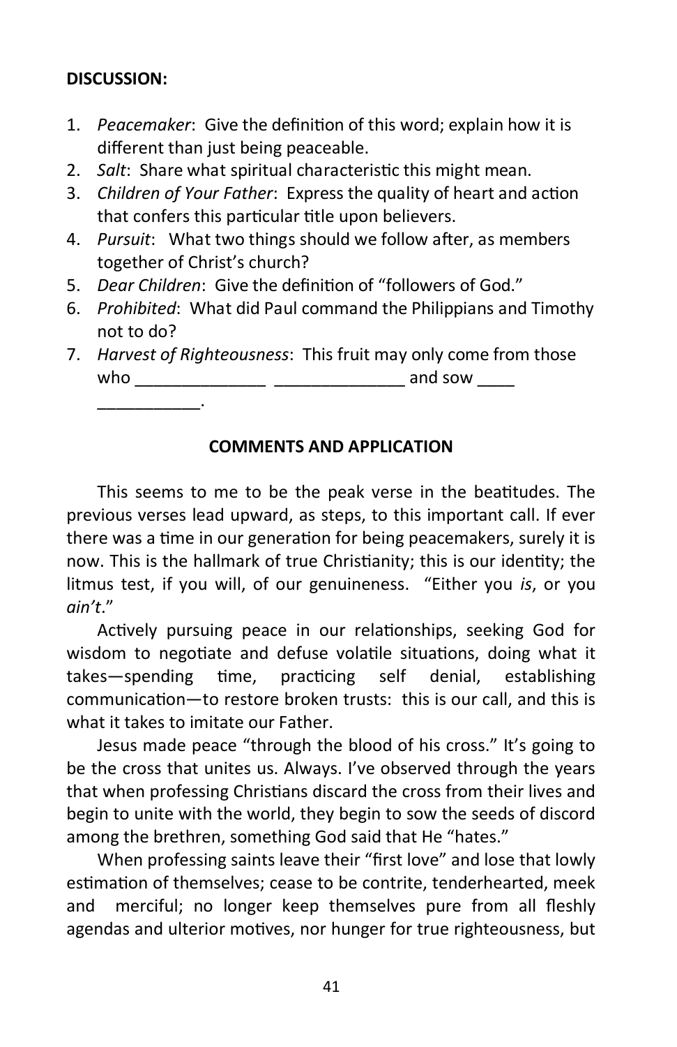**DISCUSSION:**

1. *Peacemaker*: Give the definition of this word; explain how it is different than just being peaceable.
2. *Salt*: Share what spiritual characteristic this might mean.
3. *Children of Your Father*: Express the quality of heart and action that confers this particular title upon believers.
4. *Pursuit*: What two things should we follow after, as members together of Christ's church?
5. *Dear Children*: Give the definition of "followers of God."
6. *Prohibited*: What did Paul command the Philippians and Timothy not to do?
7. *Harvest of Righteousness*: This fruit may only come from those who ______________ ______________ and sow ____ ___________.

**COMMENTS AND APPLICATION**

This seems to me to be the peak verse in the beatitudes. The previous verses lead upward, as steps, to this important call. If ever there was a time in our generation for being peacemakers, surely it is now. This is the hallmark of true Christianity; this is our identity; the litmus test, if you will, of our genuineness. "Either you *is*, or you *ain't*."

Actively pursuing peace in our relationships, seeking God for wisdom to negotiate and defuse volatile situations, doing what it takes—spending time, practicing self denial, establishing communication—to restore broken trusts: this is our call, and this is what it takes to imitate our Father.

Jesus made peace "through the blood of his cross." It's going to be the cross that unites us. Always. I've observed through the years that when professing Christians discard the cross from their lives and begin to unite with the world, they begin to sow the seeds of discord among the brethren, something God said that He "hates."

When professing saints leave their "first love" and lose that lowly estimation of themselves; cease to be contrite, tenderhearted, meek and merciful; no longer keep themselves pure from all fleshly agendas and ulterior motives, nor hunger for true righteousness, but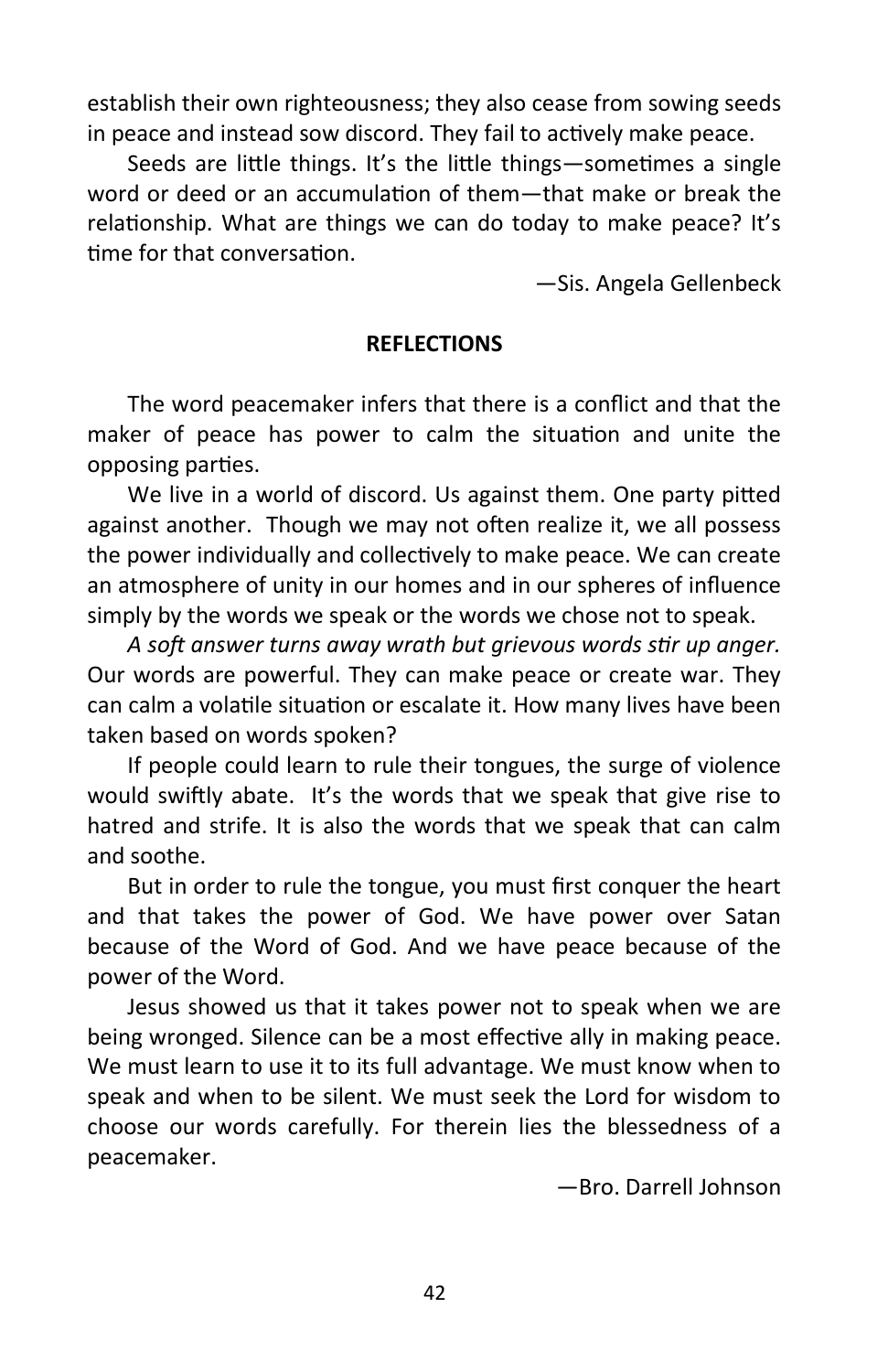establish their own righteousness; they also cease from sowing seeds in peace and instead sow discord. They fail to actively make peace.

Seeds are little things. It's the little things—sometimes a single word or deed or an accumulation of them—that make or break the relationship. What are things we can do today to make peace? It's time for that conversation.

—Sis. Angela Gellenbeck

**REFLECTIONS**

The word peacemaker infers that there is a conflict and that the maker of peace has power to calm the situation and unite the opposing parties.

We live in a world of discord. Us against them. One party pitted against another. Though we may not often realize it, we all possess the power individually and collectively to make peace. We can create an atmosphere of unity in our homes and in our spheres of influence simply by the words we speak or the words we chose not to speak.

*A soft answer turns away wrath but grievous words stir up anger.* Our words are powerful. They can make peace or create war. They can calm a volatile situation or escalate it. How many lives have been taken based on words spoken?

If people could learn to rule their tongues, the surge of violence would swiftly abate. It's the words that we speak that give rise to hatred and strife. It is also the words that we speak that can calm and soothe.

But in order to rule the tongue, you must first conquer the heart and that takes the power of God. We have power over Satan because of the Word of God. And we have peace because of the power of the Word.

Jesus showed us that it takes power not to speak when we are being wronged. Silence can be a most effective ally in making peace. We must learn to use it to its full advantage. We must know when to speak and when to be silent. We must seek the Lord for wisdom to choose our words carefully. For therein lies the blessedness of a peacemaker.

—Bro. Darrell Johnson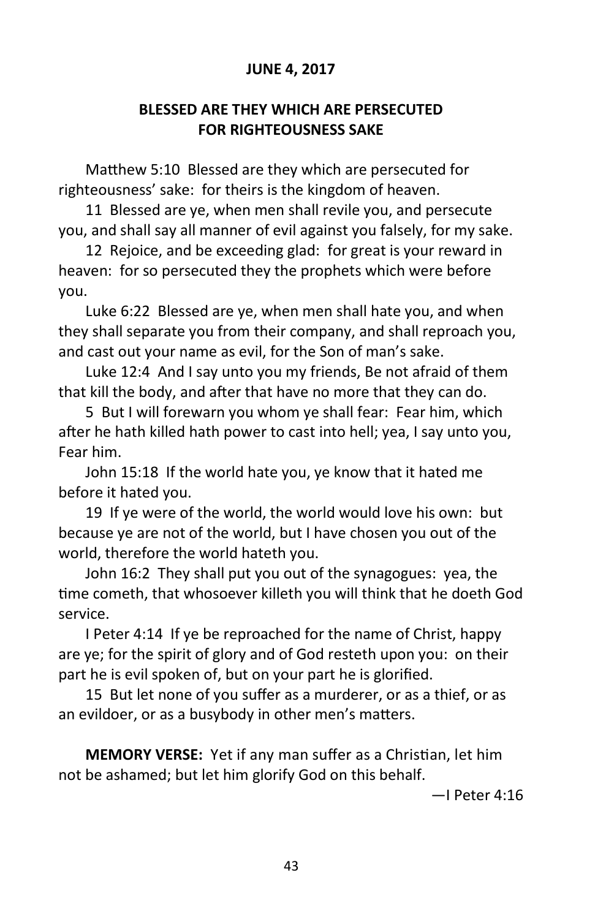**JUNE 4, 2017**

## BLESSED ARE THEY WHICH ARE PERSECUTED FOR RIGHTEOUSNESS SAKE

Matthew 5:10 Blessed are they which are persecuted for righteousness' sake: for theirs is the kingdom of heaven.

11 Blessed are ye, when men shall revile you, and persecute you, and shall say all manner of evil against you falsely, for my sake.

12 Rejoice, and be exceeding glad: for great is your reward in heaven: for so persecuted they the prophets which were before you.

Luke 6:22 Blessed are ye, when men shall hate you, and when they shall separate you from their company, and shall reproach you, and cast out your name as evil, for the Son of man's sake.

Luke 12:4 And I say unto you my friends, Be not afraid of them that kill the body, and after that have no more that they can do.

5 But I will forewarn you whom ye shall fear: Fear him, which after he hath killed hath power to cast into hell; yea, I say unto you, Fear him.

John 15:18 If the world hate you, ye know that it hated me before it hated you.

19 If ye were of the world, the world would love his own: but because ye are not of the world, but I have chosen you out of the world, therefore the world hateth you.

John 16:2 They shall put you out of the synagogues: yea, the time cometh, that whosoever killeth you will think that he doeth God service.

I Peter 4:14 If ye be reproached for the name of Christ, happy are ye; for the spirit of glory and of God resteth upon you: on their part he is evil spoken of, but on your part he is glorified.

15 But let none of you suffer as a murderer, or as a thief, or as an evildoer, or as a busybody in other men's matters.

**MEMORY VERSE:** Yet if any man suffer as a Christian, let him not be ashamed; but let him glorify God on this behalf.

—I Peter 4:16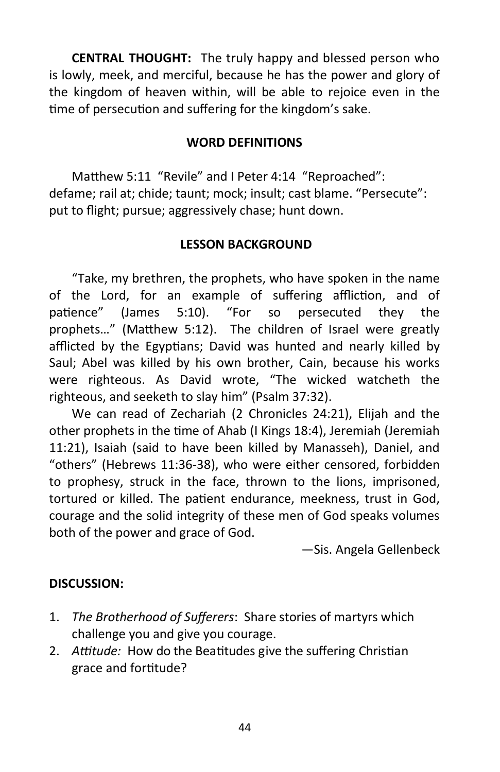**CENTRAL THOUGHT:** The truly happy and blessed person who is lowly, meek, and merciful, because he has the power and glory of the kingdom of heaven within, will be able to rejoice even in the time of persecution and suffering for the kingdom's sake.

### WORD DEFINITIONS

Matthew 5:11 "Revile" and I Peter 4:14 "Reproached": defame; rail at; chide; taunt; mock; insult; cast blame. "Persecute": put to flight; pursue; aggressively chase; hunt down.

### LESSON BACKGROUND

"Take, my brethren, the prophets, who have spoken in the name of the Lord, for an example of suffering affliction, and of patience" (James 5:10). "For so persecuted they the prophets…" (Matthew 5:12). The children of Israel were greatly afflicted by the Egyptians; David was hunted and nearly killed by Saul; Abel was killed by his own brother, Cain, because his works were righteous. As David wrote, "The wicked watcheth the righteous, and seeketh to slay him" (Psalm 37:32).

We can read of Zechariah (2 Chronicles 24:21), Elijah and the other prophets in the time of Ahab (I Kings 18:4), Jeremiah (Jeremiah 11:21), Isaiah (said to have been killed by Manasseh), Daniel, and "others" (Hebrews 11:36-38), who were either censored, forbidden to prophesy, struck in the face, thrown to the lions, imprisoned, tortured or killed. The patient endurance, meekness, trust in God, courage and the solid integrity of these men of God speaks volumes both of the power and grace of God.

—Sis. Angela Gellenbeck

**DISCUSSION:**

1. *The Brotherhood of Sufferers*: Share stories of martyrs which challenge you and give you courage.
2. *Attitude:* How do the Beatitudes give the suffering Christian grace and fortitude?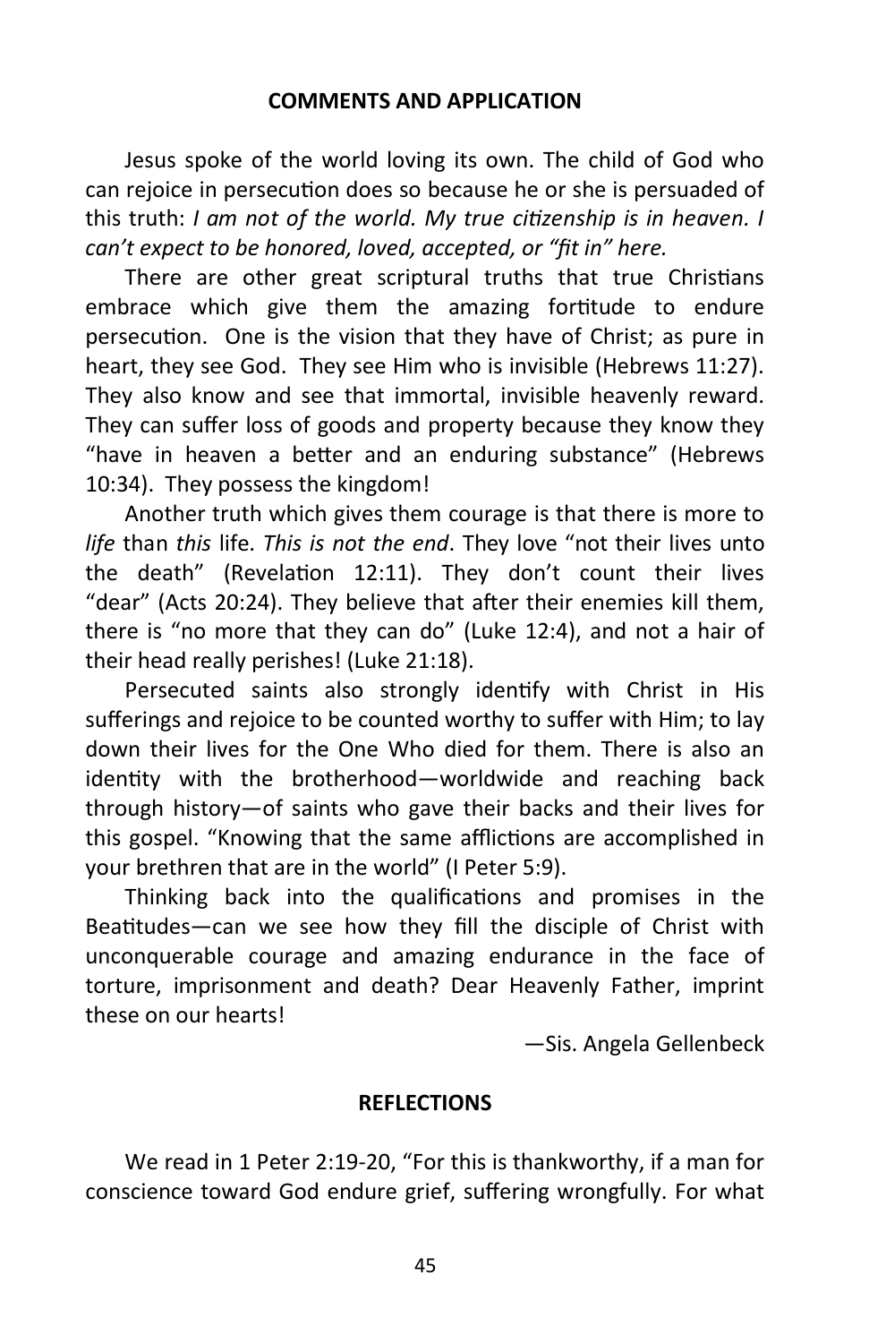## COMMENTS AND APPLICATION

Jesus spoke of the world loving its own. The child of God who can rejoice in persecution does so because he or she is persuaded of this truth: *I am not of the world. My true citizenship is in heaven. I can't expect to be honored, loved, accepted, or "fit in" here.*

There are other great scriptural truths that true Christians embrace which give them the amazing fortitude to endure persecution. One is the vision that they have of Christ; as pure in heart, they see God. They see Him who is invisible (Hebrews 11:27). They also know and see that immortal, invisible heavenly reward. They can suffer loss of goods and property because they know they "have in heaven a better and an enduring substance" (Hebrews 10:34). They possess the kingdom!

Another truth which gives them courage is that there is more to *life* than *this* life. *This is not the end*. They love "not their lives unto the death" (Revelation 12:11). They don't count their lives "dear" (Acts 20:24). They believe that after their enemies kill them, there is "no more that they can do" (Luke 12:4), and not a hair of their head really perishes! (Luke 21:18).

Persecuted saints also strongly identify with Christ in His sufferings and rejoice to be counted worthy to suffer with Him; to lay down their lives for the One Who died for them. There is also an identity with the brotherhood—worldwide and reaching back through history—of saints who gave their backs and their lives for this gospel. "Knowing that the same afflictions are accomplished in your brethren that are in the world" (I Peter 5:9).

Thinking back into the qualifications and promises in the Beatitudes—can we see how they fill the disciple of Christ with unconquerable courage and amazing endurance in the face of torture, imprisonment and death? Dear Heavenly Father, imprint these on our hearts!

—Sis. Angela Gellenbeck

## REFLECTIONS

We read in 1 Peter 2:19-20, "For this is thankworthy, if a man for conscience toward God endure grief, suffering wrongfully. For what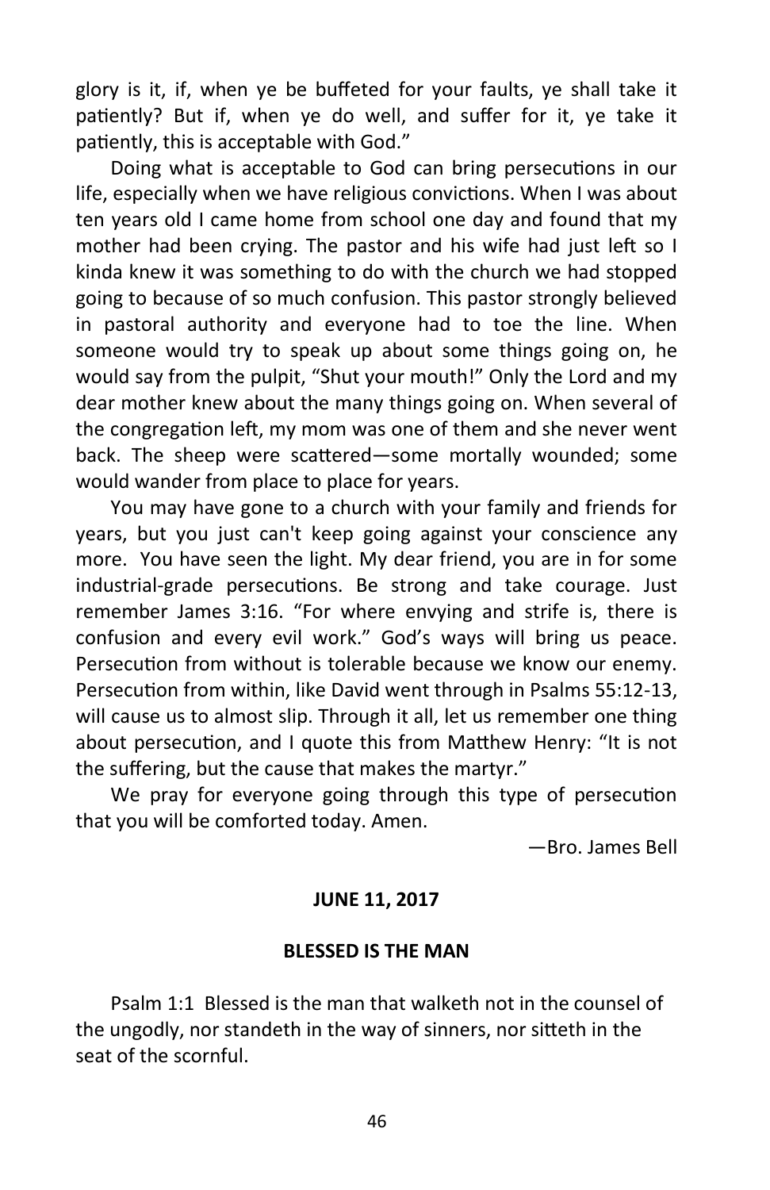glory is it, if, when ye be buffeted for your faults, ye shall take it patiently? But if, when ye do well, and suffer for it, ye take it patiently, this is acceptable with God."

Doing what is acceptable to God can bring persecutions in our life, especially when we have religious convictions. When I was about ten years old I came home from school one day and found that my mother had been crying. The pastor and his wife had just left so I kinda knew it was something to do with the church we had stopped going to because of so much confusion. This pastor strongly believed in pastoral authority and everyone had to toe the line. When someone would try to speak up about some things going on, he would say from the pulpit, "Shut your mouth!" Only the Lord and my dear mother knew about the many things going on. When several of the congregation left, my mom was one of them and she never went back. The sheep were scattered—some mortally wounded; some would wander from place to place for years.

You may have gone to a church with your family and friends for years, but you just can't keep going against your conscience any more. You have seen the light. My dear friend, you are in for some industrial-grade persecutions. Be strong and take courage. Just remember James 3:16. "For where envying and strife is, there is confusion and every evil work." God's ways will bring us peace. Persecution from without is tolerable because we know our enemy. Persecution from within, like David went through in Psalms 55:12-13, will cause us to almost slip. Through it all, let us remember one thing about persecution, and I quote this from Matthew Henry: "It is not the suffering, but the cause that makes the martyr."

We pray for everyone going through this type of persecution that you will be comforted today. Amen.

—Bro. James Bell

## JUNE 11, 2017

## BLESSED IS THE MAN

Psalm 1:1 Blessed is the man that walketh not in the counsel of the ungodly, nor standeth in the way of sinners, nor sitteth in the seat of the scornful.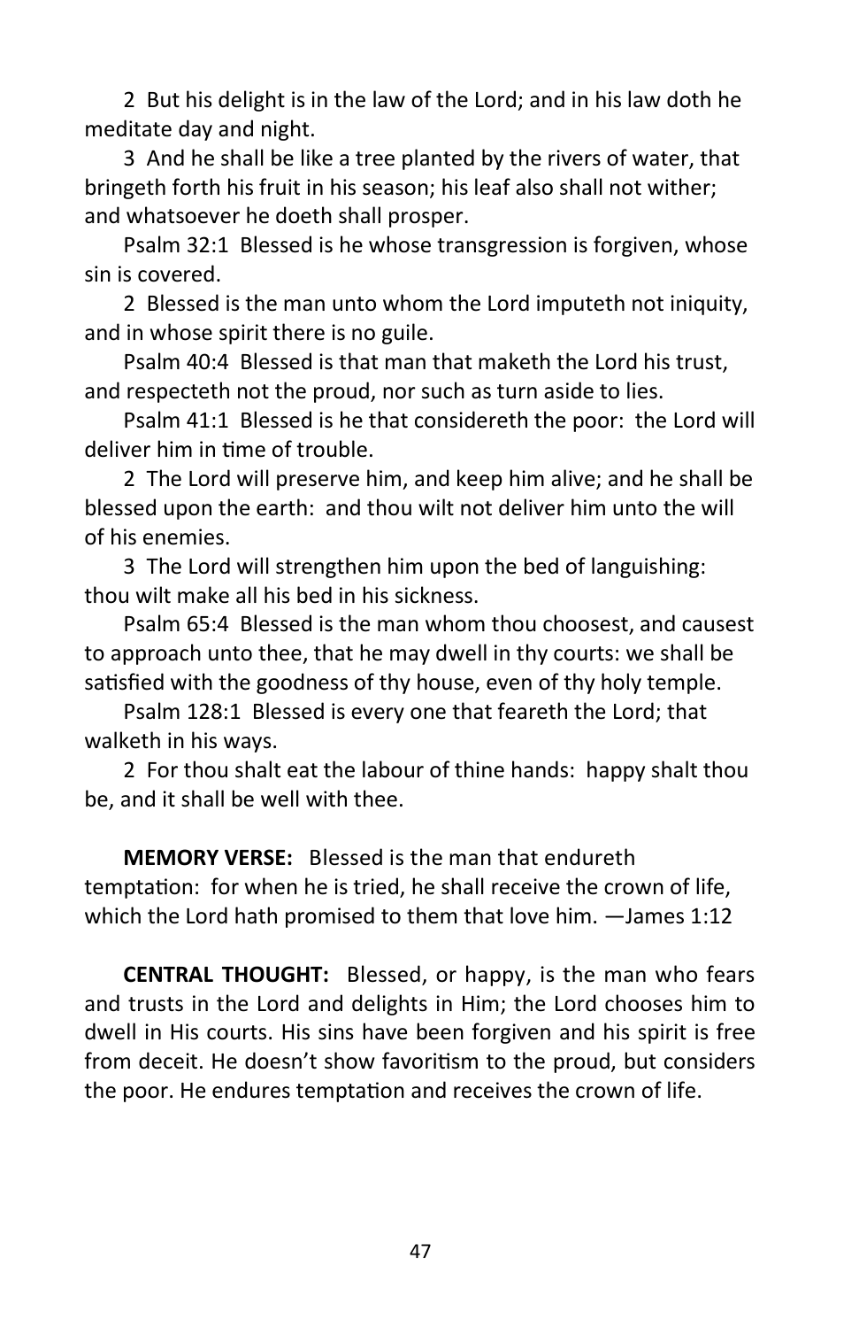2 But his delight is in the law of the Lord; and in his law doth he meditate day and night.

3 And he shall be like a tree planted by the rivers of water, that bringeth forth his fruit in his season; his leaf also shall not wither; and whatsoever he doeth shall prosper.

Psalm 32:1 Blessed is he whose transgression is forgiven, whose sin is covered.

2 Blessed is the man unto whom the Lord imputeth not iniquity, and in whose spirit there is no guile.

Psalm 40:4 Blessed is that man that maketh the Lord his trust, and respecteth not the proud, nor such as turn aside to lies.

Psalm 41:1 Blessed is he that considereth the poor: the Lord will deliver him in time of trouble.

2 The Lord will preserve him, and keep him alive; and he shall be blessed upon the earth: and thou wilt not deliver him unto the will of his enemies.

3 The Lord will strengthen him upon the bed of languishing: thou wilt make all his bed in his sickness.

Psalm 65:4 Blessed is the man whom thou choosest, and causest to approach unto thee, that he may dwell in thy courts: we shall be satisfied with the goodness of thy house, even of thy holy temple.

Psalm 128:1 Blessed is every one that feareth the Lord; that walketh in his ways.

2 For thou shalt eat the labour of thine hands: happy shalt thou be, and it shall be well with thee.

**MEMORY VERSE:** Blessed is the man that endureth temptation: for when he is tried, he shall receive the crown of life, which the Lord hath promised to them that love him. —James 1:12

**CENTRAL THOUGHT:** Blessed, or happy, is the man who fears and trusts in the Lord and delights in Him; the Lord chooses him to dwell in His courts. His sins have been forgiven and his spirit is free from deceit. He doesn't show favoritism to the proud, but considers the poor. He endures temptation and receives the crown of life.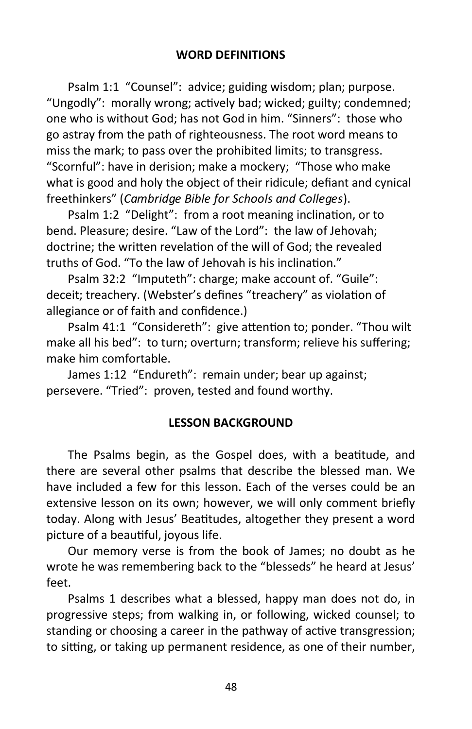## WORD DEFINITIONS

Psalm 1:1 "Counsel": advice; guiding wisdom; plan; purpose. "Ungodly": morally wrong; actively bad; wicked; guilty; condemned; one who is without God; has not God in him. "Sinners": those who go astray from the path of righteousness. The root word means to miss the mark; to pass over the prohibited limits; to transgress. "Scornful": have in derision; make a mockery; "Those who make what is good and holy the object of their ridicule; defiant and cynical freethinkers" (*Cambridge Bible for Schools and Colleges*).

Psalm 1:2 "Delight": from a root meaning inclination, or to bend. Pleasure; desire. "Law of the Lord": the law of Jehovah; doctrine; the written revelation of the will of God; the revealed truths of God. "To the law of Jehovah is his inclination."

Psalm 32:2 "Imputeth": charge; make account of. "Guile": deceit; treachery. (Webster's defines "treachery" as violation of allegiance or of faith and confidence.)

Psalm 41:1 "Considereth": give attention to; ponder. "Thou wilt make all his bed": to turn; overturn; transform; relieve his suffering; make him comfortable.

James 1:12 "Endureth": remain under; bear up against; persevere. "Tried": proven, tested and found worthy.

## LESSON BACKGROUND

The Psalms begin, as the Gospel does, with a beatitude, and there are several other psalms that describe the blessed man. We have included a few for this lesson. Each of the verses could be an extensive lesson on its own; however, we will only comment briefly today. Along with Jesus' Beatitudes, altogether they present a word picture of a beautiful, joyous life.

Our memory verse is from the book of James; no doubt as he wrote he was remembering back to the "blesseds" he heard at Jesus' feet.

Psalms 1 describes what a blessed, happy man does not do, in progressive steps; from walking in, or following, wicked counsel; to standing or choosing a career in the pathway of active transgression; to sitting, or taking up permanent residence, as one of their number,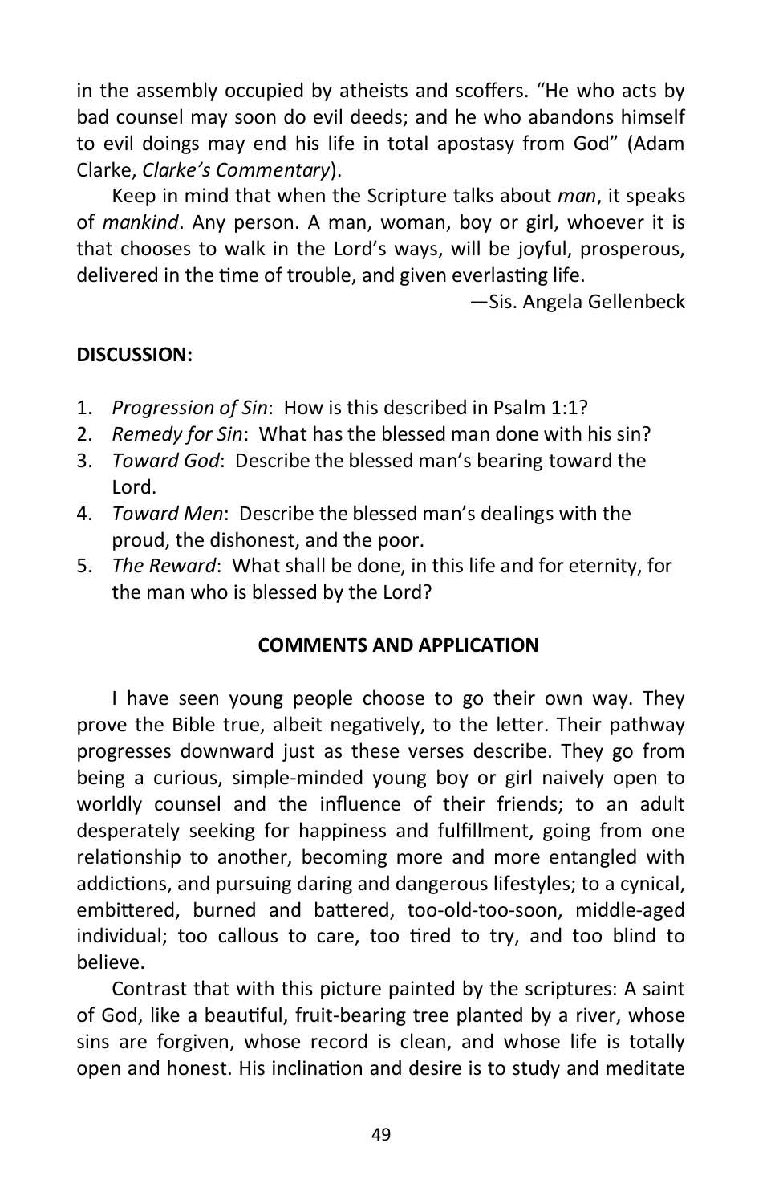in the assembly occupied by atheists and scoffers. "He who acts by bad counsel may soon do evil deeds; and he who abandons himself to evil doings may end his life in total apostasy from God" (Adam Clarke, *Clarke's Commentary*).

Keep in mind that when the Scripture talks about *man*, it speaks of *mankind*. Any person. A man, woman, boy or girl, whoever it is that chooses to walk in the Lord's ways, will be joyful, prosperous, delivered in the time of trouble, and given everlasting life.

—Sis. Angela Gellenbeck

**DISCUSSION:**

1. *Progression of Sin*: How is this described in Psalm 1:1?
2. *Remedy for Sin*: What has the blessed man done with his sin?
3. *Toward God*: Describe the blessed man's bearing toward the Lord.
4. *Toward Men*: Describe the blessed man's dealings with the proud, the dishonest, and the poor.
5. *The Reward*: What shall be done, in this life and for eternity, for the man who is blessed by the Lord?

**COMMENTS AND APPLICATION**

I have seen young people choose to go their own way. They prove the Bible true, albeit negatively, to the letter. Their pathway progresses downward just as these verses describe. They go from being a curious, simple-minded young boy or girl naively open to worldly counsel and the influence of their friends; to an adult desperately seeking for happiness and fulfillment, going from one relationship to another, becoming more and more entangled with addictions, and pursuing daring and dangerous lifestyles; to a cynical, embittered, burned and battered, too-old-too-soon, middle-aged individual; too callous to care, too tired to try, and too blind to believe.

Contrast that with this picture painted by the scriptures: A saint of God, like a beautiful, fruit-bearing tree planted by a river, whose sins are forgiven, whose record is clean, and whose life is totally open and honest. His inclination and desire is to study and meditate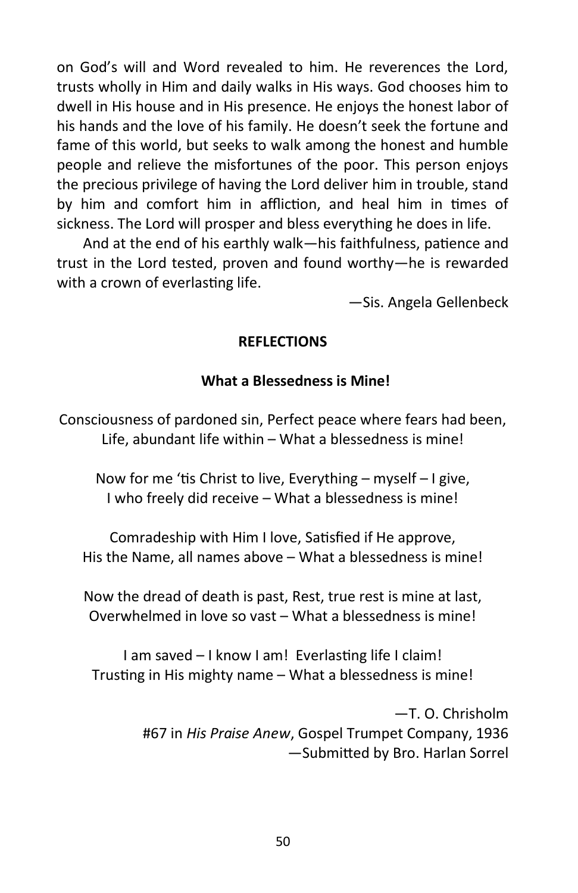on God's will and Word revealed to him. He reverences the Lord, trusts wholly in Him and daily walks in His ways. God chooses him to dwell in His house and in His presence. He enjoys the honest labor of his hands and the love of his family. He doesn't seek the fortune and fame of this world, but seeks to walk among the honest and humble people and relieve the misfortunes of the poor. This person enjoys the precious privilege of having the Lord deliver him in trouble, stand by him and comfort him in affliction, and heal him in times of sickness. The Lord will prosper and bless everything he does in life.

And at the end of his earthly walk—his faithfulness, patience and trust in the Lord tested, proven and found worthy—he is rewarded with a crown of everlasting life.

—Sis. Angela Gellenbeck

## REFLECTIONS

### What a Blessedness is Mine!

Consciousness of pardoned sin, Perfect peace where fears had been,
Life, abundant life within – What a blessedness is mine!

Now for me 'tis Christ to live, Everything – myself – I give,
I who freely did receive – What a blessedness is mine!

Comradeship with Him I love, Satisfied if He approve,
His the Name, all names above – What a blessedness is mine!

Now the dread of death is past, Rest, true rest is mine at last,
Overwhelmed in love so vast – What a blessedness is mine!

I am saved – I know I am! Everlasting life I claim!
Trusting in His mighty name – What a blessedness is mine!

—T. O. Chrisholm
#67 in *His Praise Anew*, Gospel Trumpet Company, 1936
—Submitted by Bro. Harlan Sorrel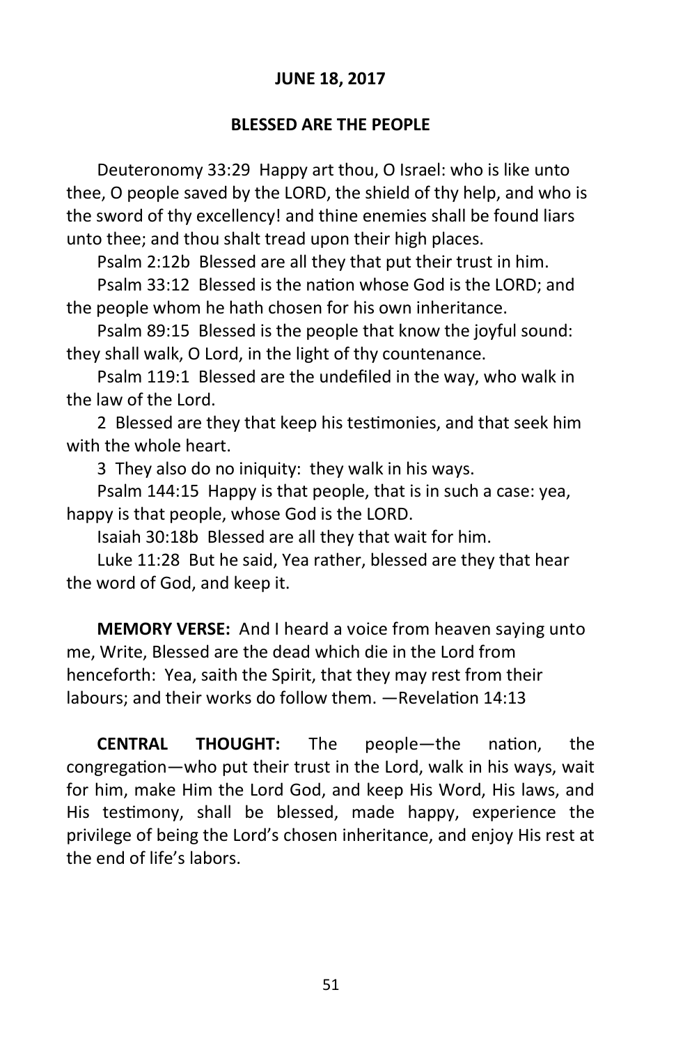**JUNE 18, 2017**

**BLESSED ARE THE PEOPLE**

Deuteronomy 33:29 Happy art thou, O Israel: who is like unto thee, O people saved by the LORD, the shield of thy help, and who is the sword of thy excellency! and thine enemies shall be found liars unto thee; and thou shalt tread upon their high places.

Psalm 2:12b Blessed are all they that put their trust in him.

Psalm 33:12 Blessed is the nation whose God is the LORD; and the people whom he hath chosen for his own inheritance.

Psalm 89:15 Blessed is the people that know the joyful sound: they shall walk, O Lord, in the light of thy countenance.

Psalm 119:1 Blessed are the undefiled in the way, who walk in the law of the Lord.

2 Blessed are they that keep his testimonies, and that seek him with the whole heart.

3 They also do no iniquity: they walk in his ways.

Psalm 144:15 Happy is that people, that is in such a case: yea, happy is that people, whose God is the LORD.

Isaiah 30:18b Blessed are all they that wait for him.

Luke 11:28 But he said, Yea rather, blessed are they that hear the word of God, and keep it.

**MEMORY VERSE:** And I heard a voice from heaven saying unto me, Write, Blessed are the dead which die in the Lord from henceforth: Yea, saith the Spirit, that they may rest from their labours; and their works do follow them. —Revelation 14:13

**CENTRAL THOUGHT:** The people—the nation, the congregation—who put their trust in the Lord, walk in his ways, wait for him, make Him the Lord God, and keep His Word, His laws, and His testimony, shall be blessed, made happy, experience the privilege of being the Lord's chosen inheritance, and enjoy His rest at the end of life's labors.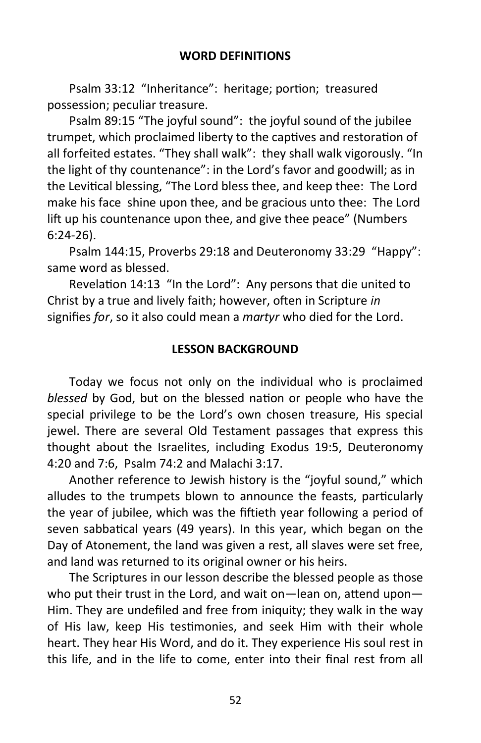## WORD DEFINITIONS

Psalm 33:12 "Inheritance": heritage; portion; treasured possession; peculiar treasure.

Psalm 89:15 "The joyful sound": the joyful sound of the jubilee trumpet, which proclaimed liberty to the captives and restoration of all forfeited estates. "They shall walk": they shall walk vigorously. "In the light of thy countenance": in the Lord's favor and goodwill; as in the Levitical blessing, "The Lord bless thee, and keep thee: The Lord make his face shine upon thee, and be gracious unto thee: The Lord lift up his countenance upon thee, and give thee peace" (Numbers 6:24-26).

Psalm 144:15, Proverbs 29:18 and Deuteronomy 33:29 "Happy": same word as blessed.

Revelation 14:13 "In the Lord": Any persons that die united to Christ by a true and lively faith; however, often in Scripture *in* signifies *for*, so it also could mean a *martyr* who died for the Lord.

## LESSON BACKGROUND

Today we focus not only on the individual who is proclaimed *blessed* by God, but on the blessed nation or people who have the special privilege to be the Lord's own chosen treasure, His special jewel. There are several Old Testament passages that express this thought about the Israelites, including Exodus 19:5, Deuteronomy 4:20 and 7:6, Psalm 74:2 and Malachi 3:17.

Another reference to Jewish history is the "joyful sound," which alludes to the trumpets blown to announce the feasts, particularly the year of jubilee, which was the fiftieth year following a period of seven sabbatical years (49 years). In this year, which began on the Day of Atonement, the land was given a rest, all slaves were set free, and land was returned to its original owner or his heirs.

The Scriptures in our lesson describe the blessed people as those who put their trust in the Lord, and wait on—lean on, attend upon—Him. They are undefiled and free from iniquity; they walk in the way of His law, keep His testimonies, and seek Him with their whole heart. They hear His Word, and do it. They experience His soul rest in this life, and in the life to come, enter into their final rest from all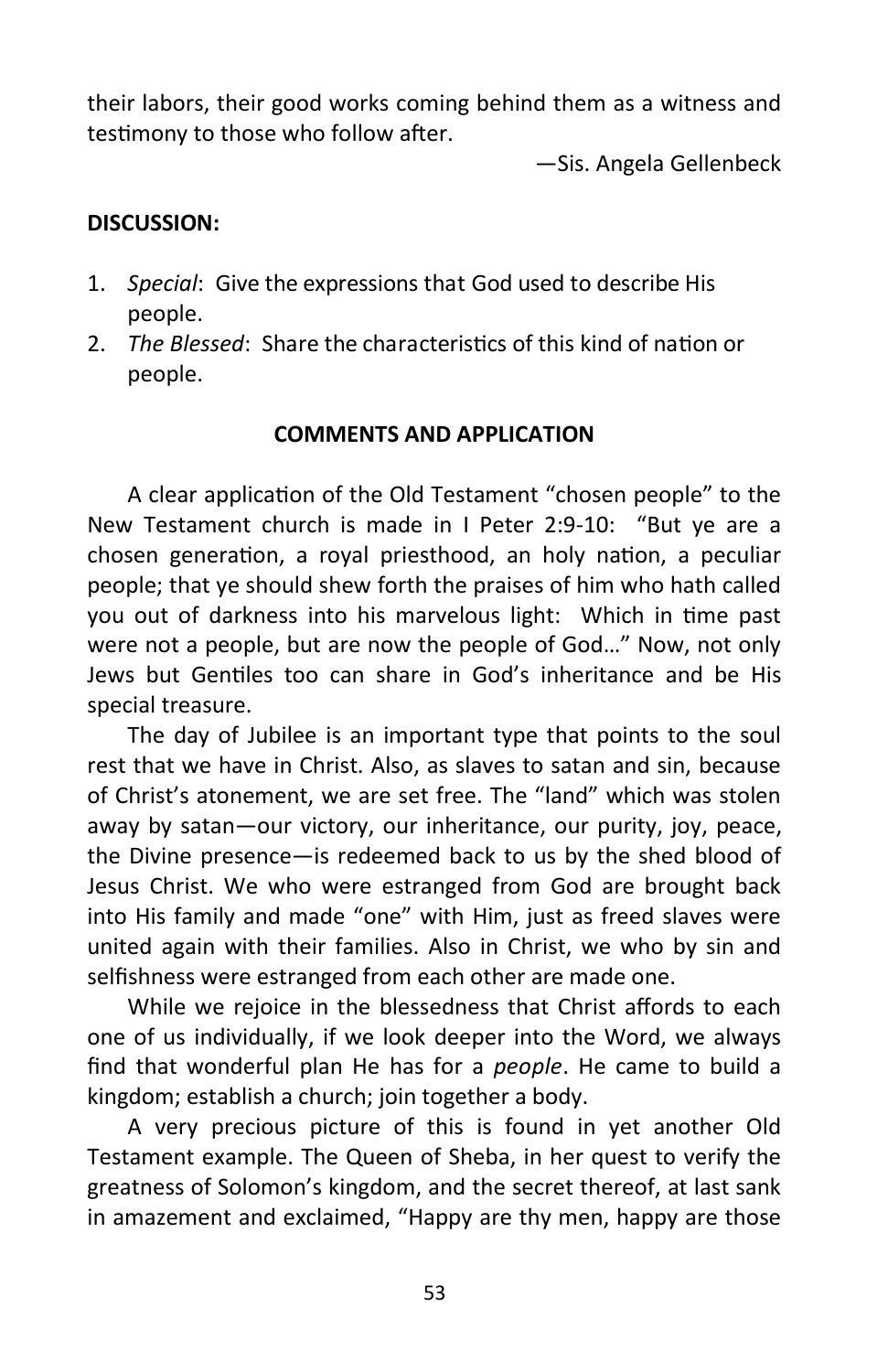their labors, their good works coming behind them as a witness and testimony to those who follow after.

—Sis. Angela Gellenbeck

**DISCUSSION:**

1. *Special*: Give the expressions that God used to describe His people.
2. *The Blessed*: Share the characteristics of this kind of nation or people.

**COMMENTS AND APPLICATION**

A clear application of the Old Testament "chosen people" to the New Testament church is made in I Peter 2:9-10: "But ye are a chosen generation, a royal priesthood, an holy nation, a peculiar people; that ye should shew forth the praises of him who hath called you out of darkness into his marvelous light: Which in time past were not a people, but are now the people of God…" Now, not only Jews but Gentiles too can share in God's inheritance and be His special treasure.

The day of Jubilee is an important type that points to the soul rest that we have in Christ. Also, as slaves to satan and sin, because of Christ's atonement, we are set free. The "land" which was stolen away by satan—our victory, our inheritance, our purity, joy, peace, the Divine presence—is redeemed back to us by the shed blood of Jesus Christ. We who were estranged from God are brought back into His family and made "one" with Him, just as freed slaves were united again with their families. Also in Christ, we who by sin and selfishness were estranged from each other are made one.

While we rejoice in the blessedness that Christ affords to each one of us individually, if we look deeper into the Word, we always find that wonderful plan He has for a *people*. He came to build a kingdom; establish a church; join together a body.

A very precious picture of this is found in yet another Old Testament example. The Queen of Sheba, in her quest to verify the greatness of Solomon's kingdom, and the secret thereof, at last sank in amazement and exclaimed, "Happy are thy men, happy are those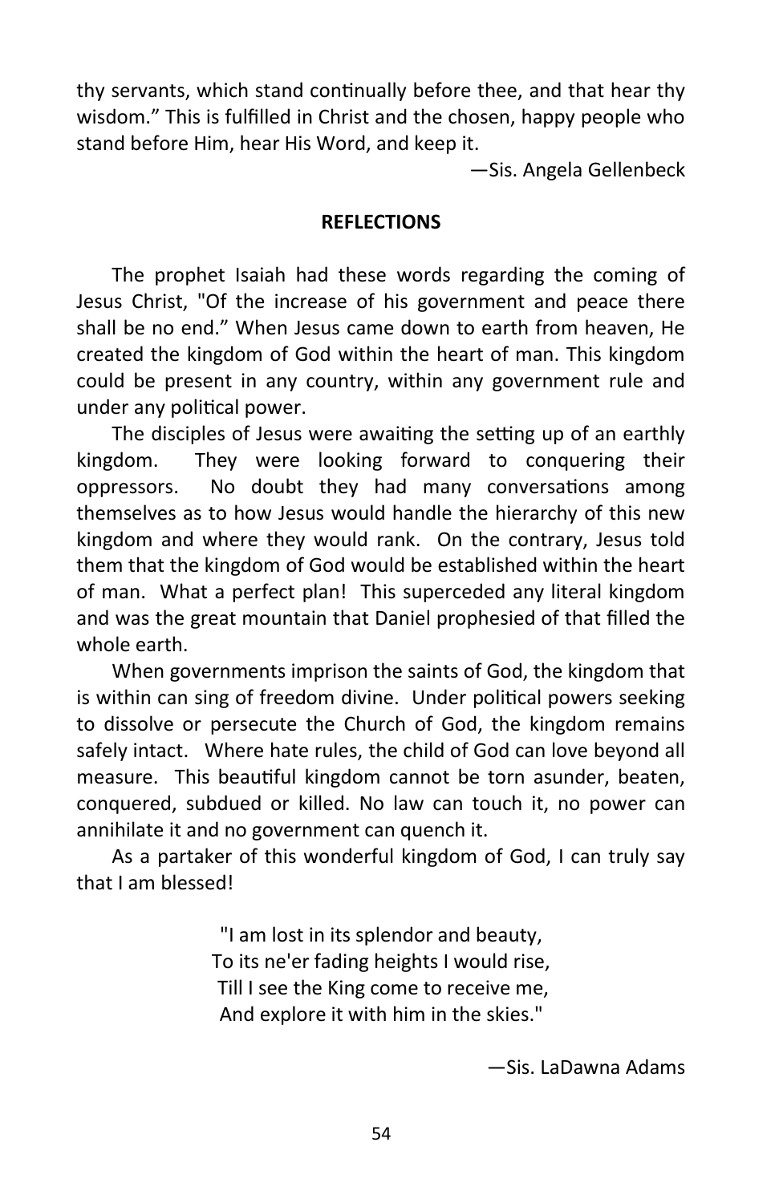thy servants, which stand continually before thee, and that hear thy wisdom." This is fulfilled in Christ and the chosen, happy people who stand before Him, hear His Word, and keep it.

—Sis. Angela Gellenbeck

**REFLECTIONS**

The prophet Isaiah had these words regarding the coming of Jesus Christ, "Of the increase of his government and peace there shall be no end." When Jesus came down to earth from heaven, He created the kingdom of God within the heart of man. This kingdom could be present in any country, within any government rule and under any political power.

The disciples of Jesus were awaiting the setting up of an earthly kingdom. They were looking forward to conquering their oppressors. No doubt they had many conversations among themselves as to how Jesus would handle the hierarchy of this new kingdom and where they would rank. On the contrary, Jesus told them that the kingdom of God would be established within the heart of man. What a perfect plan! This superceded any literal kingdom and was the great mountain that Daniel prophesied of that filled the whole earth.

When governments imprison the saints of God, the kingdom that is within can sing of freedom divine. Under political powers seeking to dissolve or persecute the Church of God, the kingdom remains safely intact. Where hate rules, the child of God can love beyond all measure. This beautiful kingdom cannot be torn asunder, beaten, conquered, subdued or killed. No law can touch it, no power can annihilate it and no government can quench it.

As a partaker of this wonderful kingdom of God, I can truly say that I am blessed!

"I am lost in its splendor and beauty,
To its ne'er fading heights I would rise,
Till I see the King come to receive me,
And explore it with him in the skies."

—Sis. LaDawna Adams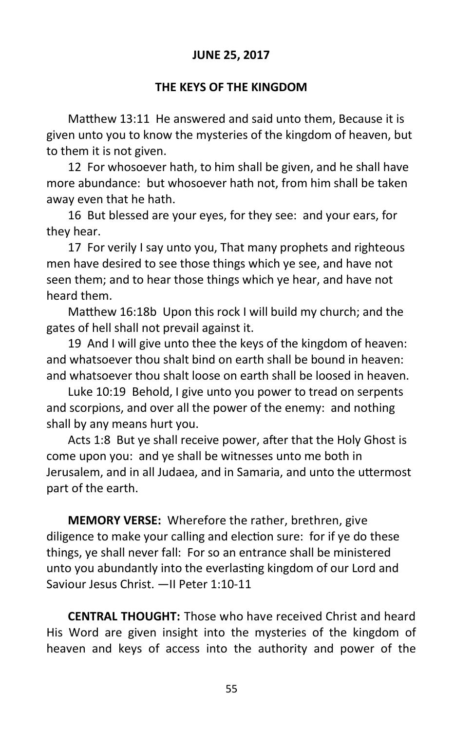**JUNE 25, 2017**

**THE KEYS OF THE KINGDOM**

Matthew 13:11 He answered and said unto them, Because it is given unto you to know the mysteries of the kingdom of heaven, but to them it is not given.

12 For whosoever hath, to him shall be given, and he shall have more abundance: but whosoever hath not, from him shall be taken away even that he hath.

16 But blessed are your eyes, for they see: and your ears, for they hear.

17 For verily I say unto you, That many prophets and righteous men have desired to see those things which ye see, and have not seen them; and to hear those things which ye hear, and have not heard them.

Matthew 16:18b Upon this rock I will build my church; and the gates of hell shall not prevail against it.

19 And I will give unto thee the keys of the kingdom of heaven: and whatsoever thou shalt bind on earth shall be bound in heaven: and whatsoever thou shalt loose on earth shall be loosed in heaven.

Luke 10:19 Behold, I give unto you power to tread on serpents and scorpions, and over all the power of the enemy: and nothing shall by any means hurt you.

Acts 1:8 But ye shall receive power, after that the Holy Ghost is come upon you: and ye shall be witnesses unto me both in Jerusalem, and in all Judaea, and in Samaria, and unto the uttermost part of the earth.

**MEMORY VERSE:** Wherefore the rather, brethren, give diligence to make your calling and election sure: for if ye do these things, ye shall never fall: For so an entrance shall be ministered unto you abundantly into the everlasting kingdom of our Lord and Saviour Jesus Christ. —II Peter 1:10-11

**CENTRAL THOUGHT:** Those who have received Christ and heard His Word are given insight into the mysteries of the kingdom of heaven and keys of access into the authority and power of the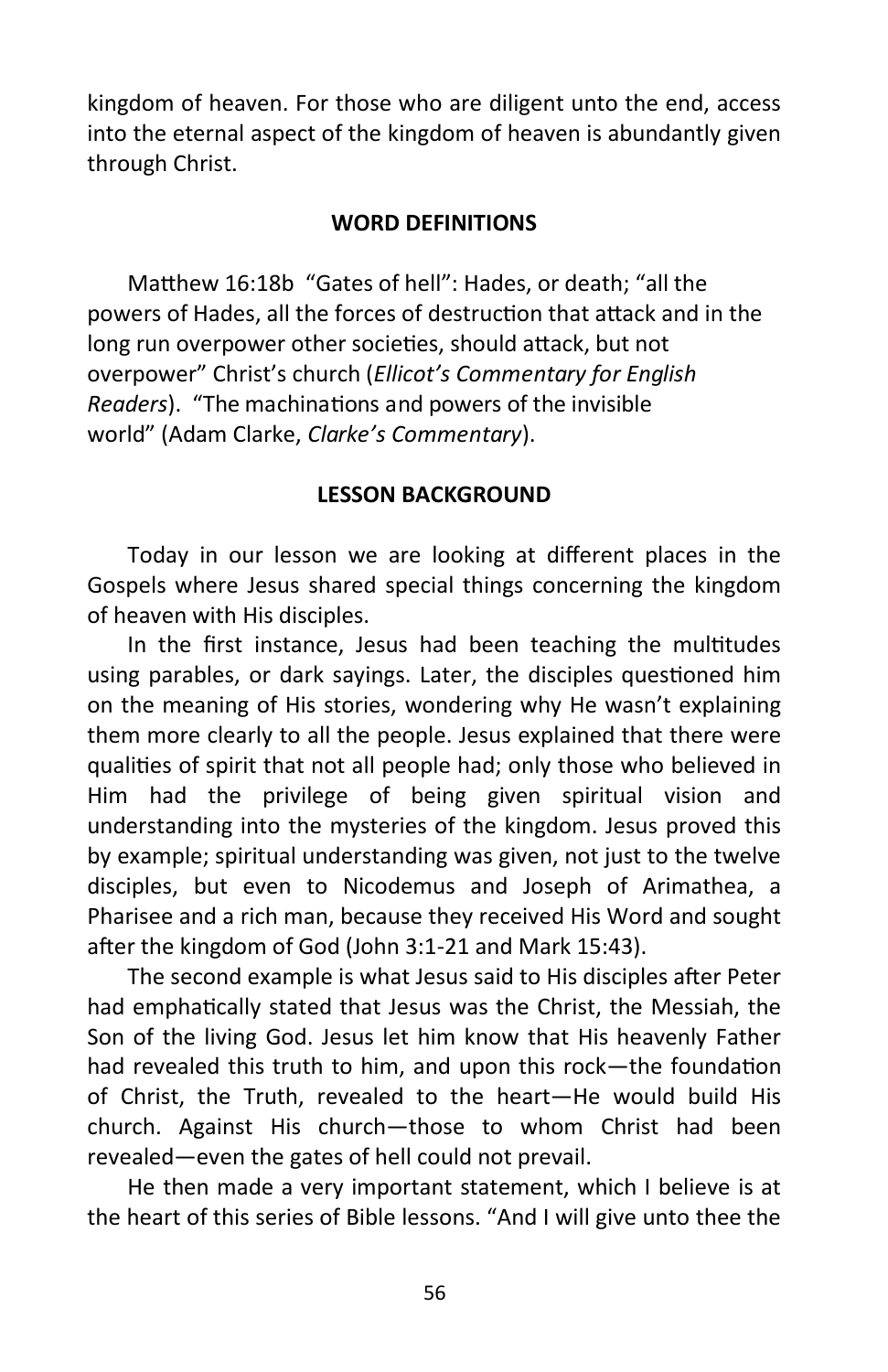kingdom of heaven. For those who are diligent unto the end, access into the eternal aspect of the kingdom of heaven is abundantly given through Christ.

### WORD DEFINITIONS

Matthew 16:18b "Gates of hell": Hades, or death; "all the powers of Hades, all the forces of destruction that attack and in the long run overpower other societies, should attack, but not overpower" Christ's church (*Ellicot's Commentary for English Readers*). "The machinations and powers of the invisible world" (Adam Clarke, *Clarke's Commentary*).

### LESSON BACKGROUND

Today in our lesson we are looking at different places in the Gospels where Jesus shared special things concerning the kingdom of heaven with His disciples.

In the first instance, Jesus had been teaching the multitudes using parables, or dark sayings. Later, the disciples questioned him on the meaning of His stories, wondering why He wasn't explaining them more clearly to all the people. Jesus explained that there were qualities of spirit that not all people had; only those who believed in Him had the privilege of being given spiritual vision and understanding into the mysteries of the kingdom. Jesus proved this by example; spiritual understanding was given, not just to the twelve disciples, but even to Nicodemus and Joseph of Arimathea, a Pharisee and a rich man, because they received His Word and sought after the kingdom of God (John 3:1-21 and Mark 15:43).

The second example is what Jesus said to His disciples after Peter had emphatically stated that Jesus was the Christ, the Messiah, the Son of the living God. Jesus let him know that His heavenly Father had revealed this truth to him, and upon this rock—the foundation of Christ, the Truth, revealed to the heart—He would build His church. Against His church—those to whom Christ had been revealed—even the gates of hell could not prevail.

He then made a very important statement, which I believe is at the heart of this series of Bible lessons. "And I will give unto thee the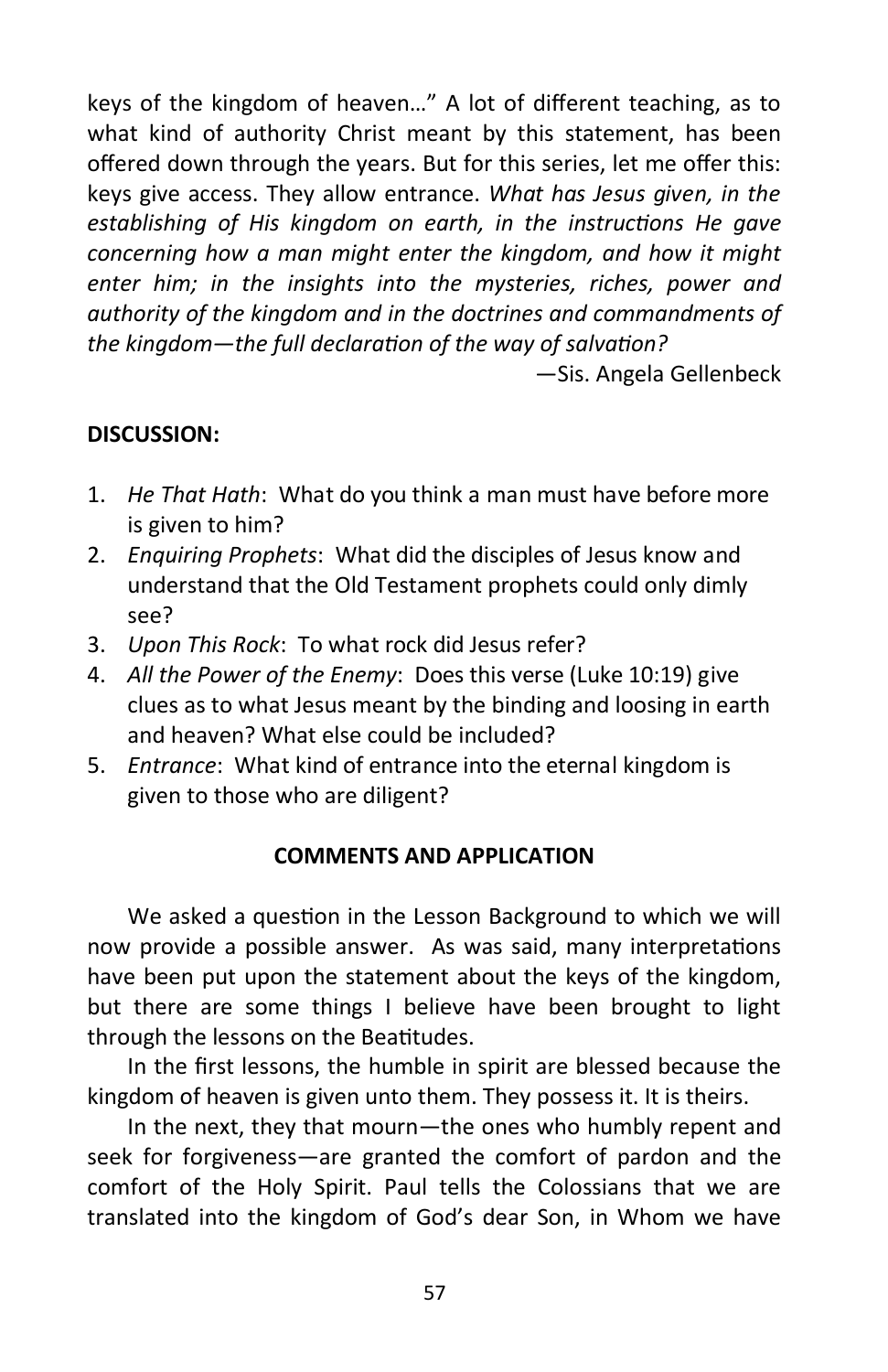keys of the kingdom of heaven…" A lot of different teaching, as to what kind of authority Christ meant by this statement, has been offered down through the years. But for this series, let me offer this: keys give access. They allow entrance. *What has Jesus given, in the establishing of His kingdom on earth, in the instructions He gave concerning how a man might enter the kingdom, and how it might enter him; in the insights into the mysteries, riches, power and authority of the kingdom and in the doctrines and commandments of the kingdom—the full declaration of the way of salvation?*

—Sis. Angela Gellenbeck

**DISCUSSION:**

1. *He That Hath*: What do you think a man must have before more is given to him?
2. *Enquiring Prophets*: What did the disciples of Jesus know and understand that the Old Testament prophets could only dimly see?
3. *Upon This Rock*: To what rock did Jesus refer?
4. *All the Power of the Enemy*: Does this verse (Luke 10:19) give clues as to what Jesus meant by the binding and loosing in earth and heaven? What else could be included?
5. *Entrance*: What kind of entrance into the eternal kingdom is given to those who are diligent?

**COMMENTS AND APPLICATION**

We asked a question in the Lesson Background to which we will now provide a possible answer. As was said, many interpretations have been put upon the statement about the keys of the kingdom, but there are some things I believe have been brought to light through the lessons on the Beatitudes.

In the first lessons, the humble in spirit are blessed because the kingdom of heaven is given unto them. They possess it. It is theirs.

In the next, they that mourn—the ones who humbly repent and seek for forgiveness—are granted the comfort of pardon and the comfort of the Holy Spirit. Paul tells the Colossians that we are translated into the kingdom of God's dear Son, in Whom we have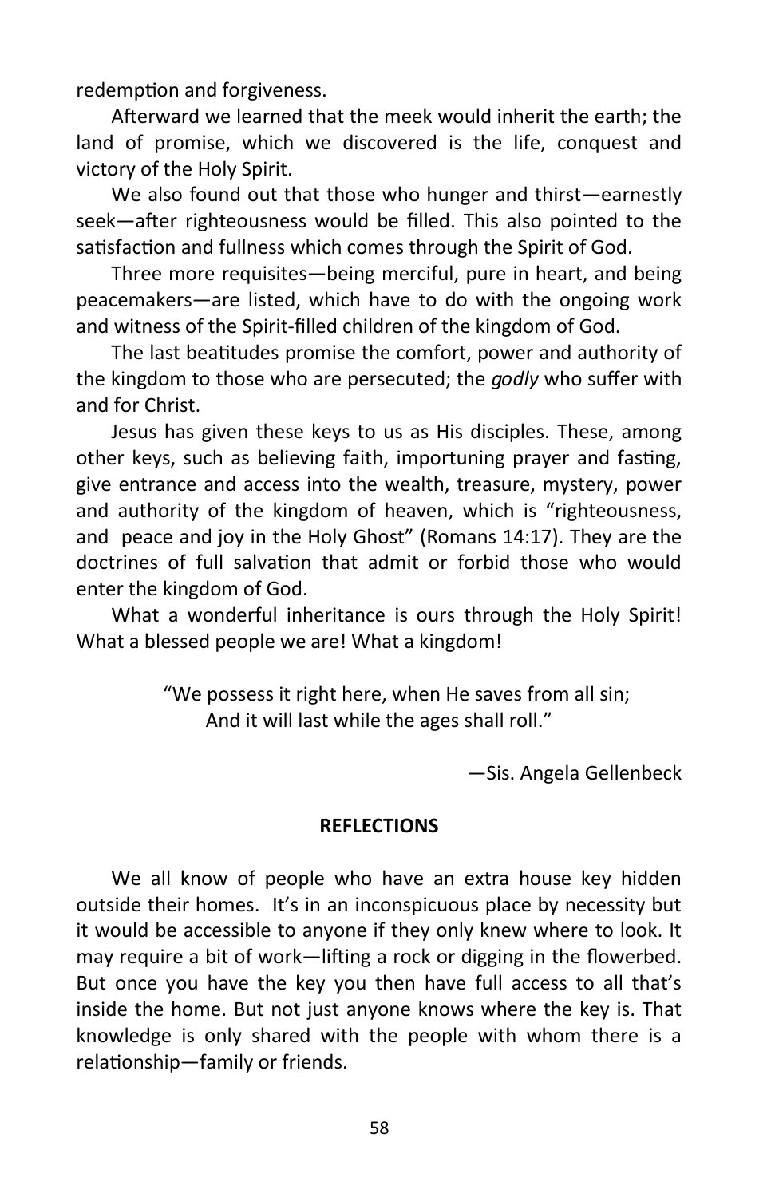redemption and forgiveness.

Afterward we learned that the meek would inherit the earth; the land of promise, which we discovered is the life, conquest and victory of the Holy Spirit.

We also found out that those who hunger and thirst—earnestly seek—after righteousness would be filled. This also pointed to the satisfaction and fullness which comes through the Spirit of God.

Three more requisites—being merciful, pure in heart, and being peacemakers—are listed, which have to do with the ongoing work and witness of the Spirit-filled children of the kingdom of God.

The last beatitudes promise the comfort, power and authority of the kingdom to those who are persecuted; the *godly* who suffer with and for Christ.

Jesus has given these keys to us as His disciples. These, among other keys, such as believing faith, importuning prayer and fasting, give entrance and access into the wealth, treasure, mystery, power and authority of the kingdom of heaven, which is "righteousness, and peace and joy in the Holy Ghost" (Romans 14:17). They are the doctrines of full salvation that admit or forbid those who would enter the kingdom of God.

What a wonderful inheritance is ours through the Holy Spirit! What a blessed people we are! What a kingdom!

> "We possess it right here, when He saves from all sin;
> And it will last while the ages shall roll."

—Sis. Angela Gellenbeck

**REFLECTIONS**

We all know of people who have an extra house key hidden outside their homes. It's in an inconspicuous place by necessity but it would be accessible to anyone if they only knew where to look. It may require a bit of work—lifting a rock or digging in the flowerbed. But once you have the key you then have full access to all that's inside the home. But not just anyone knows where the key is. That knowledge is only shared with the people with whom there is a relationship—family or friends.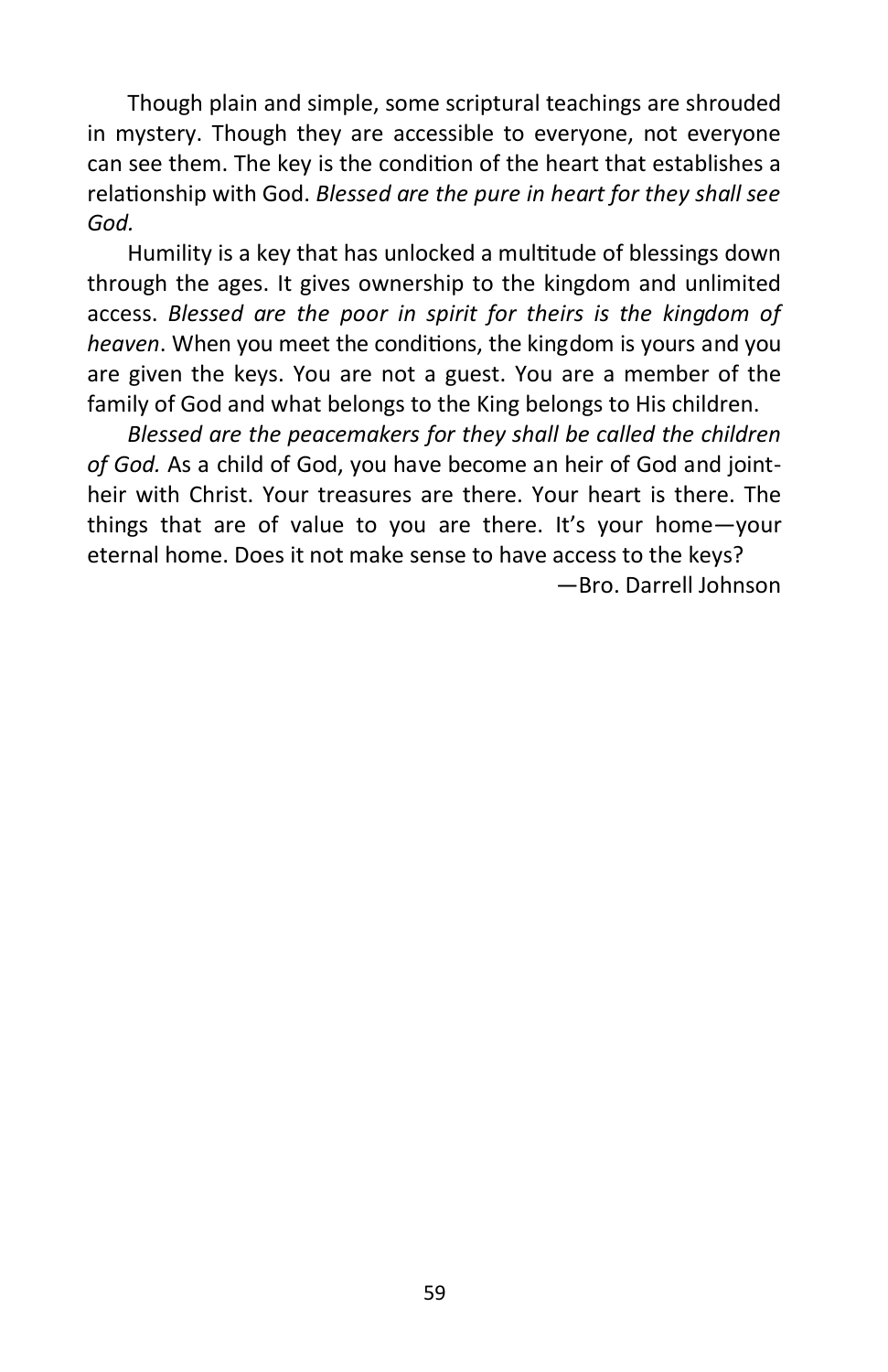Though plain and simple, some scriptural teachings are shrouded in mystery. Though they are accessible to everyone, not everyone can see them. The key is the condition of the heart that establishes a relationship with God. *Blessed are the pure in heart for they shall see God.*

Humility is a key that has unlocked a multitude of blessings down through the ages. It gives ownership to the kingdom and unlimited access. *Blessed are the poor in spirit for theirs is the kingdom of heaven*. When you meet the conditions, the kingdom is yours and you are given the keys. You are not a guest. You are a member of the family of God and what belongs to the King belongs to His children.

*Blessed are the peacemakers for they shall be called the children of God.* As a child of God, you have become an heir of God and joint-heir with Christ. Your treasures are there. Your heart is there. The things that are of value to you are there. It's your home—your eternal home. Does it not make sense to have access to the keys?

—Bro. Darrell Johnson